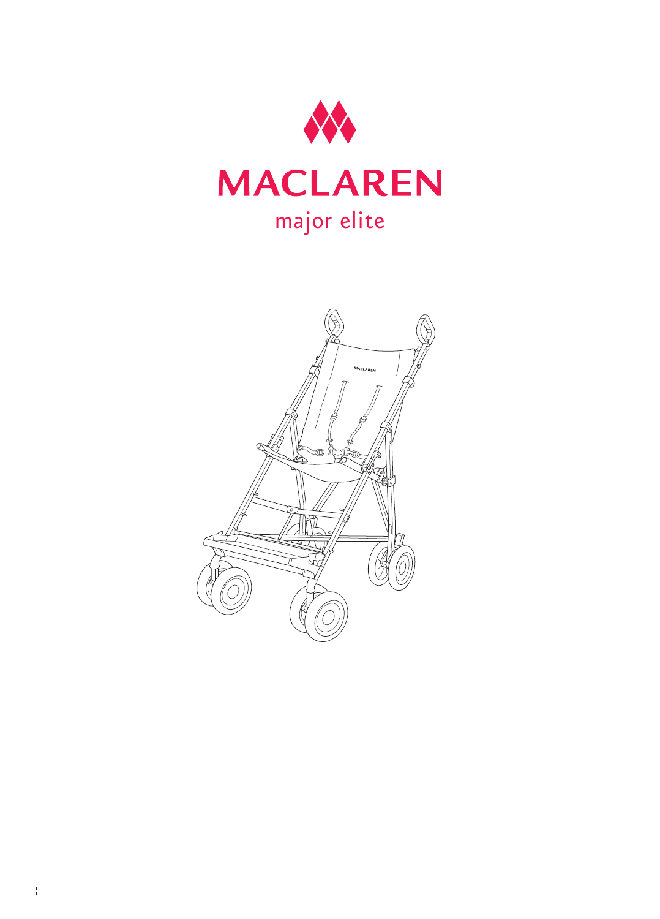# MACLAREN

major elite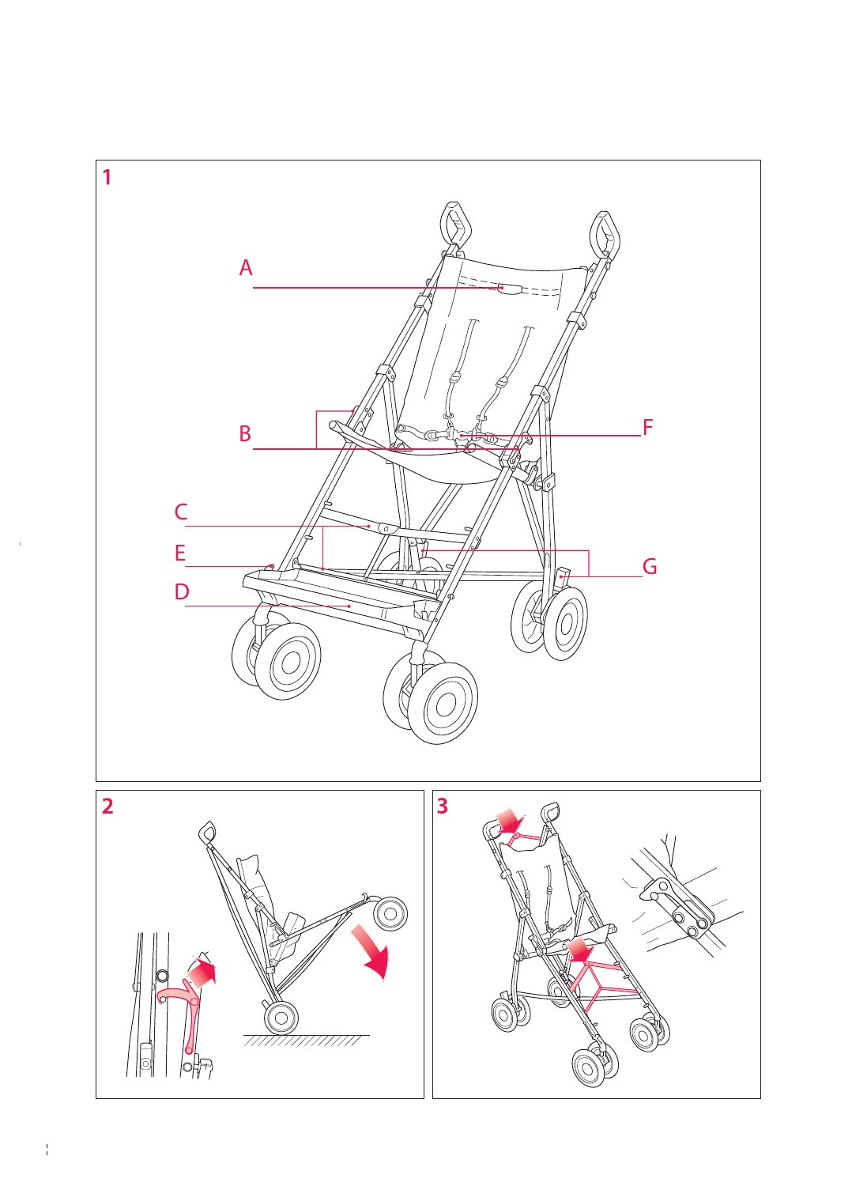1

A

B

F

C

E

G

D

2

3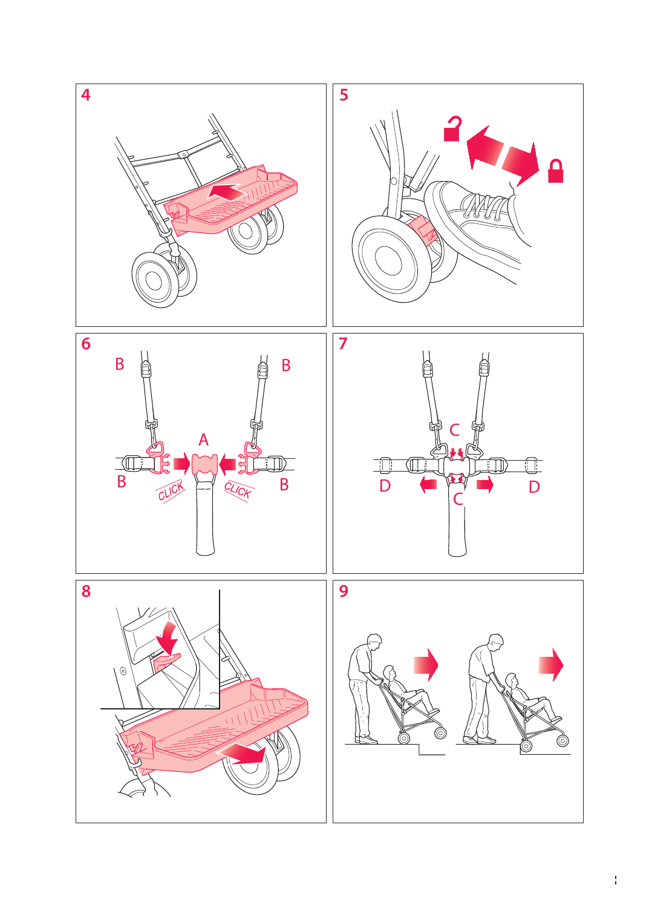**4**

**5**

**6**

B B A B B CLICK CLICK

**7**

C D C D

**8**

**9**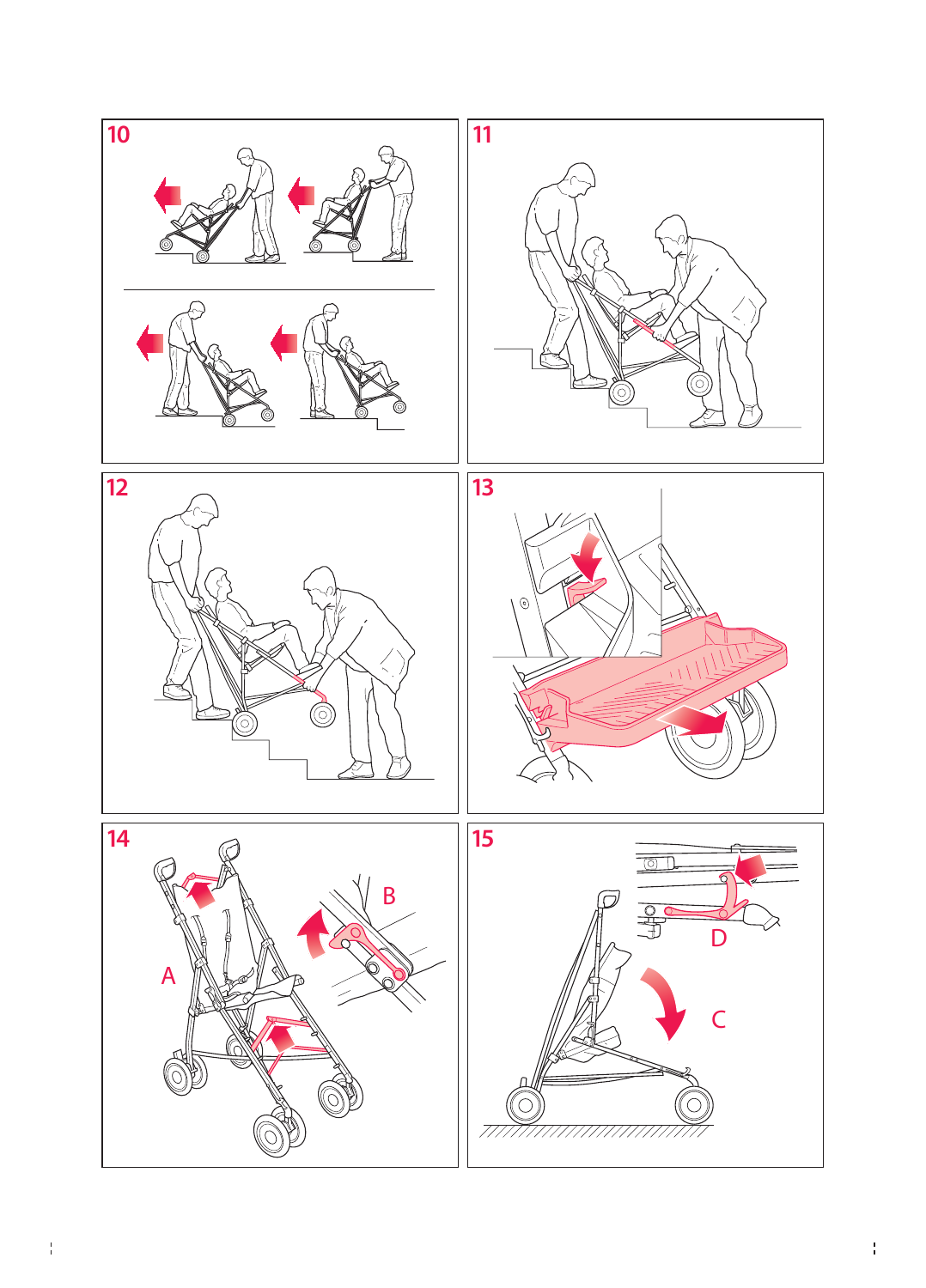10

11

12

13

14

A

B

15

C

D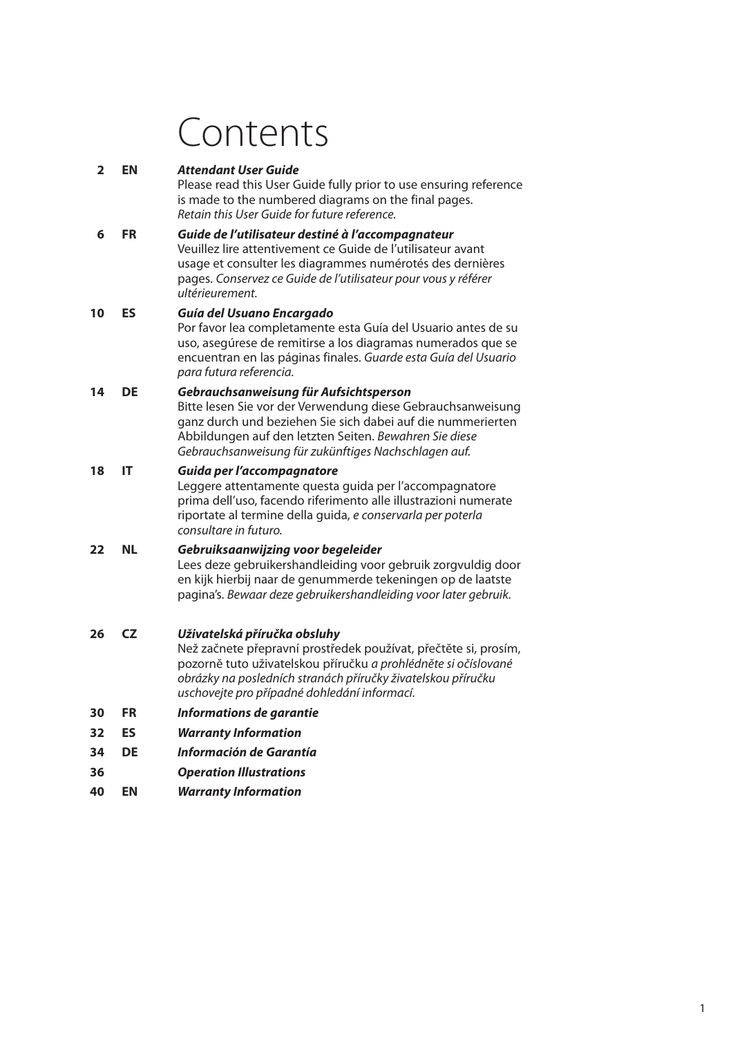# Contents

| | | |
|---|---|---|
| **2** | **EN** | ***Attendant User Guide***<br>Please read this User Guide fully prior to use ensuring reference is made to the numbered diagrams on the final pages.<br>*Retain this User Guide for future reference.* |
| **6** | **FR** | ***Guide de l'utilisateur destiné à l'accompagnateur***<br>Veuillez lire attentivement ce Guide de l'utilisateur avant usage et consulter les diagrammes numérotés des dernières pages. *Conservez ce Guide de l'utilisateur pour vous y référer ultérieurement.* |
| **10** | **ES** | ***Guía del Usuano Encargado***<br>Por favor lea completamente esta Guía del Usuario antes de su uso, asegúrese de remitirse a los diagramas numerados que se encuentran en las páginas finales. *Guarde esta Guía del Usuario para futura referencia.* |
| **14** | **DE** | ***Gebrauchsanweisung für Aufsichtsperson***<br>Bitte lesen Sie vor der Verwendung diese Gebrauchsanweisung ganz durch und beziehen Sie sich dabei auf die nummerierten Abbildungen auf den letzten Seiten. *Bewahren Sie diese Gebrauchsanweisung für zukünftiges Nachschlagen auf.* |
| **18** | **IT** | ***Guida per l'accompagnatore***<br>Leggere attentamente questa guida per l'accompagnatore prima dell'uso, facendo riferimento alle illustrazioni numerate riportate al termine della guida, *e conservarla per poterla consultare in futuro.* |
| **22** | **NL** | ***Gebruiksaanwijzing voor begeleider***<br>Lees deze gebruikershandleiding voor gebruik zorgvuldig door en kijk hierbij naar de genummerde tekeningen op de laatste pagina's. *Bewaar deze gebruikershandleiding voor later gebruik.* |
| **26** | **CZ** | ***Uživatelská příručka obsluhy***<br>Než začnete přepravní prostředek používat, přečtěte si, prosím, pozorně tuto uživatelskou příručku *a prohlédněte si očíslované obrázky na posledních stranách příručky živatelskou příručku uschovejte pro případné dohledání informací.* |
| **30** | **FR** | ***Informations de garantie*** |
| **32** | **ES** | ***Warranty Information*** |
| **34** | **DE** | ***Información de Garantía*** |
| **36** | | ***Operation Illustrations*** |
| **40** | **EN** | ***Warranty Information*** |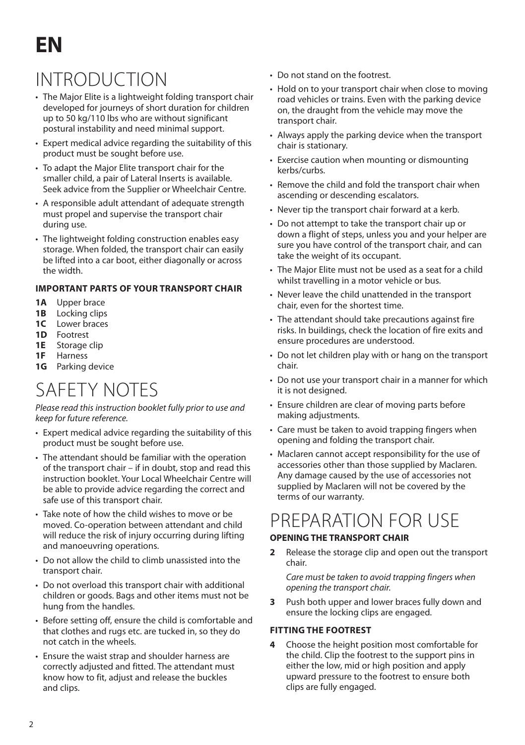# EN

## INTRODUCTION

- The Major Elite is a lightweight folding transport chair developed for journeys of short duration for children up to 50 kg/110 lbs who are without significant postural instability and need minimal support.
- Expert medical advice regarding the suitability of this product must be sought before use.
- To adapt the Major Elite transport chair for the smaller child, a pair of Lateral Inserts is available. Seek advice from the Supplier or Wheelchair Centre.
- A responsible adult attendant of adequate strength must propel and supervise the transport chair during use.
- The lightweight folding construction enables easy storage. When folded, the transport chair can easily be lifted into a car boot, either diagonally or across the width.

#### IMPORTANT PARTS OF YOUR TRANSPORT CHAIR

**1A** Upper brace
**1B** Locking clips
**1C** Lower braces
**1D** Footrest
**1E** Storage clip
**1F** Harness
**1G** Parking device

## SAFETY NOTES

*Please read this instruction booklet fully prior to use and keep for future reference.*

- Expert medical advice regarding the suitability of this product must be sought before use.
- The attendant should be familiar with the operation of the transport chair – if in doubt, stop and read this instruction booklet. Your Local Wheelchair Centre will be able to provide advice regarding the correct and safe use of this transport chair.
- Take note of how the child wishes to move or be moved. Co-operation between attendant and child will reduce the risk of injury occurring during lifting and manoeuvring operations.
- Do not allow the child to climb unassisted into the transport chair.
- Do not overload this transport chair with additional children or goods. Bags and other items must not be hung from the handles.
- Before setting off, ensure the child is comfortable and that clothes and rugs etc. are tucked in, so they do not catch in the wheels.
- Ensure the waist strap and shoulder harness are correctly adjusted and fitted. The attendant must know how to fit, adjust and release the buckles and clips.
- Do not stand on the footrest.
- Hold on to your transport chair when close to moving road vehicles or trains. Even with the parking device on, the draught from the vehicle may move the transport chair.
- Always apply the parking device when the transport chair is stationary.
- Exercise caution when mounting or dismounting kerbs/curbs.
- Remove the child and fold the transport chair when ascending or descending escalators.
- Never tip the transport chair forward at a kerb.
- Do not attempt to take the transport chair up or down a flight of steps, unless you and your helper are sure you have control of the transport chair, and can take the weight of its occupant.
- The Major Elite must not be used as a seat for a child whilst travelling in a motor vehicle or bus.
- Never leave the child unattended in the transport chair, even for the shortest time.
- The attendant should take precautions against fire risks. In buildings, check the location of fire exits and ensure procedures are understood.
- Do not let children play with or hang on the transport chair.
- Do not use your transport chair in a manner for which it is not designed.
- Ensure children are clear of moving parts before making adjustments.
- Care must be taken to avoid trapping fingers when opening and folding the transport chair.
- Maclaren cannot accept responsibility for the use of accessories other than those supplied by Maclaren. Any damage caused by the use of accessories not supplied by Maclaren will not be covered by the terms of our warranty.

## PREPARATION FOR USE

#### OPENING THE TRANSPORT CHAIR

**2** Release the storage clip and open out the transport chair.

*Care must be taken to avoid trapping fingers when opening the transport chair.*

**3** Push both upper and lower braces fully down and ensure the locking clips are engaged.

#### FITTING THE FOOTREST

**4** Choose the height position most comfortable for the child. Clip the footrest to the support pins in either the low, mid or high position and apply upward pressure to the footrest to ensure both clips are fully engaged.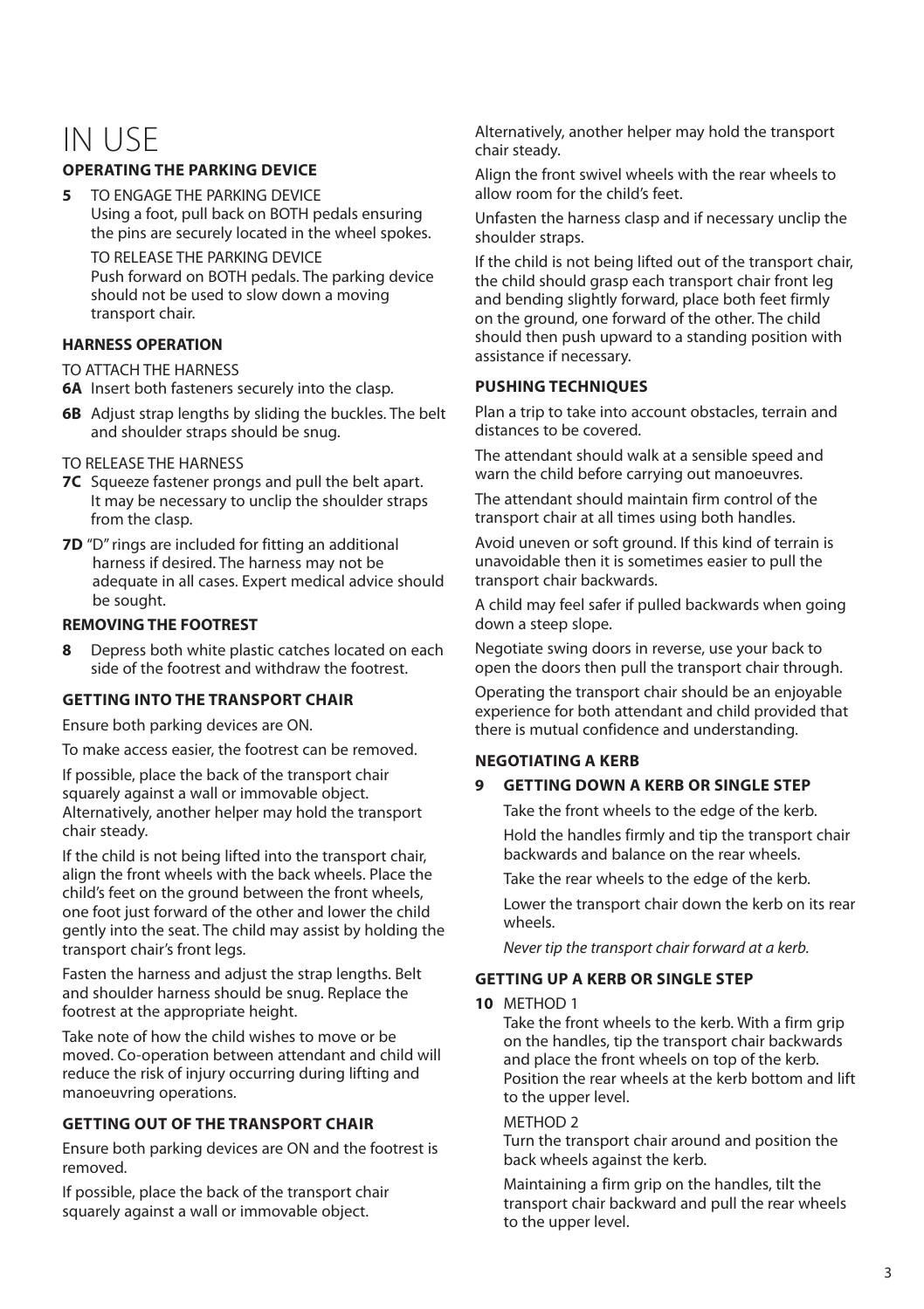# IN USE

### OPERATING THE PARKING DEVICE

**5** TO ENGAGE THE PARKING DEVICE
Using a foot, pull back on BOTH pedals ensuring the pins are securely located in the wheel spokes.

TO RELEASE THE PARKING DEVICE
Push forward on BOTH pedals. The parking device should not be used to slow down a moving transport chair.

### HARNESS OPERATION

TO ATTACH THE HARNESS

**6A** Insert both fasteners securely into the clasp.

**6B** Adjust strap lengths by sliding the buckles. The belt and shoulder straps should be snug.

TO RELEASE THE HARNESS

**7C** Squeeze fastener prongs and pull the belt apart. It may be necessary to unclip the shoulder straps from the clasp.

**7D** "D" rings are included for fitting an additional harness if desired. The harness may not be adequate in all cases. Expert medical advice should be sought.

### REMOVING THE FOOTREST

**8** Depress both white plastic catches located on each side of the footrest and withdraw the footrest.

### GETTING INTO THE TRANSPORT CHAIR

Ensure both parking devices are ON.

To make access easier, the footrest can be removed.

If possible, place the back of the transport chair squarely against a wall or immovable object. Alternatively, another helper may hold the transport chair steady.

If the child is not being lifted into the transport chair, align the front wheels with the back wheels. Place the child's feet on the ground between the front wheels, one foot just forward of the other and lower the child gently into the seat. The child may assist by holding the transport chair's front legs.

Fasten the harness and adjust the strap lengths. Belt and shoulder harness should be snug. Replace the footrest at the appropriate height.

Take note of how the child wishes to move or be moved. Co-operation between attendant and child will reduce the risk of injury occurring during lifting and manoeuvring operations.

### GETTING OUT OF THE TRANSPORT CHAIR

Ensure both parking devices are ON and the footrest is removed.

If possible, place the back of the transport chair squarely against a wall or immovable object. Alternatively, another helper may hold the transport chair steady.

Align the front swivel wheels with the rear wheels to allow room for the child's feet.

Unfasten the harness clasp and if necessary unclip the shoulder straps.

If the child is not being lifted out of the transport chair, the child should grasp each transport chair front leg and bending slightly forward, place both feet firmly on the ground, one forward of the other. The child should then push upward to a standing position with assistance if necessary.

### PUSHING TECHNIQUES

Plan a trip to take into account obstacles, terrain and distances to be covered.

The attendant should walk at a sensible speed and warn the child before carrying out manoeuvres.

The attendant should maintain firm control of the transport chair at all times using both handles.

Avoid uneven or soft ground. If this kind of terrain is unavoidable then it is sometimes easier to pull the transport chair backwards.

A child may feel safer if pulled backwards when going down a steep slope.

Negotiate swing doors in reverse, use your back to open the doors then pull the transport chair through.

Operating the transport chair should be an enjoyable experience for both attendant and child provided that there is mutual confidence and understanding.

### NEGOTIATING A KERB

**9 GETTING DOWN A KERB OR SINGLE STEP**

Take the front wheels to the edge of the kerb.

Hold the handles firmly and tip the transport chair backwards and balance on the rear wheels.

Take the rear wheels to the edge of the kerb.

Lower the transport chair down the kerb on its rear wheels.

*Never tip the transport chair forward at a kerb.*

### GETTING UP A KERB OR SINGLE STEP

**10** METHOD 1
Take the front wheels to the kerb. With a firm grip on the handles, tip the transport chair backwards and place the front wheels on top of the kerb. Position the rear wheels at the kerb bottom and lift to the upper level.

METHOD 2
Turn the transport chair around and position the back wheels against the kerb.

Maintaining a firm grip on the handles, tilt the transport chair backward and pull the rear wheels to the upper level.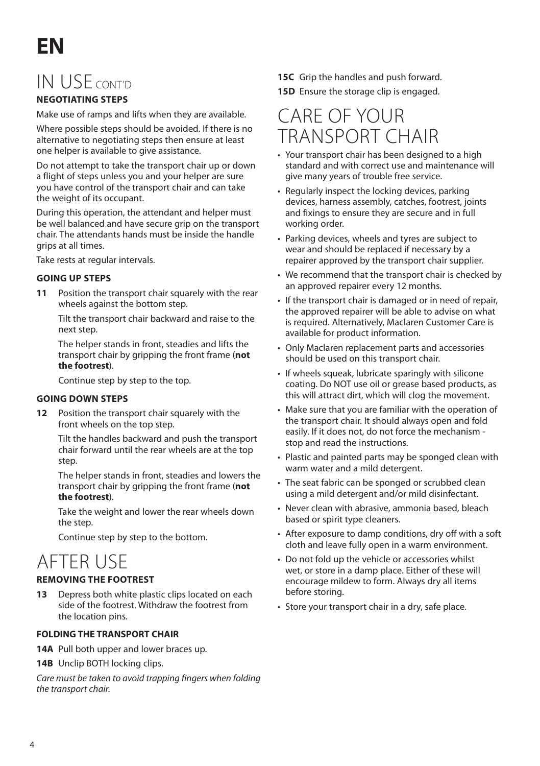EN

# IN USE CONT'D

### NEGOTIATING STEPS

Make use of ramps and lifts when they are available.

Where possible steps should be avoided. If there is no alternative to negotiating steps then ensure at least one helper is available to give assistance.

Do not attempt to take the transport chair up or down a flight of steps unless you and your helper are sure you have control of the transport chair and can take the weight of its occupant.

During this operation, the attendant and helper must be well balanced and have secure grip on the transport chair. The attendants hands must be inside the handle grips at all times.

Take rests at regular intervals.

### GOING UP STEPS

**11** Position the transport chair squarely with the rear wheels against the bottom step.

Tilt the transport chair backward and raise to the next step.

The helper stands in front, steadies and lifts the transport chair by gripping the front frame (**not the footrest**).

Continue step by step to the top.

### GOING DOWN STEPS

**12** Position the transport chair squarely with the front wheels on the top step.

Tilt the handles backward and push the transport chair forward until the rear wheels are at the top step.

The helper stands in front, steadies and lowers the transport chair by gripping the front frame (**not the footrest**).

Take the weight and lower the rear wheels down the step.

Continue step by step to the bottom.

# AFTER USE

### REMOVING THE FOOTREST

**13** Depress both white plastic clips located on each side of the footrest. Withdraw the footrest from the location pins.

### FOLDING THE TRANSPORT CHAIR

**14A** Pull both upper and lower braces up.

**14B** Unclip BOTH locking clips.

*Care must be taken to avoid trapping fingers when folding the transport chair.*

**15C** Grip the handles and push forward.

**15D** Ensure the storage clip is engaged.

# CARE OF YOUR TRANSPORT CHAIR

- Your transport chair has been designed to a high standard and with correct use and maintenance will give many years of trouble free service.
- Regularly inspect the locking devices, parking devices, harness assembly, catches, footrest, joints and fixings to ensure they are secure and in full working order.
- Parking devices, wheels and tyres are subject to wear and should be replaced if necessary by a repairer approved by the transport chair supplier.
- We recommend that the transport chair is checked by an approved repairer every 12 months.
- If the transport chair is damaged or in need of repair, the approved repairer will be able to advise on what is required. Alternatively, Maclaren Customer Care is available for product information.
- Only Maclaren replacement parts and accessories should be used on this transport chair.
- If wheels squeak, lubricate sparingly with silicone coating. Do NOT use oil or grease based products, as this will attract dirt, which will clog the movement.
- Make sure that you are familiar with the operation of the transport chair. It should always open and fold easily. If it does not, do not force the mechanism - stop and read the instructions.
- Plastic and painted parts may be sponged clean with warm water and a mild detergent.
- The seat fabric can be sponged or scrubbed clean using a mild detergent and/or mild disinfectant.
- Never clean with abrasive, ammonia based, bleach based or spirit type cleaners.
- After exposure to damp conditions, dry off with a soft cloth and leave fully open in a warm environment.
- Do not fold up the vehicle or accessories whilst wet, or store in a damp place. Either of these will encourage mildew to form. Always dry all items before storing.
- Store your transport chair in a dry, safe place.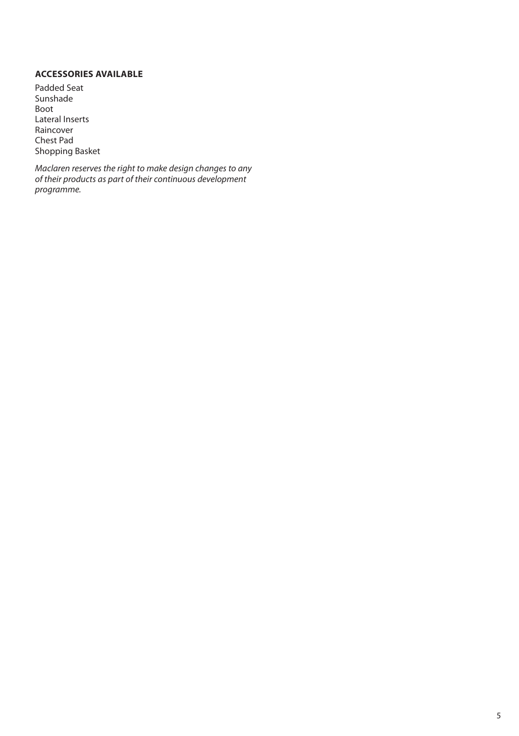## ACCESSORIES AVAILABLE

Padded Seat
Sunshade
Boot
Lateral Inserts
Raincover
Chest Pad
Shopping Basket

*Maclaren reserves the right to make design changes to any of their products as part of their continuous development programme.*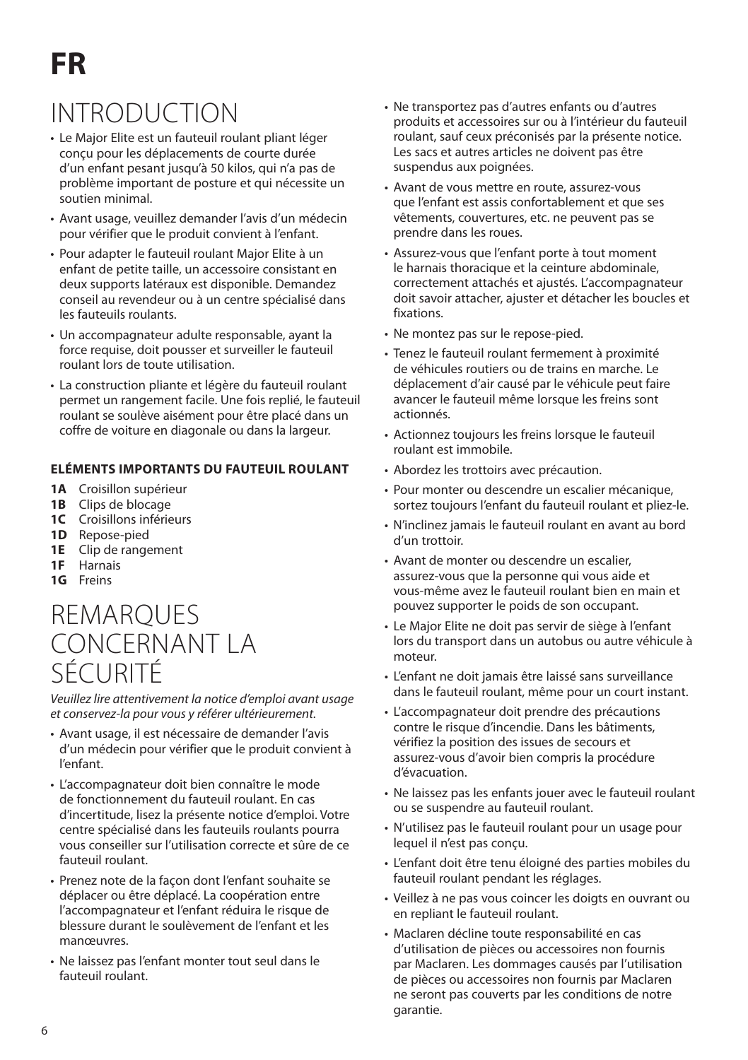# FR

## INTRODUCTION

- Le Major Elite est un fauteuil roulant pliant léger conçu pour les déplacements de courte durée d'un enfant pesant jusqu'à 50 kilos, qui n'a pas de problème important de posture et qui nécessite un soutien minimal.
- Avant usage, veuillez demander l'avis d'un médecin pour vérifier que le produit convient à l'enfant.
- Pour adapter le fauteuil roulant Major Elite à un enfant de petite taille, un accessoire consistant en deux supports latéraux est disponible. Demandez conseil au revendeur ou à un centre spécialisé dans les fauteuils roulants.
- Un accompagnateur adulte responsable, ayant la force requise, doit pousser et surveiller le fauteuil roulant lors de toute utilisation.
- La construction pliante et légère du fauteuil roulant permet un rangement facile. Une fois replié, le fauteuil roulant se soulève aisément pour être placé dans un coffre de voiture en diagonale ou dans la largeur.

### ELÉMENTS IMPORTANTS DU FAUTEUIL ROULANT

**1A** Croisillon supérieur
**1B** Clips de blocage
**1C** Croisillons inférieurs
**1D** Repose-pied
**1E** Clip de rangement
**1F** Harnais
**1G** Freins

## REMARQUES CONCERNANT LA SÉCURITÉ

*Veuillez lire attentivement la notice d'emploi avant usage et conservez-la pour vous y référer ultérieurement.*

- Avant usage, il est nécessaire de demander l'avis d'un médecin pour vérifier que le produit convient à l'enfant.
- L'accompagnateur doit bien connaître le mode de fonctionnement du fauteuil roulant. En cas d'incertitude, lisez la présente notice d'emploi. Votre centre spécialisé dans les fauteuils roulants pourra vous conseiller sur l'utilisation correcte et sûre de ce fauteuil roulant.
- Prenez note de la façon dont l'enfant souhaite se déplacer ou être déplacé. La coopération entre l'accompagnateur et l'enfant réduira le risque de blessure durant le soulèvement de l'enfant et les manœuvres.
- Ne laissez pas l'enfant monter tout seul dans le fauteuil roulant.
- Ne transportez pas d'autres enfants ou d'autres produits et accessoires sur ou à l'intérieur du fauteuil roulant, sauf ceux préconisés par la présente notice. Les sacs et autres articles ne doivent pas être suspendus aux poignées.
- Avant de vous mettre en route, assurez-vous que l'enfant est assis confortablement et que ses vêtements, couvertures, etc. ne peuvent pas se prendre dans les roues.
- Assurez-vous que l'enfant porte à tout moment le harnais thoracique et la ceinture abdominale, correctement attachés et ajustés. L'accompagnateur doit savoir attacher, ajuster et détacher les boucles et fixations.
- Ne montez pas sur le repose-pied.
- Tenez le fauteuil roulant fermement à proximité de véhicules routiers ou de trains en marche. Le déplacement d'air causé par le véhicule peut faire avancer le fauteuil même lorsque les freins sont actionnés.
- Actionnez toujours les freins lorsque le fauteuil roulant est immobile.
- Abordez les trottoirs avec précaution.
- Pour monter ou descendre un escalier mécanique, sortez toujours l'enfant du fauteuil roulant et pliez-le.
- N'inclinez jamais le fauteuil roulant en avant au bord d'un trottoir.
- Avant de monter ou descendre un escalier, assurez-vous que la personne qui vous aide et vous-même avez le fauteuil roulant bien en main et pouvez supporter le poids de son occupant.
- Le Major Elite ne doit pas servir de siège à l'enfant lors du transport dans un autobus ou autre véhicule à moteur.
- L'enfant ne doit jamais être laissé sans surveillance dans le fauteuil roulant, même pour un court instant.
- L'accompagnateur doit prendre des précautions contre le risque d'incendie. Dans les bâtiments, vérifiez la position des issues de secours et assurez-vous d'avoir bien compris la procédure d'évacuation.
- Ne laissez pas les enfants jouer avec le fauteuil roulant ou se suspendre au fauteuil roulant.
- N'utilisez pas le fauteuil roulant pour un usage pour lequel il n'est pas conçu.
- L'enfant doit être tenu éloigné des parties mobiles du fauteuil roulant pendant les réglages.
- Veillez à ne pas vous coincer les doigts en ouvrant ou en repliant le fauteuil roulant.
- Maclaren décline toute responsabilité en cas d'utilisation de pièces ou accessoires non fournis par Maclaren. Les dommages causés par l'utilisation de pièces ou accessoires non fournis par Maclaren ne seront pas couverts par les conditions de notre garantie.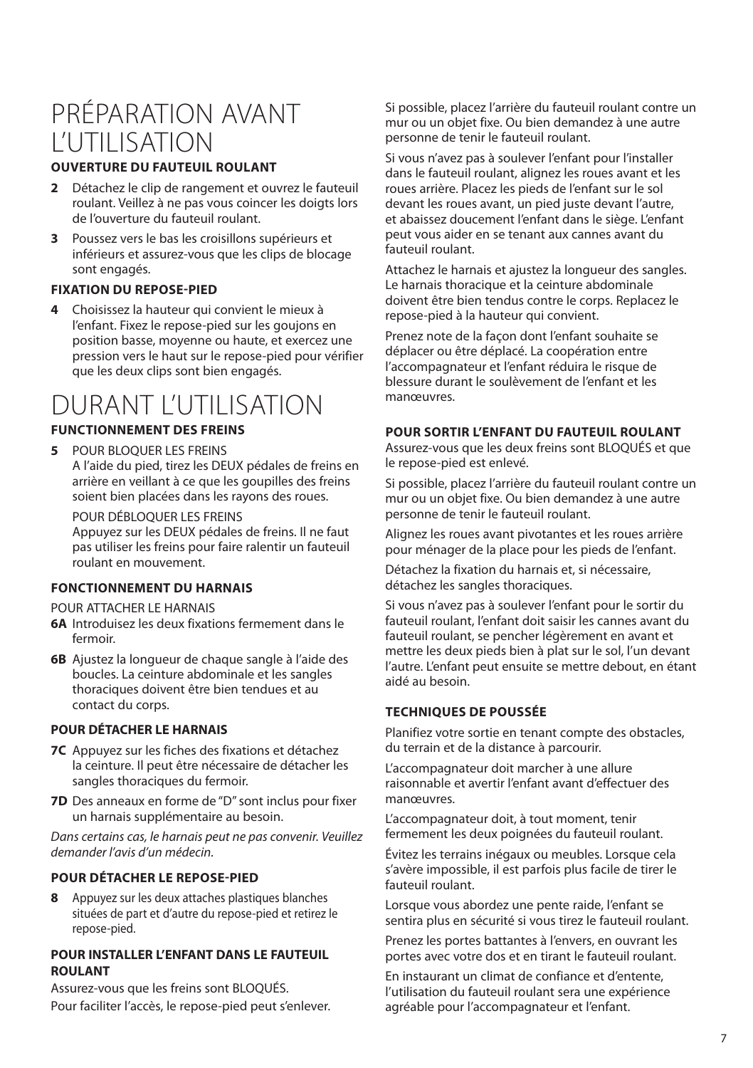# PRÉPARATION AVANT L'UTILISATION

### OUVERTURE DU FAUTEUIL ROULANT

**2** Détachez le clip de rangement et ouvrez le fauteuil roulant. Veillez à ne pas vous coincer les doigts lors de l'ouverture du fauteuil roulant.

**3** Poussez vers le bas les croisillons supérieurs et inférieurs et assurez-vous que les clips de blocage sont engagés.

### FIXATION DU REPOSE-PIED

**4** Choisissez la hauteur qui convient le mieux à l'enfant. Fixez le repose-pied sur les goujons en position basse, moyenne ou haute, et exercez une pression vers le haut sur le repose-pied pour vérifier que les deux clips sont bien engagés.

# DURANT L'UTILISATION

### FONCTIONNEMENT DES FREINS

**5** POUR BLOQUER LES FREINS
A l'aide du pied, tirez les DEUX pédales de freins en arrière en veillant à ce que les goupilles des freins soient bien placées dans les rayons des roues.

POUR DÉBLOQUER LES FREINS
Appuyez sur les DEUX pédales de freins. Il ne faut pas utiliser les freins pour faire ralentir un fauteuil roulant en mouvement.

### FONCTIONNEMENT DU HARNAIS

POUR ATTACHER LE HARNAIS

**6A** Introduisez les deux fixations fermement dans le fermoir.

**6B** Ajustez la longueur de chaque sangle à l'aide des boucles. La ceinture abdominale et les sangles thoraciques doivent être bien tendues et au contact du corps.

### POUR DÉTACHER LE HARNAIS

**7C** Appuyez sur les fiches des fixations et détachez la ceinture. Il peut être nécessaire de détacher les sangles thoraciques du fermoir.

**7D** Des anneaux en forme de "D" sont inclus pour fixer un harnais supplémentaire au besoin.

*Dans certains cas, le harnais peut ne pas convenir. Veuillez demander l'avis d'un médecin.*

### POUR DÉTACHER LE REPOSE-PIED

**8** Appuyez sur les deux attaches plastiques blanches situées de part et d'autre du repose-pied et retirez le repose-pied.

### POUR INSTALLER L'ENFANT DANS LE FAUTEUIL ROULANT

Assurez-vous que les freins sont BLOQUÉS.
Pour faciliter l'accès, le repose-pied peut s'enlever.

Si possible, placez l'arrière du fauteuil roulant contre un mur ou un objet fixe. Ou bien demandez à une autre personne de tenir le fauteuil roulant.

Si vous n'avez pas à soulever l'enfant pour l'installer dans le fauteuil roulant, alignez les roues avant et les roues arrière. Placez les pieds de l'enfant sur le sol devant les roues avant, un pied juste devant l'autre, et abaissez doucement l'enfant dans le siège. L'enfant peut vous aider en se tenant aux cannes avant du fauteuil roulant.

Attachez le harnais et ajustez la longueur des sangles. Le harnais thoracique et la ceinture abdominale doivent être bien tendus contre le corps. Replacez le repose-pied à la hauteur qui convient.

Prenez note de la façon dont l'enfant souhaite se déplacer ou être déplacé. La coopération entre l'accompagnateur et l'enfant réduira le risque de blessure durant le soulèvement de l'enfant et les manœuvres.

### POUR SORTIR L'ENFANT DU FAUTEUIL ROULANT

Assurez-vous que les deux freins sont BLOQUÉS et que le repose-pied est enlevé.

Si possible, placez l'arrière du fauteuil roulant contre un mur ou un objet fixe. Ou bien demandez à une autre personne de tenir le fauteuil roulant.

Alignez les roues avant pivotantes et les roues arrière pour ménager de la place pour les pieds de l'enfant.

Détachez la fixation du harnais et, si nécessaire, détachez les sangles thoraciques.

Si vous n'avez pas à soulever l'enfant pour le sortir du fauteuil roulant, l'enfant doit saisir les cannes avant du fauteuil roulant, se pencher légèrement en avant et mettre les deux pieds bien à plat sur le sol, l'un devant l'autre. L'enfant peut ensuite se mettre debout, en étant aidé au besoin.

### TECHNIQUES DE POUSSÉE

Planifiez votre sortie en tenant compte des obstacles, du terrain et de la distance à parcourir.

L'accompagnateur doit marcher à une allure raisonnable et avertir l'enfant avant d'effectuer des manœuvres.

L'accompagnateur doit, à tout moment, tenir fermement les deux poignées du fauteuil roulant.

Évitez les terrains inégaux ou meubles. Lorsque cela s'avère impossible, il est parfois plus facile de tirer le fauteuil roulant.

Lorsque vous abordez une pente raide, l'enfant se sentira plus en sécurité si vous tirez le fauteuil roulant.

Prenez les portes battantes à l'envers, en ouvrant les portes avec votre dos et en tirant le fauteuil roulant.

En instaurant un climat de confiance et d'entente, l'utilisation du fauteuil roulant sera une expérience agréable pour l'accompagnateur et l'enfant.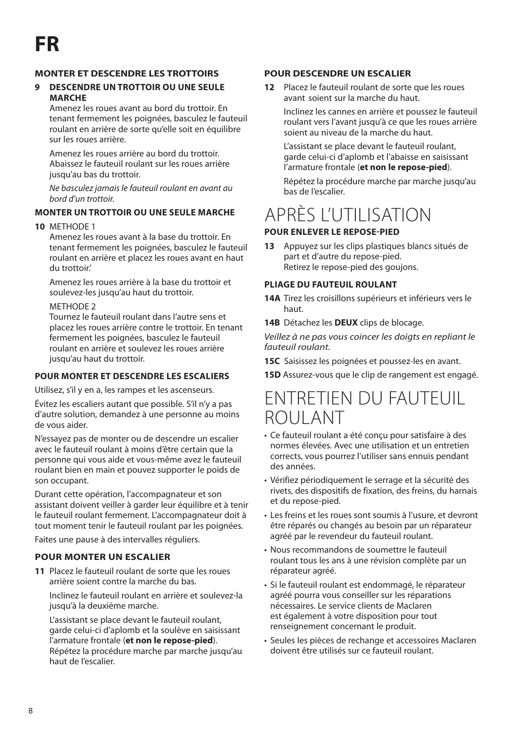# FR

### MONTER ET DESCENDRE LES TROTTOIRS

**9 DESCENDRE UN TROTTOIR OU UNE SEULE MARCHE**

Amenez les roues avant au bord du trottoir. En tenant fermement les poignées, basculez le fauteuil roulant en arrière de sorte qu'elle soit en équilibre sur les roues arrière.

Amenez les roues arrière au bord du trottoir. Abaissez le fauteuil roulant sur les roues arrière jusqu'au bas du trottoir.

*Ne basculez jamais le fauteuil roulant en avant au bord d'un trottoir.*

### MONTER UN TROTTOIR OU UNE SEULE MARCHE

**10** METHODE 1

Amenez les roues avant à la base du trottoir. En tenant fermement les poignées, basculez le fauteuil roulant en arrière et placez les roues avant en haut du trottoir.'

Amenez les roues arrière à la base du trottoir et soulevez-les jusqu'au haut du trottoir.

METHODE 2

Tournez le fauteuil roulant dans l'autre sens et placez les roues arrière contre le trottoir. En tenant fermement les poignées, basculez le fauteuil roulant en arrière et soulevez les roues arrière jusqu'au haut du trottoir.

### POUR MONTER ET DESCENDRE LES ESCALIERS

Utilisez, s'il y en a, les rampes et les ascenseurs.

Évitez les escaliers autant que possible. S'il n'y a pas d'autre solution, demandez à une personne au moins de vous aider.

N'essayez pas de monter ou de descendre un escalier avec le fauteuil roulant à moins d'être certain que la personne qui vous aide et vous-même avez le fauteuil roulant bien en main et pouvez supporter le poids de son occupant.

Durant cette opération, l'accompagnateur et son assistant doivent veiller à garder leur équilibre et à tenir le fauteuil roulant fermement. L'accompagnateur doit à tout moment tenir le fauteuil roulant par les poignées.

Faites une pause à des intervalles réguliers.

### POUR MONTER UN ESCALIER

**11** Placez le fauteuil roulant de sorte que les roues arrière soient contre la marche du bas.

Inclinez le fauteuil roulant en arrière et soulevez-la jusqu'à la deuxième marche.

L'assistant se place devant le fauteuil roulant, garde celui-ci d'aplomb et la soulève en saisissant l'armature frontale (**et non le repose-pied**). Répétez la procédure marche par marche jusqu'au haut de l'escalier.

### POUR DESCENDRE UN ESCALIER

**12** Placez le fauteuil roulant de sorte que les roues avant soient sur la marche du haut.

Inclinez les cannes en arrière et poussez le fauteuil roulant vers l'avant jusqu'à ce que les roues arrière soient au niveau de la marche du haut.

L'assistant se place devant le fauteuil roulant, garde celui-ci d'aplomb et l'abaisse en saisissant l'armature frontale (**et non le repose-pied**).

Répétez la procédure marche par marche jusqu'au bas de l'escalier.

## APRÈS L'UTILISATION

### POUR ENLEVER LE REPOSE-PIED

**13** Appuyez sur les clips plastiques blancs situés de part et d'autre du repose-pied.
Retirez le repose-pied des goujons.

### PLIAGE DU FAUTEUIL ROULANT

**14A** Tirez les croisillons supérieurs et inférieurs vers le haut.

**14B** Détachez les **DEUX** clips de blocage.

*Veillez à ne pas vous coincer les doigts en repliant le fauteuil roulant.*

**15C** Saisissez les poignées et poussez-les en avant.

**15D** Assurez-vous que le clip de rangement est engagé.

## ENTRETIEN DU FAUTEUIL ROULANT

- Ce fauteuil roulant a été conçu pour satisfaire à des normes élevées. Avec une utilisation et un entretien corrects, vous pourrez l'utiliser sans ennuis pendant des années.
- Vérifiez périodiquement le serrage et la sécurité des rivets, des dispositifs de fixation, des freins, du harnais et du repose-pied.
- Les freins et les roues sont soumis à l'usure, et devront être réparés ou changés au besoin par un réparateur agréé par le revendeur du fauteuil roulant.
- Nous recommandons de soumettre le fauteuil roulant tous les ans à une révision complète par un réparateur agréé.
- Si le fauteuil roulant est endommagé, le réparateur agréé pourra vous conseiller sur les réparations nécessaires. Le service clients de Maclaren est également à votre disposition pour tout renseignement concernant le produit.
- Seules les pièces de rechange et accessoires Maclaren doivent être utilisés sur ce fauteuil roulant.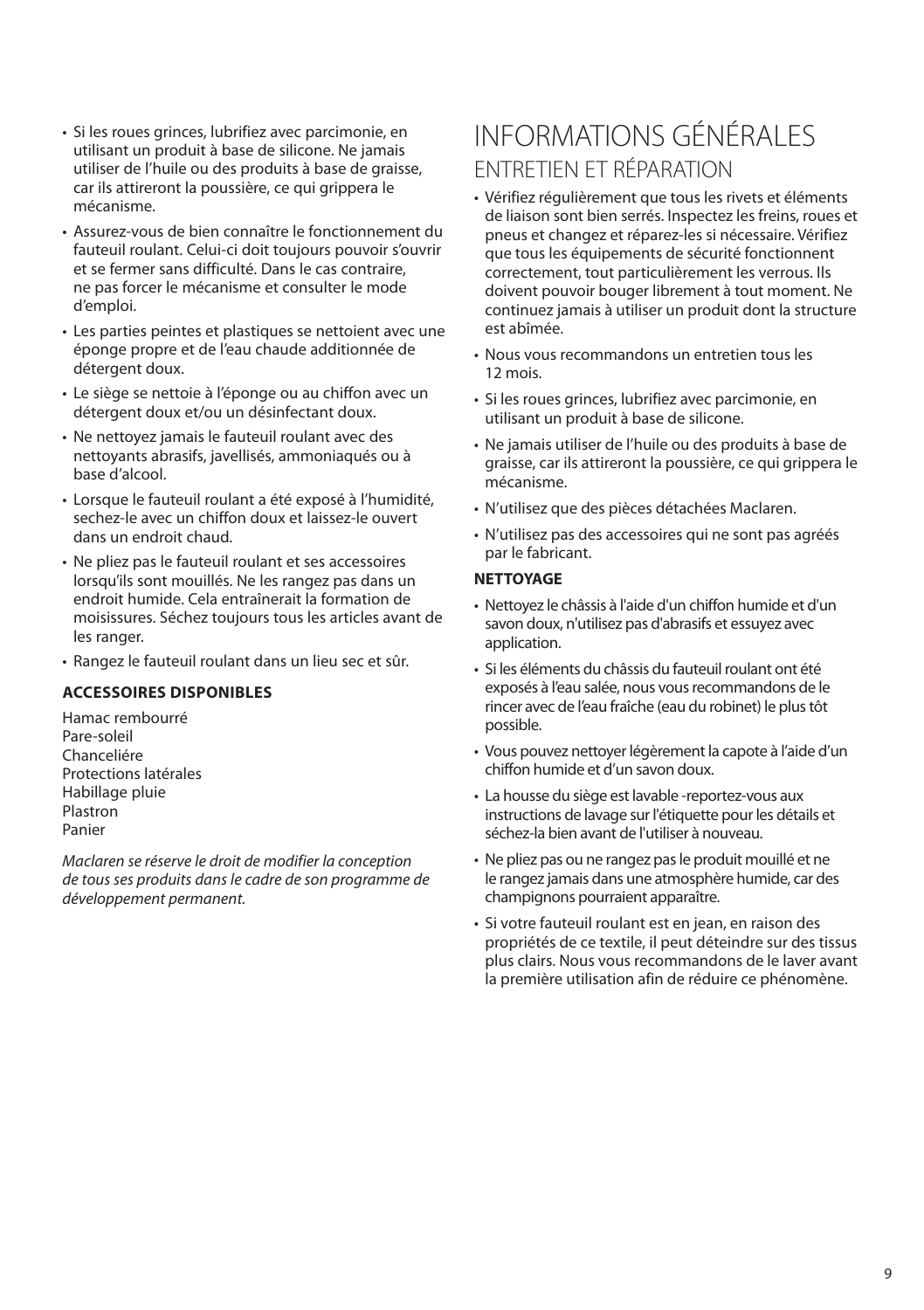- Si les roues grinces, lubrifiez avec parcimonie, en utilisant un produit à base de silicone. Ne jamais utiliser de l'huile ou des produits à base de graisse, car ils attireront la poussière, ce qui grippera le mécanisme.
- Assurez-vous de bien connaître le fonctionnement du fauteuil roulant. Celui-ci doit toujours pouvoir s'ouvrir et se fermer sans difficulté. Dans le cas contraire, ne pas forcer le mécanisme et consulter le mode d'emploi.
- Les parties peintes et plastiques se nettoient avec une éponge propre et de l'eau chaude additionnée de détergent doux.
- Le siège se nettoie à l'éponge ou au chiffon avec un détergent doux et/ou un désinfectant doux.
- Ne nettoyez jamais le fauteuil roulant avec des nettoyants abrasifs, javellisés, ammoniaqués ou à base d'alcool.
- Lorsque le fauteuil roulant a été exposé à l'humidité, sechez-le avec un chiffon doux et laissez-le ouvert dans un endroit chaud.
- Ne pliez pas le fauteuil roulant et ses accessoires lorsqu'ils sont mouillés. Ne les rangez pas dans un endroit humide. Cela entraînerait la formation de moisissures. Séchez toujours tous les articles avant de les ranger.
- Rangez le fauteuil roulant dans un lieu sec et sûr.

**ACCESSOIRES DISPONIBLES**

Hamac rembourré
Pare-soleil
Chanceliére
Protections latérales
Habillage pluie
Plastron
Panier

*Maclaren se réserve le droit de modifier la conception de tous ses produits dans le cadre de son programme de développement permanent.*

# INFORMATIONS GÉNÉRALES

## ENTRETIEN ET RÉPARATION

- Vérifiez régulièrement que tous les rivets et éléments de liaison sont bien serrés. Inspectez les freins, roues et pneus et changez et réparez-les si nécessaire. Vérifiez que tous les équipements de sécurité fonctionnent correctement, tout particulièrement les verrous. Ils doivent pouvoir bouger librement à tout moment. Ne continuez jamais à utiliser un produit dont la structure est abîmée.
- Nous vous recommandons un entretien tous les 12 mois.
- Si les roues grinces, lubrifiez avec parcimonie, en utilisant un produit à base de silicone.
- Ne jamais utiliser de l'huile ou des produits à base de graisse, car ils attireront la poussière, ce qui grippera le mécanisme.
- N'utilisez que des pièces détachées Maclaren.
- N'utilisez pas des accessoires qui ne sont pas agréés par le fabricant.

**NETTOYAGE**

- Nettoyez le châssis à l'aide d'un chiffon humide et d'un savon doux, n'utilisez pas d'abrasifs et essuyez avec application.
- Si les éléments du châssis du fauteuil roulant ont été exposés à l'eau salée, nous vous recommandons de le rincer avec de l'eau fraîche (eau du robinet) le plus tôt possible.
- Vous pouvez nettoyer légèrement la capote à l'aide d'un chiffon humide et d'un savon doux.
- La housse du siège est lavable -reportez-vous aux instructions de lavage sur l'étiquette pour les détails et séchez-la bien avant de l'utiliser à nouveau.
- Ne pliez pas ou ne rangez pas le produit mouillé et ne le rangez jamais dans une atmosphère humide, car des champignons pourraient apparaître.
- Si votre fauteuil roulant est en jean, en raison des propriétés de ce textile, il peut déteindre sur des tissus plus clairs. Nous vous recommandons de le laver avant la première utilisation afin de réduire ce phénomène.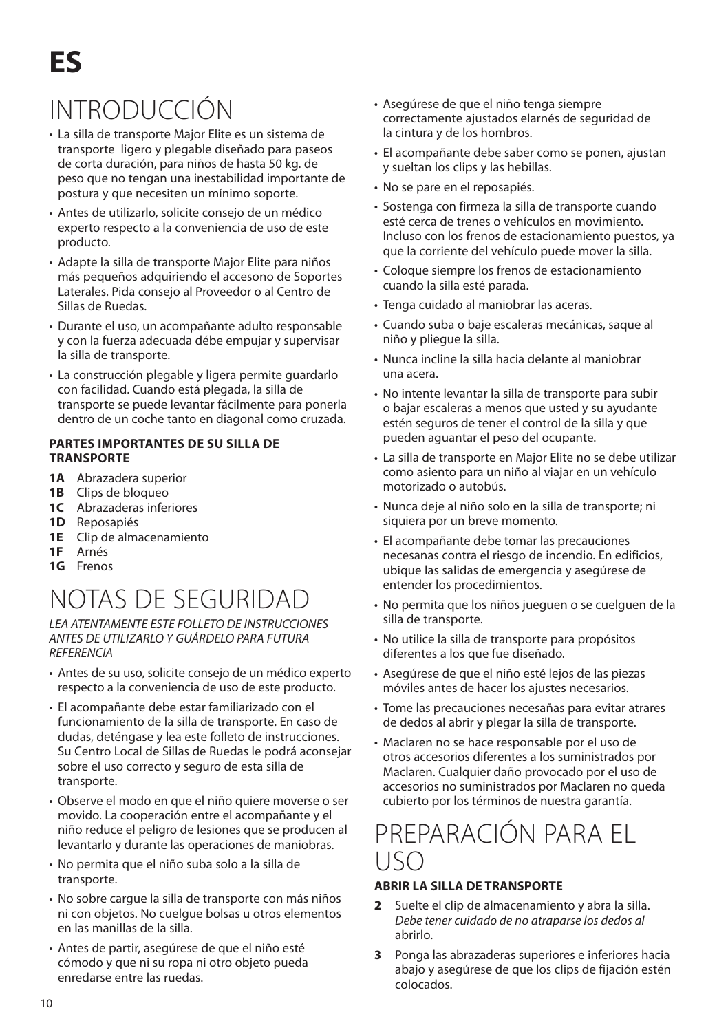# ES

## INTRODUCCIÓN

- La silla de transporte Major Elite es un sistema de transporte ligero y plegable diseñado para paseos de corta duración, para niños de hasta 50 kg. de peso que no tengan una inestabilidad importante de postura y que necesiten un mínimo soporte.
- Antes de utilizarlo, solicite consejo de un médico experto respecto a la conveniencia de uso de este producto.
- Adapte la silla de transporte Major Elite para niños más pequeños adquiriendo el accesono de Soportes Laterales. Pida consejo al Proveedor o al Centro de Sillas de Ruedas.
- Durante el uso, un acompañante adulto responsable y con la fuerza adecuada débe empujar y supervisar la silla de transporte.
- La construcción plegable y ligera permite guardarlo con facilidad. Cuando está plegada, la silla de transporte se puede levantar fácilmente para ponerla dentro de un coche tanto en diagonal como cruzada.

**PARTES IMPORTANTES DE SU SILLA DE TRANSPORTE**

- **1A** Abrazadera superior
- **1B** Clips de bloqueo
- **1C** Abrazaderas inferiores
- **1D** Reposapiés
- **1E** Clip de almacenamiento
- **1F** Arnés
- **1G** Frenos

## NOTAS DE SEGURIDAD

*LEA ATENTAMENTE ESTE FOLLETO DE INSTRUCCIONES ANTES DE UTILIZARLO Y GUÁRDELO PARA FUTURA REFERENCIA*

- Antes de su uso, solicite consejo de un médico experto respecto a la conveniencia de uso de este producto.
- El acompañante debe estar familiarizado con el funcionamiento de la silla de transporte. En caso de dudas, deténgase y lea este folleto de instrucciones. Su Centro Local de Sillas de Ruedas le podrá aconsejar sobre el uso correcto y seguro de esta silla de transporte.
- Observe el modo en que el niño quiere moverse o ser movido. La cooperación entre el acompañante y el niño reduce el peligro de lesiones que se producen al levantarlo y durante las operaciones de maniobras.
- No permita que el niño suba solo a la silla de transporte.
- No sobre cargue la silla de transporte con más niños ni con objetos. No cuelgue bolsas u otros elementos en las manillas de la silla.
- Antes de partir, asegúrese de que el niño esté cómodo y que ni su ropa ni otro objeto pueda enredarse entre las ruedas.
- Asegúrese de que el niño tenga siempre correctamente ajustados elarnés de seguridad de la cintura y de los hombros.
- El acompañante debe saber como se ponen, ajustan y sueltan los clips y las hebillas.
- No se pare en el reposapiés.
- Sostenga con firmeza la silla de transporte cuando esté cerca de trenes o vehículos en movimiento. Incluso con los frenos de estacionamiento puestos, ya que la corriente del vehículo puede mover la silla.
- Coloque siempre los frenos de estacionamiento cuando la silla esté parada.
- Tenga cuidado al maniobrar las aceras.
- Cuando suba o baje escaleras mecánicas, saque al niño y pliegue la silla.
- Nunca incline la silla hacia delante al maniobrar una acera.
- No intente levantar la silla de transporte para subir o bajar escaleras a menos que usted y su ayudante estén seguros de tener el control de la silla y que pueden aguantar el peso del ocupante.
- La silla de transporte en Major Elite no se debe utilizar como asiento para un niño al viajar en un vehículo motorizado o autobús.
- Nunca deje al niño solo en la silla de transporte; ni siquiera por un breve momento.
- El acompañante debe tomar las precauciones necesanas contra el riesgo de incendio. En edificios, ubique las salidas de emergencia y asegúrese de entender los procedimientos.
- No permita que los niños jueguen o se cuelguen de la silla de transporte.
- No utilice la silla de transporte para propósitos diferentes a los que fue diseñado.
- Asegúrese de que el niño esté lejos de las piezas móviles antes de hacer los ajustes necesarios.
- Tome las precauciones necesañas para evitar atrares de dedos al abrir y plegar la silla de transporte.
- Maclaren no se hace responsable por el uso de otros accesorios diferentes a los suministrados por Maclaren. Cualquier daño provocado por el uso de accesorios no suministrados por Maclaren no queda cubierto por los términos de nuestra garantía.

## PREPARACIÓN PARA EL USO

**ABRIR LA SILLA DE TRANSPORTE**

**2** Suelte el clip de almacenamiento y abra la silla. *Debe tener cuidado de no atraparse los dedos al* abrirlo.

**3** Ponga las abrazaderas superiores e inferiores hacia abajo y asegúrese de que los clips de fijación estén colocados.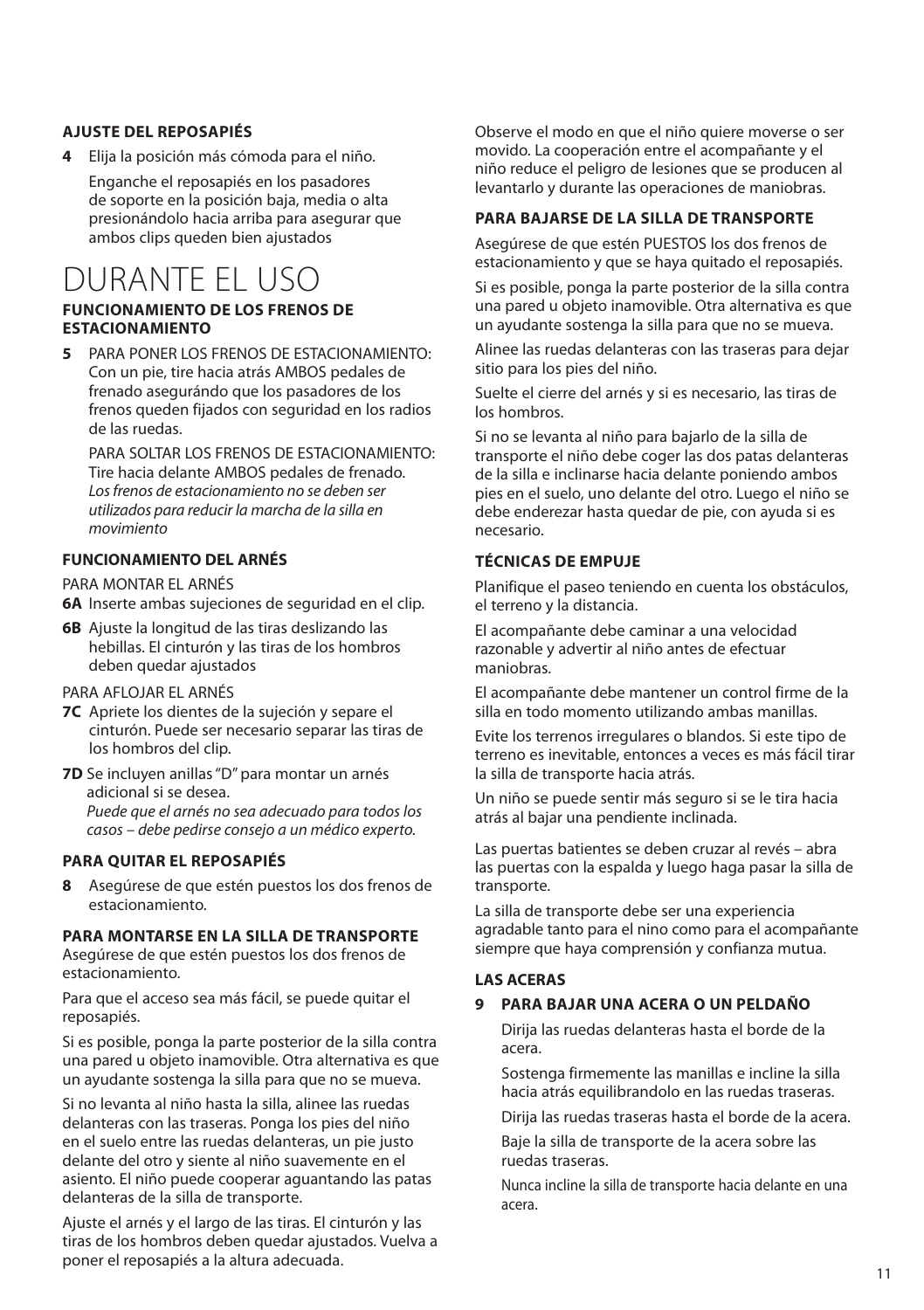### AJUSTE DEL REPOSAPIÉS

**4** Elija la posición más cómoda para el niño.

Enganche el reposapiés en los pasadores de soporte en la posición baja, media o alta presionándolo hacia arriba para asegurar que ambos clips queden bien ajustados

# DURANTE EL USO

### FUNCIONAMIENTO DE LOS FRENOS DE ESTACIONAMIENTO

**5** PARA PONER LOS FRENOS DE ESTACIONAMIENTO: Con un pie, tire hacia atrás AMBOS pedales de frenado asegurándo que los pasadores de los frenos queden fijados con seguridad en los radios de las ruedas.

PARA SOLTAR LOS FRENOS DE ESTACIONAMIENTO: Tire hacia delante AMBOS pedales de frenado. *Los frenos de estacionamiento no se deben ser utilizados para reducir la marcha de la silla en movimiento*

### FUNCIONAMIENTO DEL ARNÉS

PARA MONTAR EL ARNÉS

**6A** Inserte ambas sujeciones de seguridad en el clip.

**6B** Ajuste la longitud de las tiras deslizando las hebillas. El cinturón y las tiras de los hombros deben quedar ajustados

PARA AFLOJAR EL ARNÉS

**7C** Apriete los dientes de la sujeción y separe el cinturón. Puede ser necesario separar las tiras de los hombros del clip.

**7D** Se incluyen anillas "D" para montar un arnés adicional si se desea.
*Puede que el arnés no sea adecuado para todos los casos – debe pedirse consejo a un médico experto.*

### PARA QUITAR EL REPOSAPIÉS

**8** Asegúrese de que estén puestos los dos frenos de estacionamiento.

### PARA MONTARSE EN LA SILLA DE TRANSPORTE

Asegúrese de que estén puestos los dos frenos de estacionamiento.

Para que el acceso sea más fácil, se puede quitar el reposapiés.

Si es posible, ponga la parte posterior de la silla contra una pared u objeto inamovible. Otra alternativa es que un ayudante sostenga la silla para que no se mueva.

Si no levanta al niño hasta la silla, alinee las ruedas delanteras con las traseras. Ponga los pies del niño en el suelo entre las ruedas delanteras, un pie justo delante del otro y siente al niño suavemente en el asiento. El niño puede cooperar aguantando las patas delanteras de la silla de transporte.

Ajuste el arnés y el largo de las tiras. El cinturón y las tiras de los hombros deben quedar ajustados. Vuelva a poner el reposapiés a la altura adecuada.

Observe el modo en que el niño quiere moverse o ser movido. La cooperación entre el acompañante y el niño reduce el peligro de lesiones que se producen al levantarlo y durante las operaciones de maniobras.

### PARA BAJARSE DE LA SILLA DE TRANSPORTE

Asegúrese de que estén PUESTOS los dos frenos de estacionamiento y que se haya quitado el reposapiés.

Si es posible, ponga la parte posterior de la silla contra una pared u objeto inamovible. Otra alternativa es que un ayudante sostenga la silla para que no se mueva.

Alinee las ruedas delanteras con las traseras para dejar sitio para los pies del niño.

Suelte el cierre del arnés y si es necesario, las tiras de los hombros.

Si no se levanta al niño para bajarlo de la silla de transporte el niño debe coger las dos patas delanteras de la silla e inclinarse hacia delante poniendo ambos pies en el suelo, uno delante del otro. Luego el niño se debe enderezar hasta quedar de pie, con ayuda si es necesario.

### TÉCNICAS DE EMPUJE

Planifique el paseo teniendo en cuenta los obstáculos, el terreno y la distancia.

El acompañante debe caminar a una velocidad razonable y advertir al niño antes de efectuar maniobras.

El acompañante debe mantener un control firme de la silla en todo momento utilizando ambas manillas.

Evite los terrenos irregulares o blandos. Si este tipo de terreno es inevitable, entonces a veces es más fácil tirar la silla de transporte hacia atrás.

Un niño se puede sentir más seguro si se le tira hacia atrás al bajar una pendiente inclinada.

Las puertas batientes se deben cruzar al revés – abra las puertas con la espalda y luego haga pasar la silla de transporte.

La silla de transporte debe ser una experiencia agradable tanto para el nino como para el acompañante siempre que haya comprensión y confianza mutua.

### LAS ACERAS

**9 PARA BAJAR UNA ACERA O UN PELDAÑO**

Dirija las ruedas delanteras hasta el borde de la acera.

Sostenga firmemente las manillas e incline la silla hacia atrás equilibrandolo en las ruedas traseras.

Dirija las ruedas traseras hasta el borde de la acera.

Baje la silla de transporte de la acera sobre las ruedas traseras.

Nunca incline la silla de transporte hacia delante en una acera.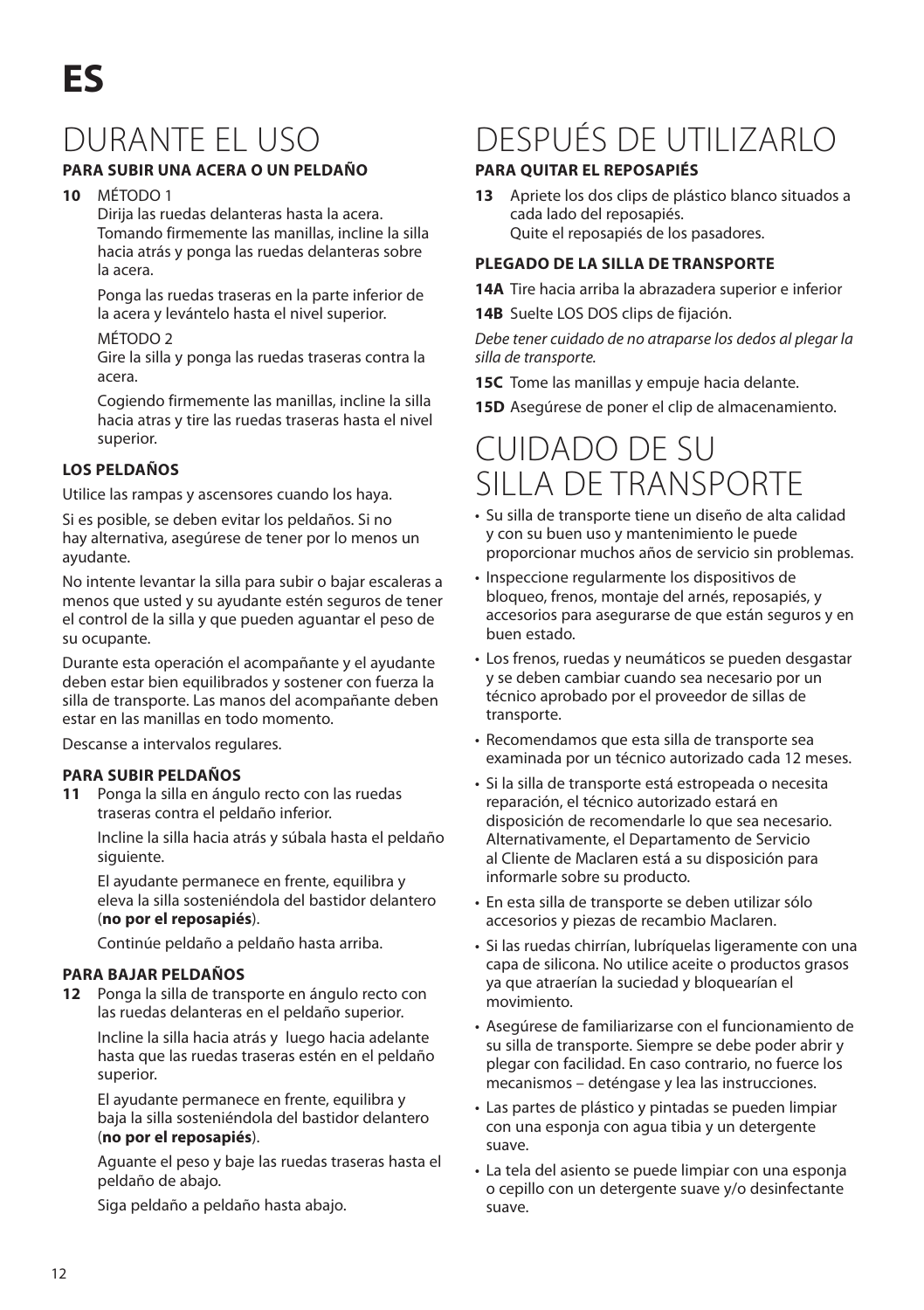# ES

# DURANTE EL USO

### PARA SUBIR UNA ACERA O UN PELDAÑO

**10** MÉTODO 1

Dirija las ruedas delanteras hasta la acera. Tomando firmemente las manillas, incline la silla hacia atrás y ponga las ruedas delanteras sobre la acera.

Ponga las ruedas traseras en la parte inferior de la acera y levántelo hasta el nivel superior.

MÉTODO 2

Gire la silla y ponga las ruedas traseras contra la acera.

Cogiendo firmemente las manillas, incline la silla hacia atras y tire las ruedas traseras hasta el nivel superior.

### LOS PELDAÑOS

Utilice las rampas y ascensores cuando los haya.

Si es posible, se deben evitar los peldaños. Si no hay alternativa, asegúrese de tener por lo menos un ayudante.

No intente levantar la silla para subir o bajar escaleras a menos que usted y su ayudante estén seguros de tener el control de la silla y que pueden aguantar el peso de su ocupante.

Durante esta operación el acompañante y el ayudante deben estar bien equilibrados y sostener con fuerza la silla de transporte. Las manos del acompañante deben estar en las manillas en todo momento.

Descanse a intervalos regulares.

### PARA SUBIR PELDAÑOS

**11** Ponga la silla en ángulo recto con las ruedas traseras contra el peldaño inferior.

Incline la silla hacia atrás y súbala hasta el peldaño siguiente.

El ayudante permanece en frente, equilibra y eleva la silla sosteniéndola del bastidor delantero (**no por el reposapiés**).

Continúe peldaño a peldaño hasta arriba.

### PARA BAJAR PELDAÑOS

**12** Ponga la silla de transporte en ángulo recto con las ruedas delanteras en el peldaño superior.

Incline la silla hacia atrás y luego hacia adelante hasta que las ruedas traseras estén en el peldaño superior.

El ayudante permanece en frente, equilibra y baja la silla sosteniéndola del bastidor delantero (**no por el reposapiés**).

Aguante el peso y baje las ruedas traseras hasta el peldaño de abajo.

Siga peldaño a peldaño hasta abajo.

# DESPUÉS DE UTILIZARLO

### PARA QUITAR EL REPOSAPIÉS

**13** Apriete los dos clips de plástico blanco situados a cada lado del reposapiés.
Quite el reposapiés de los pasadores.

### PLEGADO DE LA SILLA DE TRANSPORTE

**14A** Tire hacia arriba la abrazadera superior e inferior

**14B** Suelte LOS DOS clips de fijación.

*Debe tener cuidado de no atraparse los dedos al plegar la silla de transporte.*

**15C** Tome las manillas y empuje hacia delante.

**15D** Asegúrese de poner el clip de almacenamiento.

# CUIDADO DE SU SILLA DE TRANSPORTE

- Su silla de transporte tiene un diseño de alta calidad y con su buen uso y mantenimiento le puede proporcionar muchos años de servicio sin problemas.
- Inspeccione regularmente los dispositivos de bloqueo, frenos, montaje del arnés, reposapiés, y accesorios para asegurarse de que están seguros y en buen estado.
- Los frenos, ruedas y neumáticos se pueden desgastar y se deben cambiar cuando sea necesario por un técnico aprobado por el proveedor de sillas de transporte.
- Recomendamos que esta silla de transporte sea examinada por un técnico autorizado cada 12 meses.
- Si la silla de transporte está estropeada o necesita reparación, el técnico autorizado estará en disposición de recomendarle lo que sea necesario. Alternativamente, el Departamento de Servicio al Cliente de Maclaren está a su disposición para informarle sobre su producto.
- En esta silla de transporte se deben utilizar sólo accesorios y piezas de recambio Maclaren.
- Si las ruedas chirrían, lubríquelas ligeramente con una capa de silicona. No utilice aceite o productos grasos ya que atraerían la suciedad y bloquearían el movimiento.
- Asegúrese de familiarizarse con el funcionamiento de su silla de transporte. Siempre se debe poder abrir y plegar con facilidad. En caso contrario, no fuerce los mecanismos – deténgase y lea las instrucciones.
- Las partes de plástico y pintadas se pueden limpiar con una esponja con agua tibia y un detergente suave.
- La tela del asiento se puede limpiar con una esponja o cepillo con un detergente suave y/o desinfectante suave.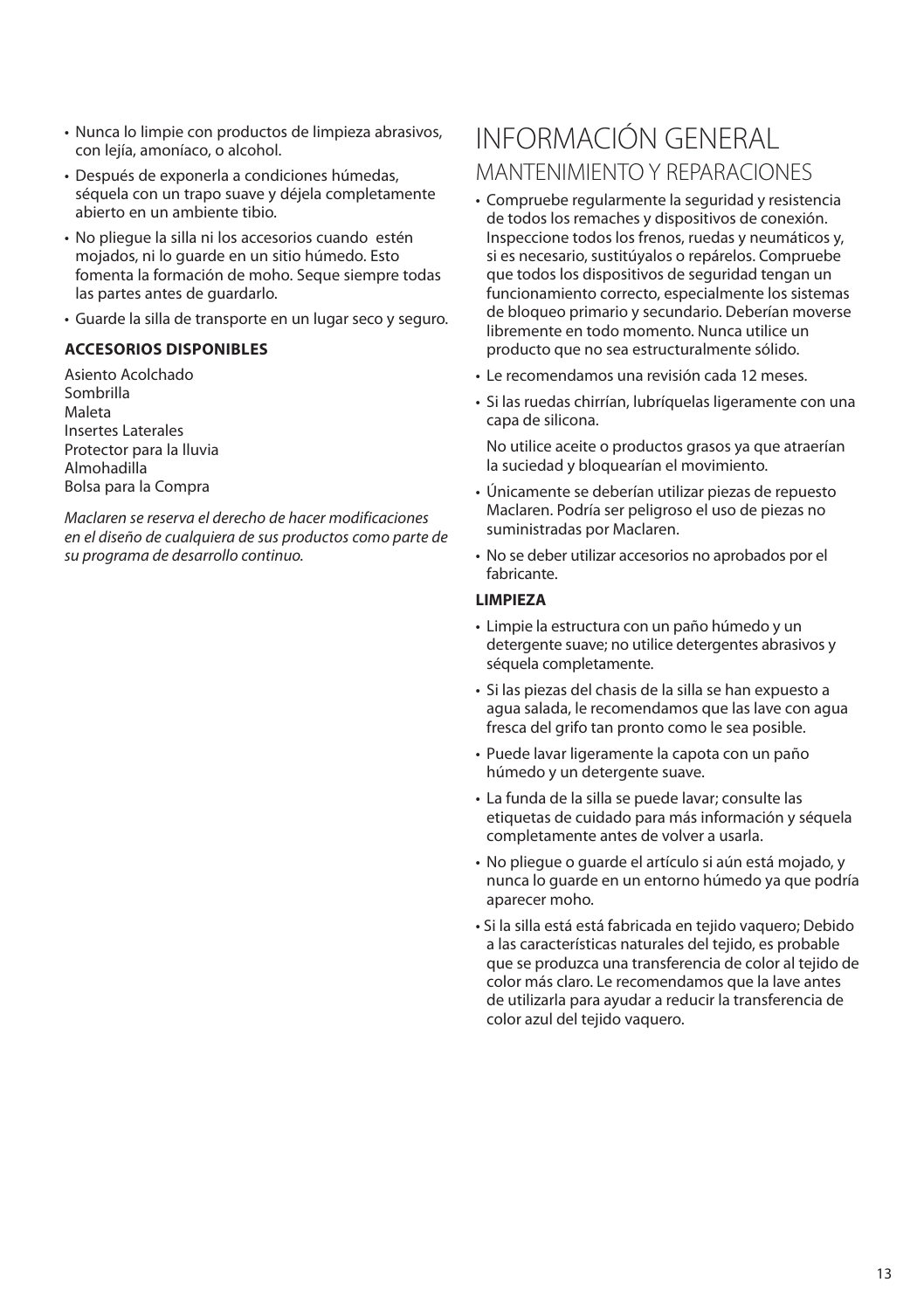- Nunca lo limpie con productos de limpieza abrasivos, con lejía, amoníaco, o alcohol.
- Después de exponerla a condiciones húmedas, séquela con un trapo suave y déjela completamente abierto en un ambiente tibio.
- No pliegue la silla ni los accesorios cuando estén mojados, ni lo guarde en un sitio húmedo. Esto fomenta la formación de moho. Seque siempre todas las partes antes de guardarlo.
- Guarde la silla de transporte en un lugar seco y seguro.

**ACCESORIOS DISPONIBLES**

Asiento Acolchado
Sombrilla
Maleta
Insertes Laterales
Protector para la lluvia
Almohadilla
Bolsa para la Compra

*Maclaren se reserva el derecho de hacer modificaciones en el diseño de cualquiera de sus productos como parte de su programa de desarrollo continuo.*

# INFORMACIÓN GENERAL

## MANTENIMIENTO Y REPARACIONES

- Compruebe regularmente la seguridad y resistencia de todos los remaches y dispositivos de conexión. Inspeccione todos los frenos, ruedas y neumáticos y, si es necesario, sustitúyalos o repárelos. Compruebe que todos los dispositivos de seguridad tengan un funcionamiento correcto, especialmente los sistemas de bloqueo primario y secundario. Deberían moverse libremente en todo momento. Nunca utilice un producto que no sea estructuralmente sólido.
- Le recomendamos una revisión cada 12 meses.
- Si las ruedas chirrían, lubríquelas ligeramente con una capa de silicona.

  No utilice aceite o productos grasos ya que atraerían la suciedad y bloquearían el movimiento.
- Únicamente se deberían utilizar piezas de repuesto Maclaren. Podría ser peligroso el uso de piezas no suministradas por Maclaren.
- No se deber utilizar accesorios no aprobados por el fabricante.

**LIMPIEZA**

- Limpie la estructura con un paño húmedo y un detergente suave; no utilice detergentes abrasivos y séquela completamente.
- Si las piezas del chasis de la silla se han expuesto a agua salada, le recomendamos que las lave con agua fresca del grifo tan pronto como le sea posible.
- Puede lavar ligeramente la capota con un paño húmedo y un detergente suave.
- La funda de la silla se puede lavar; consulte las etiquetas de cuidado para más información y séquela completamente antes de volver a usarla.
- No pliegue o guarde el artículo si aún está mojado, y nunca lo guarde en un entorno húmedo ya que podría aparecer moho.
- Si la silla está está fabricada en tejido vaquero; Debido a las características naturales del tejido, es probable que se produzca una transferencia de color al tejido de color más claro. Le recomendamos que la lave antes de utilizarla para ayudar a reducir la transferencia de color azul del tejido vaquero.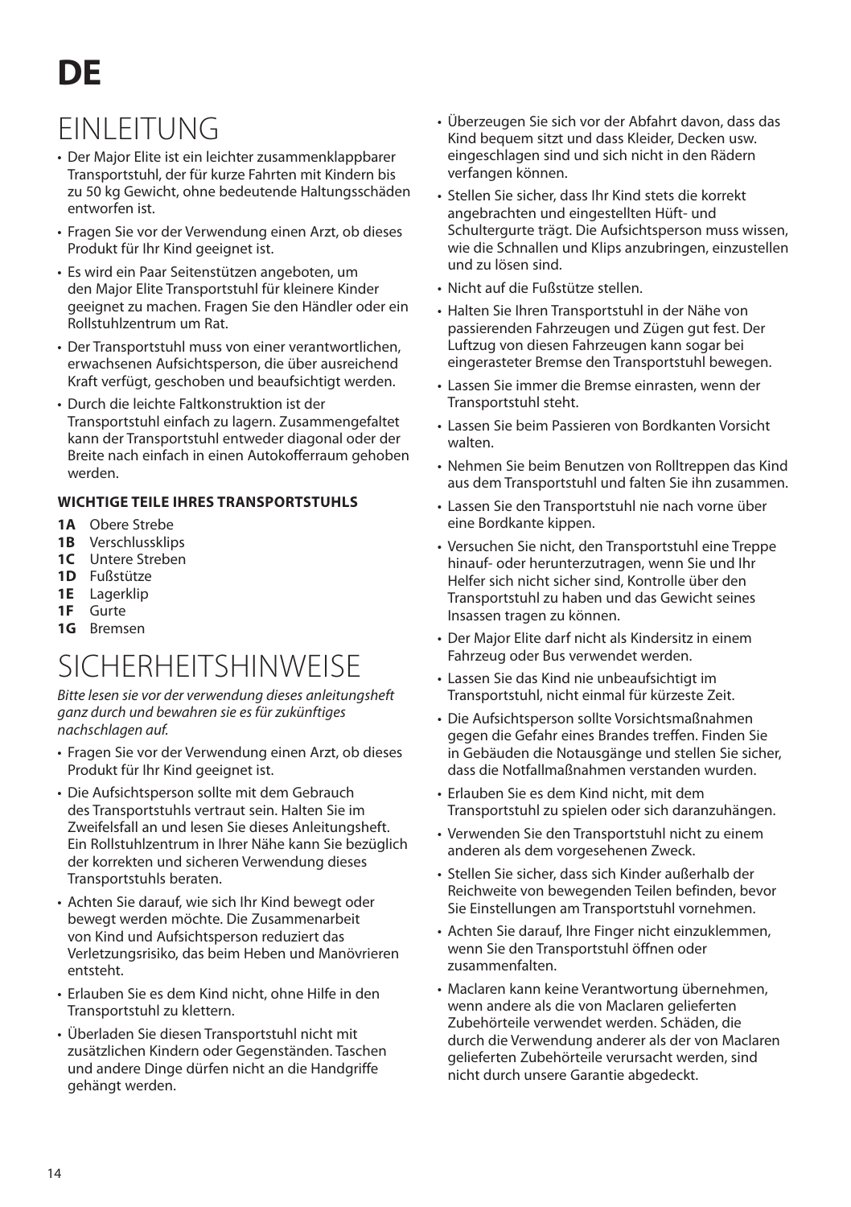# DE

## EINLEITUNG

- Der Major Elite ist ein leichter zusammenklappbarer Transportstuhl, der für kurze Fahrten mit Kindern bis zu 50 kg Gewicht, ohne bedeutende Haltungsschäden entworfen ist.
- Fragen Sie vor der Verwendung einen Arzt, ob dieses Produkt für Ihr Kind geeignet ist.
- Es wird ein Paar Seitenstützen angeboten, um den Major Elite Transportstuhl für kleinere Kinder geeignet zu machen. Fragen Sie den Händler oder ein Rollstuhlzentrum um Rat.
- Der Transportstuhl muss von einer verantwortlichen, erwachsenen Aufsichtsperson, die über ausreichend Kraft verfügt, geschoben und beaufsichtigt werden.
- Durch die leichte Faltkonstruktion ist der Transportstuhl einfach zu lagern. Zusammengefaltet kann der Transportstuhl entweder diagonal oder der Breite nach einfach in einen Autokofferraum gehoben werden.

**WICHTIGE TEILE IHRES TRANSPORTSTUHLS**

**1A** Obere Strebe
**1B** Verschlussklips
**1C** Untere Streben
**1D** Fußstütze
**1E** Lagerklip
**1F** Gurte
**1G** Bremsen

## SICHERHEITSHINWEISE

*Bitte lesen sie vor der verwendung dieses anleitungsheft ganz durch und bewahren sie es für zukünftiges nachschlagen auf.*

- Fragen Sie vor der Verwendung einen Arzt, ob dieses Produkt für Ihr Kind geeignet ist.
- Die Aufsichtsperson sollte mit dem Gebrauch des Transportstuhls vertraut sein. Halten Sie im Zweifelsfall an und lesen Sie dieses Anleitungsheft. Ein Rollstuhlzentrum in Ihrer Nähe kann Sie bezüglich der korrekten und sicheren Verwendung dieses Transportstuhls beraten.
- Achten Sie darauf, wie sich Ihr Kind bewegt oder bewegt werden möchte. Die Zusammenarbeit von Kind und Aufsichtsperson reduziert das Verletzungsrisiko, das beim Heben und Manövrieren entsteht.
- Erlauben Sie es dem Kind nicht, ohne Hilfe in den Transportstuhl zu klettern.
- Überladen Sie diesen Transportstuhl nicht mit zusätzlichen Kindern oder Gegenständen. Taschen und andere Dinge dürfen nicht an die Handgriffe gehängt werden.
- Überzeugen Sie sich vor der Abfahrt davon, dass das Kind bequem sitzt und dass Kleider, Decken usw. eingeschlagen sind und sich nicht in den Rädern verfangen können.
- Stellen Sie sicher, dass Ihr Kind stets die korrekt angebrachten und eingestellten Hüft- und Schultergurte trägt. Die Aufsichtsperson muss wissen, wie die Schnallen und Klips anzubringen, einzustellen und zu lösen sind.
- Nicht auf die Fußstütze stellen.
- Halten Sie Ihren Transportstuhl in der Nähe von passierenden Fahrzeugen und Zügen gut fest. Der Luftzug von diesen Fahrzeugen kann sogar bei eingerasteter Bremse den Transportstuhl bewegen.
- Lassen Sie immer die Bremse einrasten, wenn der Transportstuhl steht.
- Lassen Sie beim Passieren von Bordkanten Vorsicht walten.
- Nehmen Sie beim Benutzen von Rolltreppen das Kind aus dem Transportstuhl und falten Sie ihn zusammen.
- Lassen Sie den Transportstuhl nie nach vorne über eine Bordkante kippen.
- Versuchen Sie nicht, den Transportstuhl eine Treppe hinauf- oder herunterzutragen, wenn Sie und Ihr Helfer sich nicht sicher sind, Kontrolle über den Transportstuhl zu haben und das Gewicht seines Insassen tragen zu können.
- Der Major Elite darf nicht als Kindersitz in einem Fahrzeug oder Bus verwendet werden.
- Lassen Sie das Kind nie unbeaufsichtigt im Transportstuhl, nicht einmal für kürzeste Zeit.
- Die Aufsichtsperson sollte Vorsichtsmaßnahmen gegen die Gefahr eines Brandes treffen. Finden Sie in Gebäuden die Notausgänge und stellen Sie sicher, dass die Notfallmaßnahmen verstanden wurden.
- Erlauben Sie es dem Kind nicht, mit dem Transportstuhl zu spielen oder sich daranzuhängen.
- Verwenden Sie den Transportstuhl nicht zu einem anderen als dem vorgesehenen Zweck.
- Stellen Sie sicher, dass sich Kinder außerhalb der Reichweite von bewegenden Teilen befinden, bevor Sie Einstellungen am Transportstuhl vornehmen.
- Achten Sie darauf, Ihre Finger nicht einzuklemmen, wenn Sie den Transportstuhl öffnen oder zusammenfalten.
- Maclaren kann keine Verantwortung übernehmen, wenn andere als die von Maclaren gelieferten Zubehörteile verwendet werden. Schäden, die durch die Verwendung anderer als der von Maclaren gelieferten Zubehörteile verursacht werden, sind nicht durch unsere Garantie abgedeckt.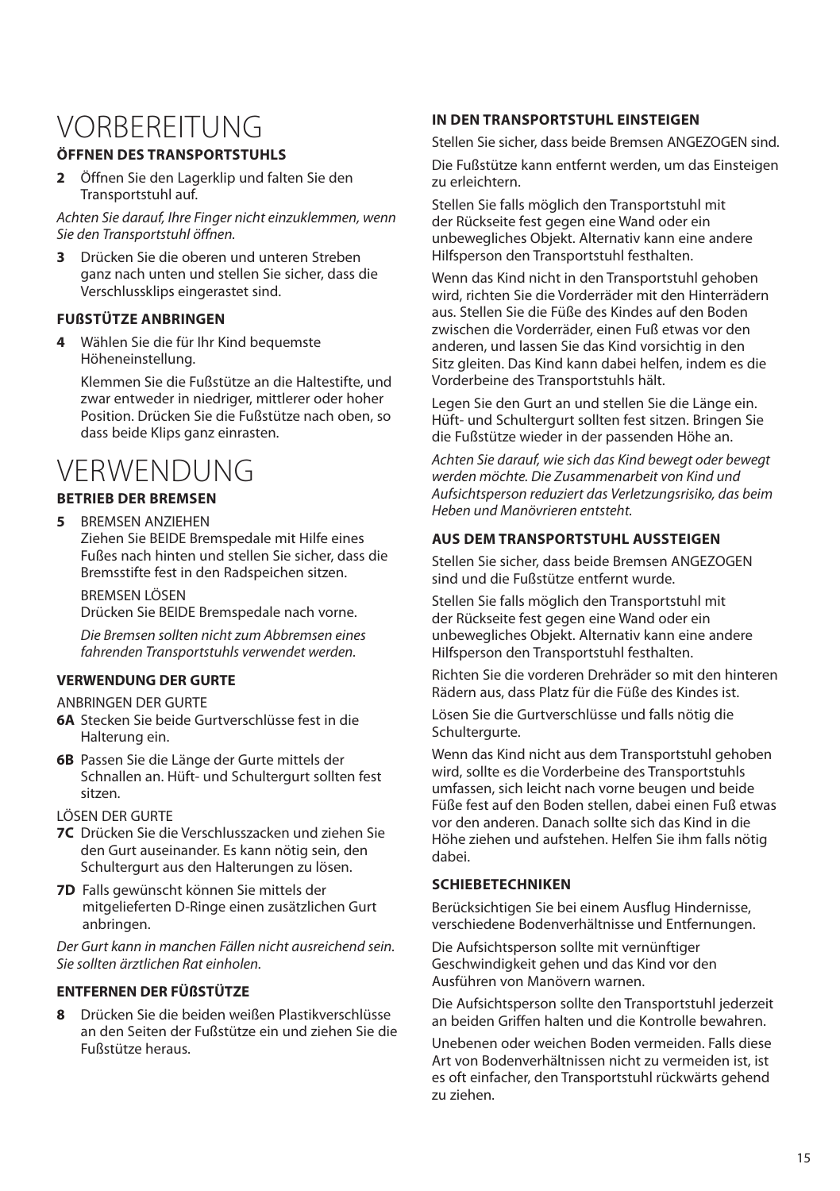# VORBEREITUNG

### ÖFFNEN DES TRANSPORTSTUHLS

**2** Öffnen Sie den Lagerklip und falten Sie den Transportstuhl auf.

*Achten Sie darauf, Ihre Finger nicht einzuklemmen, wenn Sie den Transportstuhl öffnen.*

**3** Drücken Sie die oberen und unteren Streben ganz nach unten und stellen Sie sicher, dass die Verschlussklips eingerastet sind.

### FUßSTÜTZE ANBRINGEN

**4** Wählen Sie die für Ihr Kind bequemste Höheneinstellung.

Klemmen Sie die Fußstütze an die Haltestifte, und zwar entweder in niedriger, mittlerer oder hoher Position. Drücken Sie die Fußstütze nach oben, so dass beide Klips ganz einrasten.

# VERWENDUNG

### BETRIEB DER BREMSEN

**5** BREMSEN ANZIEHEN
Ziehen Sie BEIDE Bremspedale mit Hilfe eines Fußes nach hinten und stellen Sie sicher, dass die Bremsstifte fest in den Radspeichen sitzen.

BREMSEN LÖSEN
Drücken Sie BEIDE Bremspedale nach vorne.

*Die Bremsen sollten nicht zum Abbremsen eines fahrenden Transportstuhls verwendet werden.*

### VERWENDUNG DER GURTE

ANBRINGEN DER GURTE

**6A** Stecken Sie beide Gurtverschlüsse fest in die Halterung ein.

**6B** Passen Sie die Länge der Gurte mittels der Schnallen an. Hüft- und Schultergurt sollten fest sitzen.

LÖSEN DER GURTE

**7C** Drücken Sie die Verschlusszacken und ziehen Sie den Gurt auseinander. Es kann nötig sein, den Schultergurt aus den Halterungen zu lösen.

**7D** Falls gewünscht können Sie mittels der mitgelieferten D-Ringe einen zusätzlichen Gurt anbringen.

*Der Gurt kann in manchen Fällen nicht ausreichend sein. Sie sollten ärztlichen Rat einholen.*

### ENTFERNEN DER FÜßSTÜTZE

**8** Drücken Sie die beiden weißen Plastikverschlüsse an den Seiten der Fußstütze ein und ziehen Sie die Fußstütze heraus.

### IN DEN TRANSPORTSTUHL EINSTEIGEN

Stellen Sie sicher, dass beide Bremsen ANGEZOGEN sind.

Die Fußstütze kann entfernt werden, um das Einsteigen zu erleichtern.

Stellen Sie falls möglich den Transportstuhl mit der Rückseite fest gegen eine Wand oder ein unbewegliches Objekt. Alternativ kann eine andere Hilfsperson den Transportstuhl festhalten.

Wenn das Kind nicht in den Transportstuhl gehoben wird, richten Sie die Vorderräder mit den Hinterrädern aus. Stellen Sie die Füße des Kindes auf den Boden zwischen die Vorderräder, einen Fuß etwas vor den anderen, und lassen Sie das Kind vorsichtig in den Sitz gleiten. Das Kind kann dabei helfen, indem es die Vorderbeine des Transportstuhls hält.

Legen Sie den Gurt an und stellen Sie die Länge ein. Hüft- und Schultergurt sollten fest sitzen. Bringen Sie die Fußstütze wieder in der passenden Höhe an.

*Achten Sie darauf, wie sich das Kind bewegt oder bewegt werden möchte. Die Zusammenarbeit von Kind und Aufsichtsperson reduziert das Verletzungsrisiko, das beim Heben und Manövrieren entsteht.*

### AUS DEM TRANSPORTSTUHL AUSSTEIGEN

Stellen Sie sicher, dass beide Bremsen ANGEZOGEN sind und die Fußstütze entfernt wurde.

Stellen Sie falls möglich den Transportstuhl mit der Rückseite fest gegen eine Wand oder ein unbewegliches Objekt. Alternativ kann eine andere Hilfsperson den Transportstuhl festhalten.

Richten Sie die vorderen Drehräder so mit den hinteren Rädern aus, dass Platz für die Füße des Kindes ist.

Lösen Sie die Gurtverschlüsse und falls nötig die Schultergurte.

Wenn das Kind nicht aus dem Transportstuhl gehoben wird, sollte es die Vorderbeine des Transportstuhls umfassen, sich leicht nach vorne beugen und beide Füße fest auf den Boden stellen, dabei einen Fuß etwas vor den anderen. Danach sollte sich das Kind in die Höhe ziehen und aufstehen. Helfen Sie ihm falls nötig dabei.

### SCHIEBETECHNIKEN

Berücksichtigen Sie bei einem Ausflug Hindernisse, verschiedene Bodenverhältnisse und Entfernungen.

Die Aufsichtsperson sollte mit vernünftiger Geschwindigkeit gehen und das Kind vor den Ausführen von Manövern warnen.

Die Aufsichtsperson sollte den Transportstuhl jederzeit an beiden Griffen halten und die Kontrolle bewahren.

Unebenen oder weichen Boden vermeiden. Falls diese Art von Bodenverhältnissen nicht zu vermeiden ist, ist es oft einfacher, den Transportstuhl rückwärts gehend zu ziehen.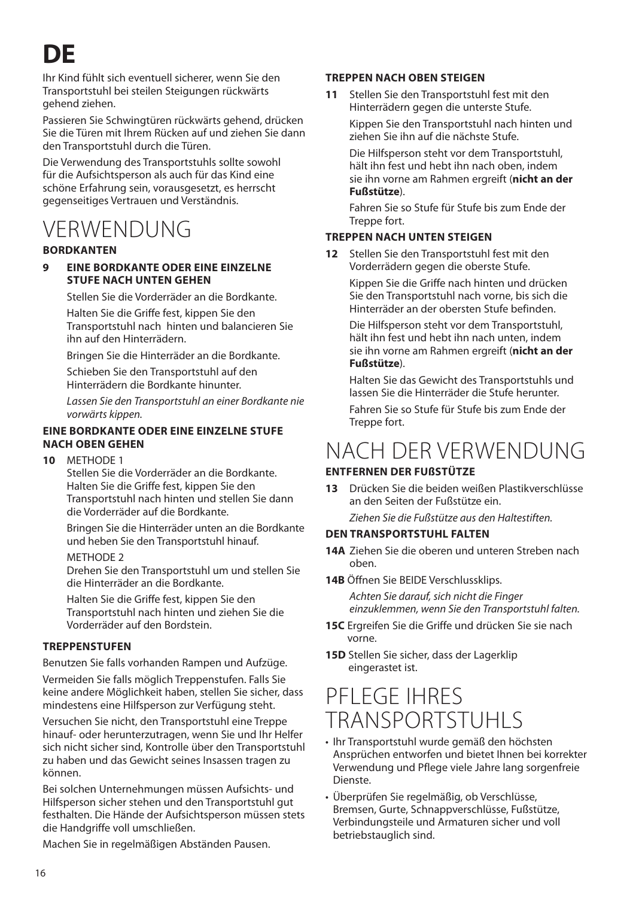# DE

Ihr Kind fühlt sich eventuell sicherer, wenn Sie den Transportstuhl bei steilen Steigungen rückwärts gehend ziehen.

Passieren Sie Schwingtüren rückwärts gehend, drücken Sie die Türen mit Ihrem Rücken auf und ziehen Sie dann den Transportstuhl durch die Türen.

Die Verwendung des Transportstuhls sollte sowohl für die Aufsichtsperson als auch für das Kind eine schöne Erfahrung sein, vorausgesetzt, es herrscht gegenseitiges Vertrauen und Verständnis.

## VERWENDUNG

### BORDKANTEN

**9 EINE BORDKANTE ODER EINE EINZELNE STUFE NACH UNTEN GEHEN**

Stellen Sie die Vorderräder an die Bordkante.

Halten Sie die Griffe fest, kippen Sie den Transportstuhl nach hinten und balancieren Sie ihn auf den Hinterrädern.

Bringen Sie die Hinterräder an die Bordkante.

Schieben Sie den Transportstuhl auf den Hinterrädern die Bordkante hinunter.

*Lassen Sie den Transportstuhl an einer Bordkante nie vorwärts kippen.*

### EINE BORDKANTE ODER EINE EINZELNE STUFE NACH OBEN GEHEN

**10** METHODE 1

Stellen Sie die Vorderräder an die Bordkante. Halten Sie die Griffe fest, kippen Sie den Transportstuhl nach hinten und stellen Sie dann die Vorderräder auf die Bordkante.

Bringen Sie die Hinterräder unten an die Bordkante und heben Sie den Transportstuhl hinauf.

METHODE 2

Drehen Sie den Transportstuhl um und stellen Sie die Hinterräder an die Bordkante.

Halten Sie die Griffe fest, kippen Sie den Transportstuhl nach hinten und ziehen Sie die Vorderräder auf den Bordstein.

### TREPPENSTUFEN

Benutzen Sie falls vorhanden Rampen und Aufzüge.

Vermeiden Sie falls möglich Treppenstufen. Falls Sie keine andere Möglichkeit haben, stellen Sie sicher, dass mindestens eine Hilfsperson zur Verfügung steht.

Versuchen Sie nicht, den Transportstuhl eine Treppe hinauf- oder herunterzutragen, wenn Sie und Ihr Helfer sich nicht sicher sind, Kontrolle über den Transportstuhl zu haben und das Gewicht seines Insassen tragen zu können.

Bei solchen Unternehmungen müssen Aufsichts- und Hilfsperson sicher stehen und den Transportstuhl gut festhalten. Die Hände der Aufsichtsperson müssen stets die Handgriffe voll umschließen.

Machen Sie in regelmäßigen Abständen Pausen.

### TREPPEN NACH OBEN STEIGEN

**11** Stellen Sie den Transportstuhl fest mit den Hinterrädern gegen die unterste Stufe.

Kippen Sie den Transportstuhl nach hinten und ziehen Sie ihn auf die nächste Stufe.

Die Hilfsperson steht vor dem Transportstuhl, hält ihn fest und hebt ihn nach oben, indem sie ihn vorne am Rahmen ergreift (**nicht an der Fußstütze**).

Fahren Sie so Stufe für Stufe bis zum Ende der Treppe fort.

### TREPPEN NACH UNTEN STEIGEN

**12** Stellen Sie den Transportstuhl fest mit den Vorderrädern gegen die oberste Stufe.

Kippen Sie die Griffe nach hinten und drücken Sie den Transportstuhl nach vorne, bis sich die Hinterräder an der obersten Stufe befinden.

Die Hilfsperson steht vor dem Transportstuhl, hält ihn fest und hebt ihn nach unten, indem sie ihn vorne am Rahmen ergreift (**nicht an der Fußstütze**).

Halten Sie das Gewicht des Transportstuhls und lassen Sie die Hinterräder die Stufe herunter.

Fahren Sie so Stufe für Stufe bis zum Ende der Treppe fort.

## NACH DER VERWENDUNG

### ENTFERNEN DER FUSSSTÜTZE

**13** Drücken Sie die beiden weißen Plastikverschlüsse an den Seiten der Fußstütze ein.

*Ziehen Sie die Fußstütze aus den Haltestiften.*

### DEN TRANSPORTSTUHL FALTEN

**14A** Ziehen Sie die oberen und unteren Streben nach oben.

**14B** Öffnen Sie BEIDE Verschlussklips.

*Achten Sie darauf, sich nicht die Finger einzuklemmen, wenn Sie den Transportstuhl falten.*

**15C** Ergreifen Sie die Griffe und drücken Sie sie nach vorne.

**15D** Stellen Sie sicher, dass der Lagerklip eingerastet ist.

## PFLEGE IHRES TRANSPORTSTUHLS

- Ihr Transportstuhl wurde gemäß den höchsten Ansprüchen entworfen und bietet Ihnen bei korrekter Verwendung und Pflege viele Jahre lang sorgenfreie Dienste.
- Überprüfen Sie regelmäßig, ob Verschlüsse, Bremsen, Gurte, Schnappverschlüsse, Fußstütze, Verbindungsteile und Armaturen sicher und voll betriebstauglich sind.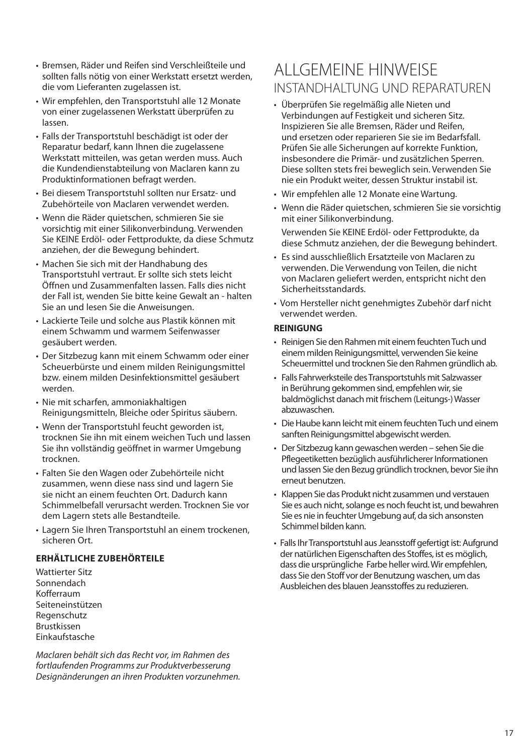- Bremsen, Räder und Reifen sind Verschleißteile und sollten falls nötig von einer Werkstatt ersetzt werden, die vom Lieferanten zugelassen ist.
- Wir empfehlen, den Transportstuhl alle 12 Monate von einer zugelassenen Werkstatt überprüfen zu lassen.
- Falls der Transportstuhl beschädigt ist oder der Reparatur bedarf, kann Ihnen die zugelassene Werkstatt mitteilen, was getan werden muss. Auch die Kundendienstabteilung von Maclaren kann zu Produktinformationen befragt werden.
- Bei diesem Transportstuhl sollten nur Ersatz- und Zubehörteile von Maclaren verwendet werden.
- Wenn die Räder quietschen, schmieren Sie sie vorsichtig mit einer Silikonverbindung. Verwenden Sie KEINE Erdöl- oder Fettprodukte, da diese Schmutz anziehen, der die Bewegung behindert.
- Machen Sie sich mit der Handhabung des Transportstuhl vertraut. Er sollte sich stets leicht Öffnen und Zusammenfalten lassen. Falls dies nicht der Fall ist, wenden Sie bitte keine Gewalt an - halten Sie an und lesen Sie die Anweisungen.
- Lackierte Teile und solche aus Plastik können mit einem Schwamm und warmem Seifenwasser gesäubert werden.
- Der Sitzbezug kann mit einem Schwamm oder einer Scheuerbürste und einem milden Reinigungsmittel bzw. einem milden Desinfektionsmittel gesäubert werden.
- Nie mit scharfen, ammoniakhaltigen Reinigungsmitteln, Bleiche oder Spiritus säubern.
- Wenn der Transportstuhl feucht geworden ist, trocknen Sie ihn mit einem weichen Tuch und lassen Sie ihn vollständig geöffnet in warmer Umgebung trocknen.
- Falten Sie den Wagen oder Zubehörteile nicht zusammen, wenn diese nass sind und lagern Sie sie nicht an einem feuchten Ort. Dadurch kann Schimmelbefall verursacht werden. Trocknen Sie vor dem Lagern stets alle Bestandteile.
- Lagern Sie Ihren Transportstuhl an einem trockenen, sicheren Ort.

**ERHÄLTLICHE ZUBEHÖRTEILE**

Wattierter Sitz
Sonnendach
Kofferraum
Seiteneinstützen
Regenschutz
Brustkissen
Einkaufstasche

*Maclaren behält sich das Recht vor, im Rahmen des fortlaufenden Programms zur Produktverbesserung Designänderungen an ihren Produkten vorzunehmen.*

# ALLGEMEINE HINWEISE

## INSTANDHALTUNG UND REPARATUREN

- Überprüfen Sie regelmäßig alle Nieten und Verbindungen auf Festigkeit und sicheren Sitz. Inspizieren Sie alle Bremsen, Räder und Reifen, und ersetzen oder reparieren Sie sie im Bedarfsfall. Prüfen Sie alle Sicherungen auf korrekte Funktion, insbesondere die Primär- und zusätzlichen Sperren. Diese sollten stets frei beweglich sein. Verwenden Sie nie ein Produkt weiter, dessen Struktur instabil ist.
- Wir empfehlen alle 12 Monate eine Wartung.
- Wenn die Räder quietschen, schmieren Sie sie vorsichtig mit einer Silikonverbindung.

  Verwenden Sie KEINE Erdöl- oder Fettprodukte, da diese Schmutz anziehen, der die Bewegung behindert.
- Es sind ausschließlich Ersatzteile von Maclaren zu verwenden. Die Verwendung von Teilen, die nicht von Maclaren geliefert werden, entspricht nicht den Sicherheitsstandards.
- Vom Hersteller nicht genehmigtes Zubehör darf nicht verwendet werden.

**REINIGUNG**

- Reinigen Sie den Rahmen mit einem feuchten Tuch und einem milden Reinigungsmittel, verwenden Sie keine Scheuermittel und trocknen Sie den Rahmen gründlich ab.
- Falls Fahrwerksteile des Transportstuhls mit Salzwasser in Berührung gekommen sind, empfehlen wir, sie baldmöglichst danach mit frischem (Leitungs-) Wasser abzuwaschen.
- Die Haube kann leicht mit einem feuchten Tuch und einem sanften Reinigungsmittel abgewischt werden.
- Der Sitzbezug kann gewaschen werden – sehen Sie die Pflegeetiketten bezüglich ausführlicherer Informationen und lassen Sie den Bezug gründlich trocknen, bevor Sie ihn erneut benutzen.
- Klappen Sie das Produkt nicht zusammen und verstauen Sie es auch nicht, solange es noch feucht ist, und bewahren Sie es nie in feuchter Umgebung auf, da sich ansonsten Schimmel bilden kann.
- Falls Ihr Transportstuhl aus Jeansstoff gefertigt ist: Aufgrund der natürlichen Eigenschaften des Stoffes, ist es möglich, dass die ursprüngliche Farbe heller wird. Wir empfehlen, dass Sie den Stoff vor der Benutzung waschen, um das Ausbleichen des blauen Jeansstoffes zu reduzieren.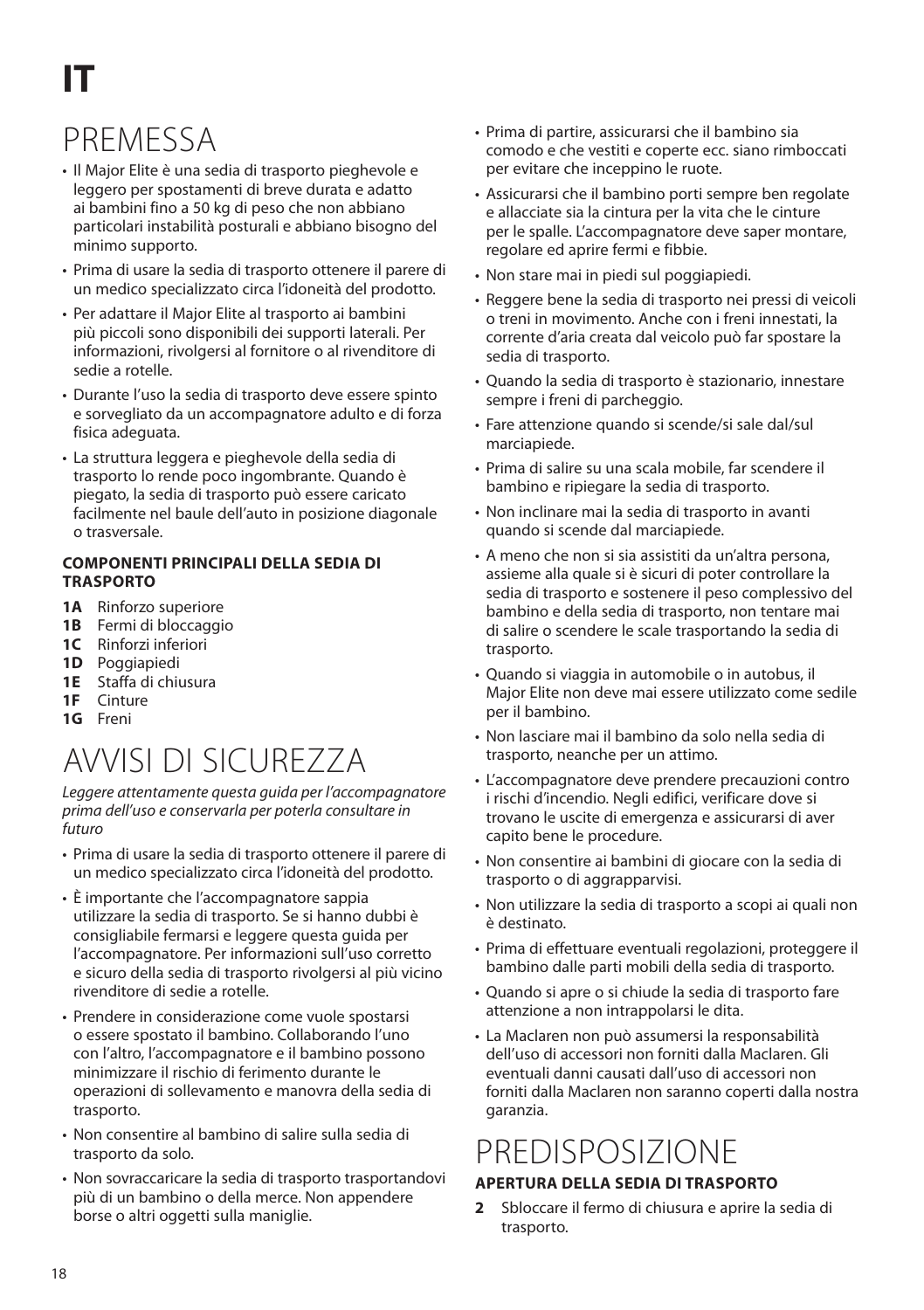# IT

## PREMESSA

- Il Major Elite è una sedia di trasporto pieghevole e leggero per spostamenti di breve durata e adatto ai bambini fino a 50 kg di peso che non abbiano particolari instabilità posturali e abbiano bisogno del minimo supporto.
- Prima di usare la sedia di trasporto ottenere il parere di un medico specializzato circa l'idoneità del prodotto.
- Per adattare il Major Elite al trasporto ai bambini più piccoli sono disponibili dei supporti laterali. Per informazioni, rivolgersi al fornitore o al rivenditore di sedie a rotelle.
- Durante l'uso la sedia di trasporto deve essere spinto e sorvegliato da un accompagnatore adulto e di forza fisica adeguata.
- La struttura leggera e pieghevole della sedia di trasporto lo rende poco ingombrante. Quando è piegato, la sedia di trasporto può essere caricato facilmente nel baule dell'auto in posizione diagonale o trasversale.

### COMPONENTI PRINCIPALI DELLA SEDIA DI TRASPORTO

**1A** Rinforzo superiore
**1B** Fermi di bloccaggio
**1C** Rinforzi inferiori
**1D** Poggiapiedi
**1E** Staffa di chiusura
**1F** Cinture
**1G** Freni

## AVVISI DI SICUREZZA

*Leggere attentamente questa guida per l'accompagnatore prima dell'uso e conservarla per poterla consultare in futuro*

- Prima di usare la sedia di trasporto ottenere il parere di un medico specializzato circa l'idoneità del prodotto.
- È importante che l'accompagnatore sappia utilizzare la sedia di trasporto. Se si hanno dubbi è consigliabile fermarsi e leggere questa guida per l'accompagnatore. Per informazioni sull'uso corretto e sicuro della sedia di trasporto rivolgersi al più vicino rivenditore di sedie a rotelle.
- Prendere in considerazione come vuole spostarsi o essere spostato il bambino. Collaborando l'uno con l'altro, l'accompagnatore e il bambino possono minimizzare il rischio di ferimento durante le operazioni di sollevamento e manovra della sedia di trasporto.
- Non consentire al bambino di salire sulla sedia di trasporto da solo.
- Non sovraccaricare la sedia di trasporto trasportandovi più di un bambino o della merce. Non appendere borse o altri oggetti sulla maniglie.
- Prima di partire, assicurarsi che il bambino sia comodo e che vestiti e coperte ecc. siano rimboccati per evitare che inceppino le ruote.
- Assicurarsi che il bambino porti sempre ben regolate e allacciate sia la cintura per la vita che le cinture per le spalle. L'accompagnatore deve saper montare, regolare ed aprire fermi e fibbie.
- Non stare mai in piedi sul poggiapiedi.
- Reggere bene la sedia di trasporto nei pressi di veicoli o treni in movimento. Anche con i freni innestati, la corrente d'aria creata dal veicolo può far spostare la sedia di trasporto.
- Quando la sedia di trasporto è stazionario, innestare sempre i freni di parcheggio.
- Fare attenzione quando si scende/si sale dal/sul marciapiede.
- Prima di salire su una scala mobile, far scendere il bambino e ripiegare la sedia di trasporto.
- Non inclinare mai la sedia di trasporto in avanti quando si scende dal marciapiede.
- A meno che non si sia assistiti da un'altra persona, assieme alla quale si è sicuri di poter controllare la sedia di trasporto e sostenere il peso complessivo del bambino e della sedia di trasporto, non tentare mai di salire o scendere le scale trasportando la sedia di trasporto.
- Quando si viaggia in automobile o in autobus, il Major Elite non deve mai essere utilizzato come sedile per il bambino.
- Non lasciare mai il bambino da solo nella sedia di trasporto, neanche per un attimo.
- L'accompagnatore deve prendere precauzioni contro i rischi d'incendio. Negli edifici, verificare dove si trovano le uscite di emergenza e assicurarsi di aver capito bene le procedure.
- Non consentire ai bambini di giocare con la sedia di trasporto o di aggrapparvisi.
- Non utilizzare la sedia di trasporto a scopi ai quali non è destinato.
- Prima di effettuare eventuali regolazioni, proteggere il bambino dalle parti mobili della sedia di trasporto.
- Quando si apre o si chiude la sedia di trasporto fare attenzione a non intrappolarsi le dita.
- La Maclaren non può assumersi la responsabilità dell'uso di accessori non forniti dalla Maclaren. Gli eventuali danni causati dall'uso di accessori non forniti dalla Maclaren non saranno coperti dalla nostra garanzia.

## PREDISPOSIZIONE

### APERTURA DELLA SEDIA DI TRASPORTO

**2** Sbloccare il fermo di chiusura e aprire la sedia di trasporto.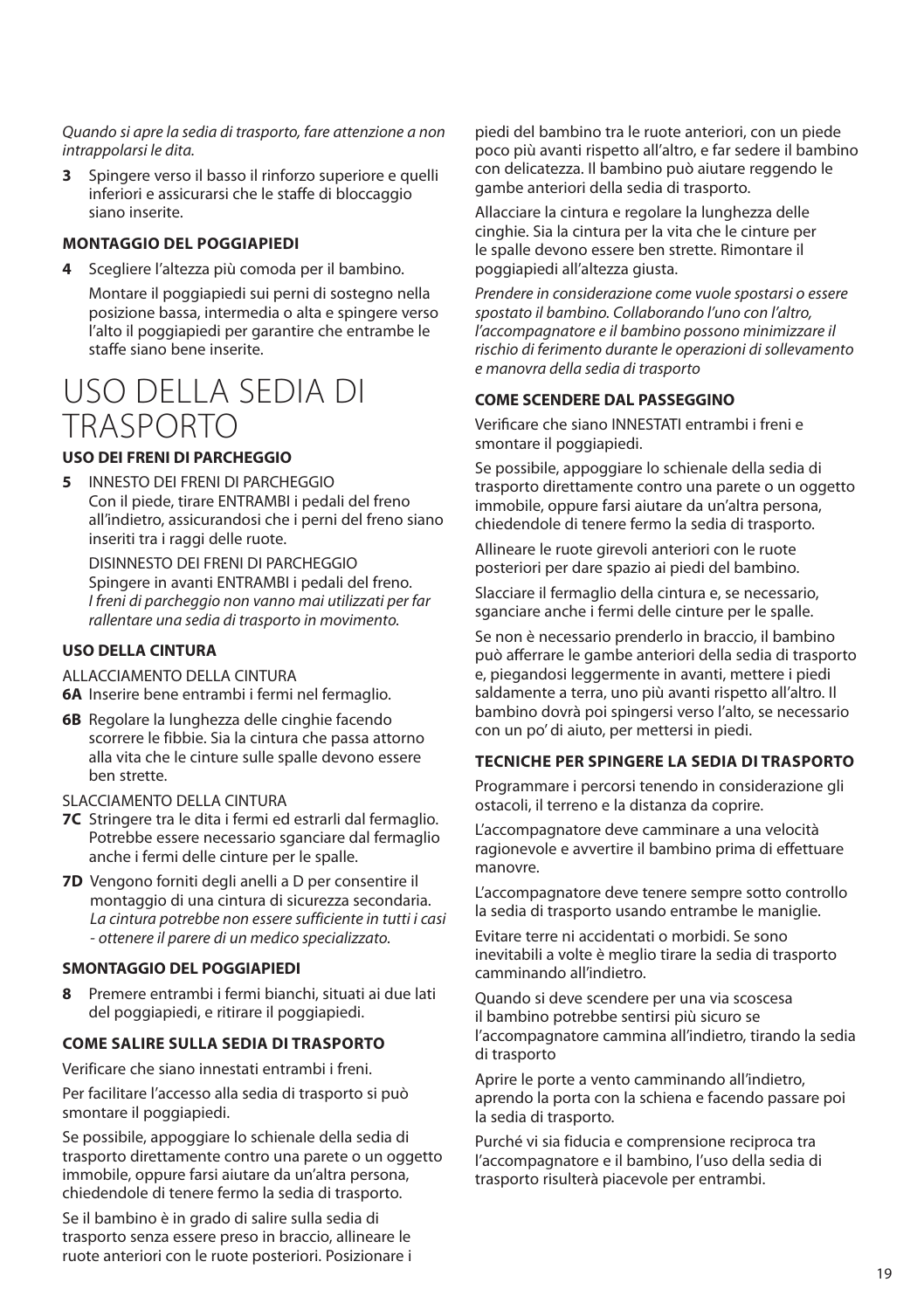*Quando si apre la sedia di trasporto, fare attenzione a non intrappolarsi le dita.*

**3** Spingere verso il basso il rinforzo superiore e quelli inferiori e assicurarsi che le staffe di bloccaggio siano inserite.

### MONTAGGIO DEL POGGIAPIEDI

**4** Scegliere l'altezza più comoda per il bambino.

Montare il poggiapiedi sui perni di sostegno nella posizione bassa, intermedia o alta e spingere verso l'alto il poggiapiedi per garantire che entrambe le staffe siano bene inserite.

# USO DELLA SEDIA DI TRASPORTO

### USO DEI FRENI DI PARCHEGGIO

**5** INNESTO DEI FRENI DI PARCHEGGIO
Con il piede, tirare ENTRAMBI i pedali del freno all'indietro, assicurandosi che i perni del freno siano inseriti tra i raggi delle ruote.

DISINNESTO DEI FRENI DI PARCHEGGIO
Spingere in avanti ENTRAMBI i pedali del freno.
*I freni di parcheggio non vanno mai utilizzati per far rallentare una sedia di trasporto in movimento.*

### USO DELLA CINTURA

ALLACCIAMENTO DELLA CINTURA

**6A** Inserire bene entrambi i fermi nel fermaglio.

**6B** Regolare la lunghezza delle cinghie facendo scorrere le fibbie. Sia la cintura che passa attorno alla vita che le cinture sulle spalle devono essere ben strette.

SLACCIAMENTO DELLA CINTURA

**7C** Stringere tra le dita i fermi ed estrarli dal fermaglio. Potrebbe essere necessario sganciare dal fermaglio anche i fermi delle cinture per le spalle.

**7D** Vengono forniti degli anelli a D per consentire il montaggio di una cintura di sicurezza secondaria. *La cintura potrebbe non essere sufficiente in tutti i casi - ottenere il parere di un medico specializzato.*

### SMONTAGGIO DEL POGGIAPIEDI

**8** Premere entrambi i fermi bianchi, situati ai due lati del poggiapiedi, e ritirare il poggiapiedi.

### COME SALIRE SULLA SEDIA DI TRASPORTO

Verificare che siano innestati entrambi i freni.

Per facilitare l'accesso alla sedia di trasporto si può smontare il poggiapiedi.

Se possibile, appoggiare lo schienale della sedia di trasporto direttamente contro una parete o un oggetto immobile, oppure farsi aiutare da un'altra persona, chiedendole di tenere fermo la sedia di trasporto.

Se il bambino è in grado di salire sulla sedia di trasporto senza essere preso in braccio, allineare le ruote anteriori con le ruote posteriori. Posizionare i piedi del bambino tra le ruote anteriori, con un piede poco più avanti rispetto all'altro, e far sedere il bambino con delicatezza. Il bambino può aiutare reggendo le gambe anteriori della sedia di trasporto.

Allacciare la cintura e regolare la lunghezza delle cinghie. Sia la cintura per la vita che le cinture per le spalle devono essere ben strette. Rimontare il poggiapiedi all'altezza giusta.

*Prendere in considerazione come vuole spostarsi o essere spostato il bambino. Collaborando l'uno con l'altro, l'accompagnatore e il bambino possono minimizzare il rischio di ferimento durante le operazioni di sollevamento e manovra della sedia di trasporto*

### COME SCENDERE DAL PASSEGGINO

Verificare che siano INNESTATI entrambi i freni e smontare il poggiapiedi.

Se possibile, appoggiare lo schienale della sedia di trasporto direttamente contro una parete o un oggetto immobile, oppure farsi aiutare da un'altra persona, chiedendole di tenere fermo la sedia di trasporto.

Allineare le ruote girevoli anteriori con le ruote posteriori per dare spazio ai piedi del bambino.

Slacciare il fermaglio della cintura e, se necessario, sganciare anche i fermi delle cinture per le spalle.

Se non è necessario prenderlo in braccio, il bambino può afferrare le gambe anteriori della sedia di trasporto e, piegandosi leggermente in avanti, mettere i piedi saldamente a terra, uno più avanti rispetto all'altro. Il bambino dovrà poi spingersi verso l'alto, se necessario con un po' di aiuto, per mettersi in piedi.

### TECNICHE PER SPINGERE LA SEDIA DI TRASPORTO

Programmare i percorsi tenendo in considerazione gli ostacoli, il terreno e la distanza da coprire.

L'accompagnatore deve camminare a una velocità ragionevole e avvertire il bambino prima di effettuare manovre.

L'accompagnatore deve tenere sempre sotto controllo la sedia di trasporto usando entrambe le maniglie.

Evitare terre ni accidentati o morbidi. Se sono inevitabili a volte è meglio tirare la sedia di trasporto camminando all'indietro.

Quando si deve scendere per una via scoscesa il bambino potrebbe sentirsi più sicuro se l'accompagnatore cammina all'indietro, tirando la sedia di trasporto

Aprire le porte a vento camminando all'indietro, aprendo la porta con la schiena e facendo passare poi la sedia di trasporto.

Purché vi sia fiducia e comprensione reciproca tra l'accompagnatore e il bambino, l'uso della sedia di trasporto risulterà piacevole per entrambi.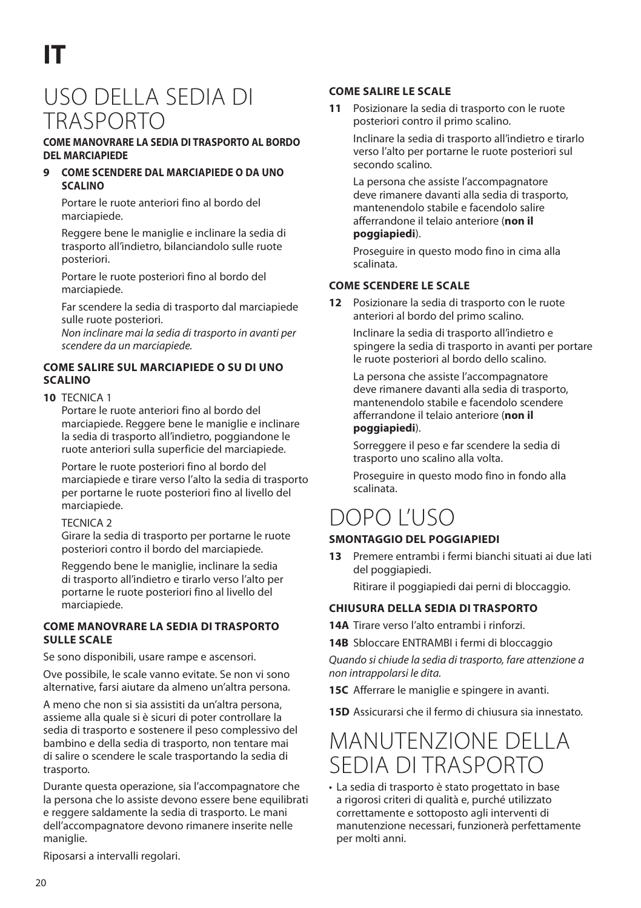# IT

# USO DELLA SEDIA DI TRASPORTO

**COME MANOVRARE LA SEDIA DI TRASPORTO AL BORDO DEL MARCIAPIEDE**

**9 COME SCENDERE DAL MARCIAPIEDE O DA UNO SCALINO**

Portare le ruote anteriori fino al bordo del marciapiede.

Reggere bene le maniglie e inclinare la sedia di trasporto all'indietro, bilanciandolo sulle ruote posteriori.

Portare le ruote posteriori fino al bordo del marciapiede.

Far scendere la sedia di trasporto dal marciapiede sulle ruote posteriori.
*Non inclinare mai la sedia di trasporto in avanti per scendere da un marciapiede.*

**COME SALIRE SUL MARCIAPIEDE O SU DI UNO SCALINO**

**10** TECNICA 1
Portare le ruote anteriori fino al bordo del marciapiede. Reggere bene le maniglie e inclinare la sedia di trasporto all'indietro, poggiandone le ruote anteriori sulla superficie del marciapiede.

Portare le ruote posteriori fino al bordo del marciapiede e tirare verso l'alto la sedia di trasporto per portarne le ruote posteriori fino al livello del marciapiede.

TECNICA 2
Girare la sedia di trasporto per portarne le ruote posteriori contro il bordo del marciapiede.

Reggendo bene le maniglie, inclinare la sedia di trasporto all'indietro e tirarlo verso l'alto per portarne le ruote posteriori fino al livello del marciapiede.

**COME MANOVRARE LA SEDIA DI TRASPORTO SULLE SCALE**

Se sono disponibili, usare rampe e ascensori.

Ove possibile, le scale vanno evitate. Se non vi sono alternative, farsi aiutare da almeno un'altra persona.

A meno che non si sia assistiti da un'altra persona, assieme alla quale si è sicuri di poter controllare la sedia di trasporto e sostenere il peso complessivo del bambino e della sedia di trasporto, non tentare mai di salire o scendere le scale trasportando la sedia di trasporto.

Durante questa operazione, sia l'accompagnatore che la persona che lo assiste devono essere bene equilibrati e reggere saldamente la sedia di trasporto. Le mani dell'accompagnatore devono rimanere inserite nelle maniglie.

Riposarsi a intervalli regolari.

**COME SALIRE LE SCALE**

**11** Posizionare la sedia di trasporto con le ruote posteriori contro il primo scalino.

Inclinare la sedia di trasporto all'indietro e tirarlo verso l'alto per portarne le ruote posteriori sul secondo scalino.

La persona che assiste l'accompagnatore deve rimanere davanti alla sedia di trasporto, mantenendolo stabile e facendolo salire afferrandone il telaio anteriore (**non il poggiapiedi**).

Proseguire in questo modo fino in cima alla scalinata.

**COME SCENDERE LE SCALE**

**12** Posizionare la sedia di trasporto con le ruote anteriori al bordo del primo scalino.

Inclinare la sedia di trasporto all'indietro e spingere la sedia di trasporto in avanti per portare le ruote posteriori al bordo dello scalino.

La persona che assiste l'accompagnatore deve rimanere davanti alla sedia di trasporto, mantenendolo stabile e facendolo scendere afferrandone il telaio anteriore (**non il poggiapiedi**).

Sorreggere il peso e far scendere la sedia di trasporto uno scalino alla volta.

Proseguire in questo modo fino in fondo alla scalinata.

# DOPO L'USO

**SMONTAGGIO DEL POGGIAPIEDI**

**13** Premere entrambi i fermi bianchi situati ai due lati del poggiapiedi.

Ritirare il poggiapiedi dai perni di bloccaggio.

**CHIUSURA DELLA SEDIA DI TRASPORTO**

**14A** Tirare verso l'alto entrambi i rinforzi.

**14B** Sbloccare ENTRAMBI i fermi di bloccaggio

*Quando si chiude la sedia di trasporto, fare attenzione a non intrappolarsi le dita.*

**15C** Afferrare le maniglie e spingere in avanti.

**15D** Assicurarsi che il fermo di chiusura sia innestato.

# MANUTENZIONE DELLA SEDIA DI TRASPORTO

- La sedia di trasporto è stato progettato in base a rigorosi criteri di qualità e, purché utilizzato correttamente e sottoposto agli interventi di manutenzione necessari, funzionerà perfettamente per molti anni.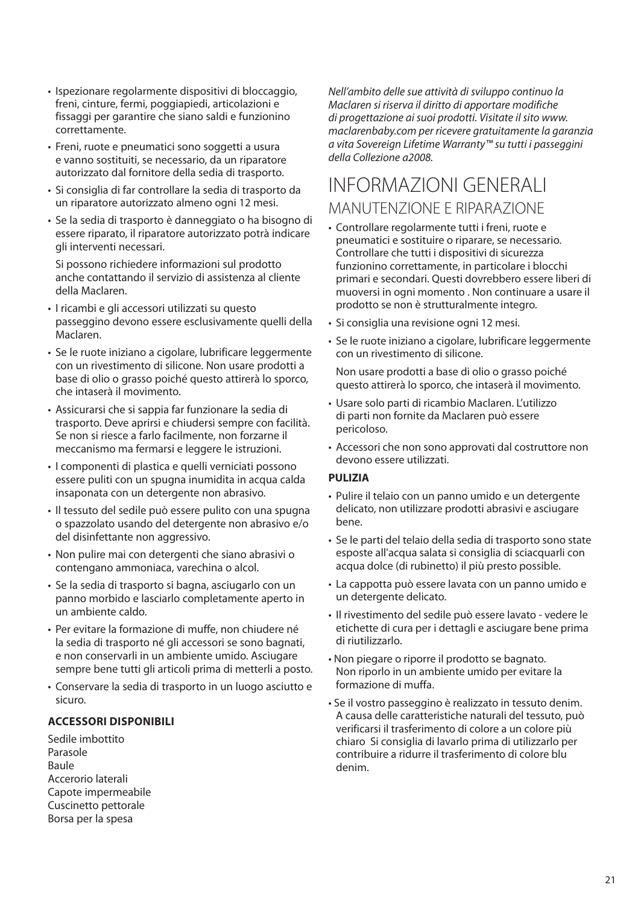- Ispezionare regolarmente dispositivi di bloccaggio, freni, cinture, fermi, poggiapiedi, articolazioni e fissaggi per garantire che siano saldi e funzionino correttamente.
- Freni, ruote e pneumatici sono soggetti a usura e vanno sostituiti, se necessario, da un riparatore autorizzato dal fornitore della sedia di trasporto.
- Si consiglia di far controllare la sedia di trasporto da un riparatore autorizzato almeno ogni 12 mesi.
- Se la sedia di trasporto è danneggiato o ha bisogno di essere riparato, il riparatore autorizzato potrà indicare gli interventi necessari.

  Si possono richiedere informazioni sul prodotto anche contattando il servizio di assistenza al cliente della Maclaren.
- I ricambi e gli accessori utilizzati su questo passeggino devono essere esclusivamente quelli della Maclaren.
- Se le ruote iniziano a cigolare, lubrificare leggermente con un rivestimento di silicone. Non usare prodotti a base di olio o grasso poiché questo attirerà lo sporco, che intaserà il movimento.
- Assicurarsi che si sappia far funzionare la sedia di trasporto. Deve aprirsi e chiudersi sempre con facilità. Se non si riesce a farlo facilmente, non forzarne il meccanismo ma fermarsi e leggere le istruzioni.
- I componenti di plastica e quelli verniciati possono essere puliti con un spugna inumidita in acqua calda insaponata con un detergente non abrasivo.
- Il tessuto del sedile può essere pulito con una spugna o spazzolato usando del detergente non abrasivo e/o del disinfettante non aggressivo.
- Non pulire mai con detergenti che siano abrasivi o contengano ammoniaca, varechina o alcol.
- Se la sedia di trasporto si bagna, asciugarlo con un panno morbido e lasciarlo completamente aperto in un ambiente caldo.
- Per evitare la formazione di muffe, non chiudere né la sedia di trasporto né gli accessori se sono bagnati, e non conservarli in un ambiente umido. Asciugare sempre bene tutti gli articoli prima di metterli a posto.
- Conservare la sedia di trasporto in un luogo asciutto e sicuro.

**ACCESSORI DISPONIBILI**

Sedile imbottito
Parasole
Baule
Accerorio laterali
Capote impermeabile
Cuscinetto pettorale
Borsa per la spesa

*Nell'ambito delle sue attività di sviluppo continuo la Maclaren si riserva il diritto di apportare modifiche di progettazione ai suoi prodotti. Visitate il sito www.maclarenbaby.com per ricevere gratuitamente la garanzia a vita Sovereign Lifetime Warranty™ su tutti i passeggini della Collezione a2008.*

# INFORMAZIONI GENERALI

## MANUTENZIONE E RIPARAZIONE

- Controllare regolarmente tutti i freni, ruote e pneumatici e sostituire o riparare, se necessario. Controllare che tutti i dispositivi di sicurezza funzionino correttamente, in particolare i blocchi primari e secondari. Questi dovrebbero essere liberi di muoversi in ogni momento . Non continuare a usare il prodotto se non è strutturalmente integro.
- Si consiglia una revisione ogni 12 mesi.
- Se le ruote iniziano a cigolare, lubrificare leggermente con un rivestimento di silicone.

  Non usare prodotti a base di olio o grasso poiché questo attirerà lo sporco, che intaserà il movimento.
- Usare solo parti di ricambio Maclaren. L'utilizzo di parti non fornite da Maclaren può essere pericoloso.
- Accessori che non sono approvati dal costruttore non devono essere utilizzati.

**PULIZIA**

- Pulire il telaio con un panno umido e un detergente delicato, non utilizzare prodotti abrasivi e asciugare bene.
- Se le parti del telaio della sedia di trasporto sono state esposte all'acqua salata si consiglia di sciacquarli con acqua dolce (di rubinetto) il più presto possible.
- La cappotta può essere lavata con un panno umido e un detergente delicato.
- Il rivestimento del sedile può essere lavato - vedere le etichette di cura per i dettagli e asciugare bene prima di riutilizzarlo.
- Non piegare o riporre il prodotto se bagnato. Non riporlo in un ambiente umido per evitare la formazione di muffa.
- Se il vostro passeggino è realizzato in tessuto denim. A causa delle caratteristiche naturali del tessuto, può verificarsi il trasferimento di colore a un colore più chiaro Si consiglia di lavarlo prima di utilizzarlo per contribuire a ridurre il trasferimento di colore blu denim.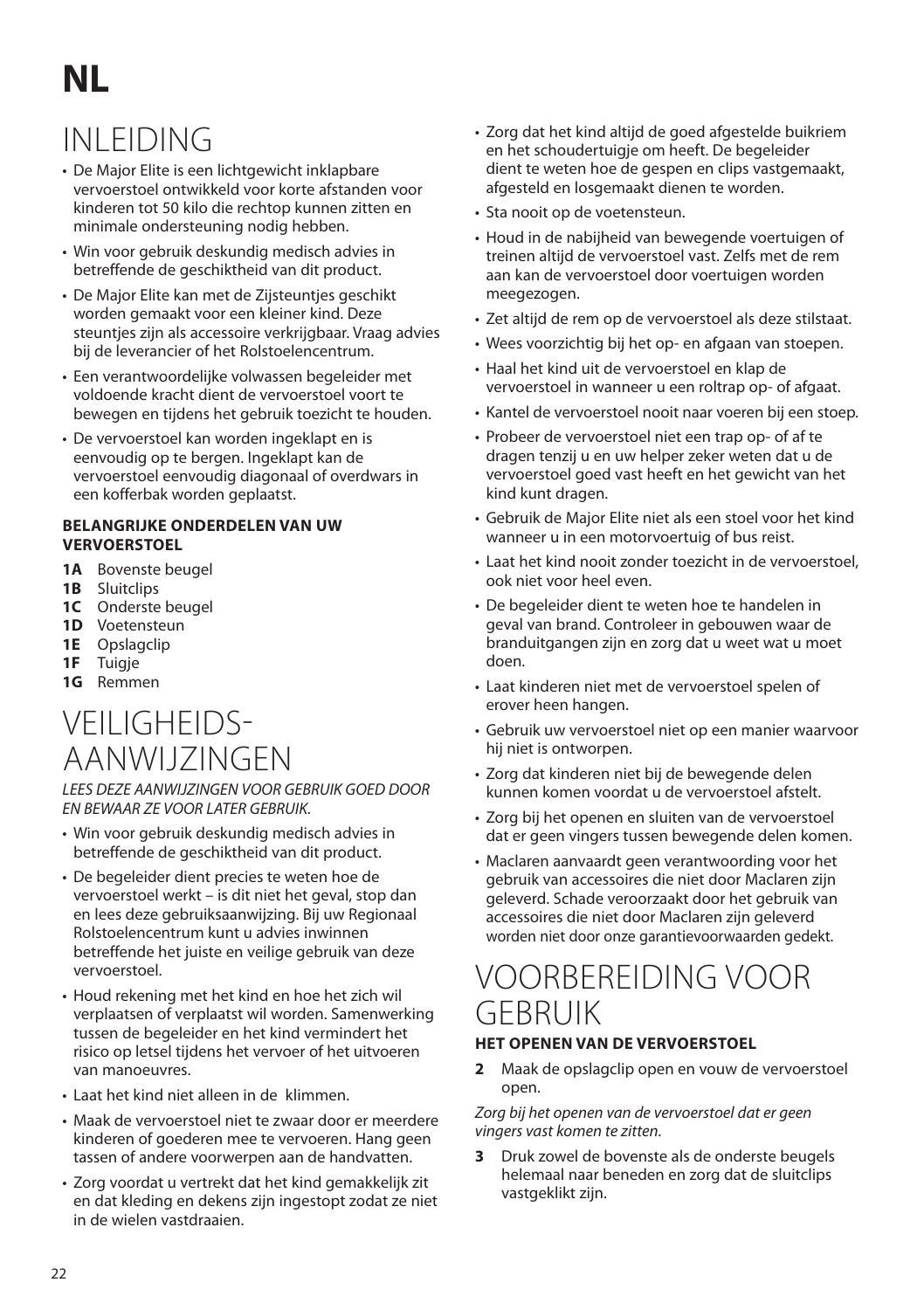# NL

## INLEIDING

- De Major Elite is een lichtgewicht inklapbare vervoerstoel ontwikkeld voor korte afstanden voor kinderen tot 50 kilo die rechtop kunnen zitten en minimale ondersteuning nodig hebben.
- Win voor gebruik deskundig medisch advies in betreffende de geschiktheid van dit product.
- De Major Elite kan met de Zijsteuntjes geschikt worden gemaakt voor een kleiner kind. Deze steuntjes zijn als accessoire verkrijgbaar. Vraag advies bij de leverancier of het Rolstoelencentrum.
- Een verantwoordelijke volwassen begeleider met voldoende kracht dient de vervoerstoel voort te bewegen en tijdens het gebruik toezicht te houden.
- De vervoerstoel kan worden ingeklapt en is eenvoudig op te bergen. Ingeklapt kan de vervoerstoel eenvoudig diagonaal of overdwars in een kofferbak worden geplaatst.

**BELANGRIJKE ONDERDELEN VAN UW VERVOERSTOEL**

- **1A** Bovenste beugel
- **1B** Sluitclips
- **1C** Onderste beugel
- **1D** Voetensteun
- **1E** Opslagclip
- **1F** Tuigje
- **1G** Remmen

## VEILIGHEIDS-AANWIJZINGEN

*LEES DEZE AANWIJZINGEN VOOR GEBRUIK GOED DOOR EN BEWAAR ZE VOOR LATER GEBRUIK.*

- Win voor gebruik deskundig medisch advies in betreffende de geschiktheid van dit product.
- De begeleider dient precies te weten hoe de vervoerstoel werkt – is dit niet het geval, stop dan en lees deze gebruiksaanwijzing. Bij uw Regionaal Rolstoelencentrum kunt u advies inwinnen betreffende het juiste en veilige gebruik van deze vervoerstoel.
- Houd rekening met het kind en hoe het zich wil verplaatsen of verplaatst wil worden. Samenwerking tussen de begeleider en het kind vermindert het risico op letsel tijdens het vervoer of het uitvoeren van manoeuvres.
- Laat het kind niet alleen in de klimmen.
- Maak de vervoerstoel niet te zwaar door er meerdere kinderen of goederen mee te vervoeren. Hang geen tassen of andere voorwerpen aan de handvatten.
- Zorg voordat u vertrekt dat het kind gemakkelijk zit en dat kleding en dekens zijn ingestopt zodat ze niet in de wielen vastdraaien.
- Zorg dat het kind altijd de goed afgestelde buikriem en het schoudertuigje om heeft. De begeleider dient te weten hoe de gespen en clips vastgemaakt, afgesteld en losgemaakt dienen te worden.
- Sta nooit op de voetensteun.
- Houd in de nabijheid van bewegende voertuigen of treinen altijd de vervoerstoel vast. Zelfs met de rem aan kan de vervoerstoel door voertuigen worden meegezogen.
- Zet altijd de rem op de vervoerstoel als deze stilstaat.
- Wees voorzichtig bij het op- en afgaan van stoepen.
- Haal het kind uit de vervoerstoel en klap de vervoerstoel in wanneer u een roltrap op- of afgaat.
- Kantel de vervoerstoel nooit naar voeren bij een stoep.
- Probeer de vervoerstoel niet een trap op- of af te dragen tenzij u en uw helper zeker weten dat u de vervoerstoel goed vast heeft en het gewicht van het kind kunt dragen.
- Gebruik de Major Elite niet als een stoel voor het kind wanneer u in een motorvoertuig of bus reist.
- Laat het kind nooit zonder toezicht in de vervoerstoel, ook niet voor heel even.
- De begeleider dient te weten hoe te handelen in geval van brand. Controleer in gebouwen waar de branduitgangen zijn en zorg dat u weet wat u moet doen.
- Laat kinderen niet met de vervoerstoel spelen of erover heen hangen.
- Gebruik uw vervoerstoel niet op een manier waarvoor hij niet is ontworpen.
- Zorg dat kinderen niet bij de bewegende delen kunnen komen voordat u de vervoerstoel afstelt.
- Zorg bij het openen en sluiten van de vervoerstoel dat er geen vingers tussen bewegende delen komen.
- Maclaren aanvaardt geen verantwoording voor het gebruik van accessoires die niet door Maclaren zijn geleverd. Schade veroorzaakt door het gebruik van accessoires die niet door Maclaren zijn geleverd worden niet door onze garantievoorwaarden gedekt.

## VOORBEREIDING VOOR GEBRUIK

**HET OPENEN VAN DE VERVOERSTOEL**

**2** Maak de opslagclip open en vouw de vervoerstoel open.

*Zorg bij het openen van de vervoerstoel dat er geen vingers vast komen te zitten.*

**3** Druk zowel de bovenste als de onderste beugels helemaal naar beneden en zorg dat de sluitclips vastgeklikt zijn.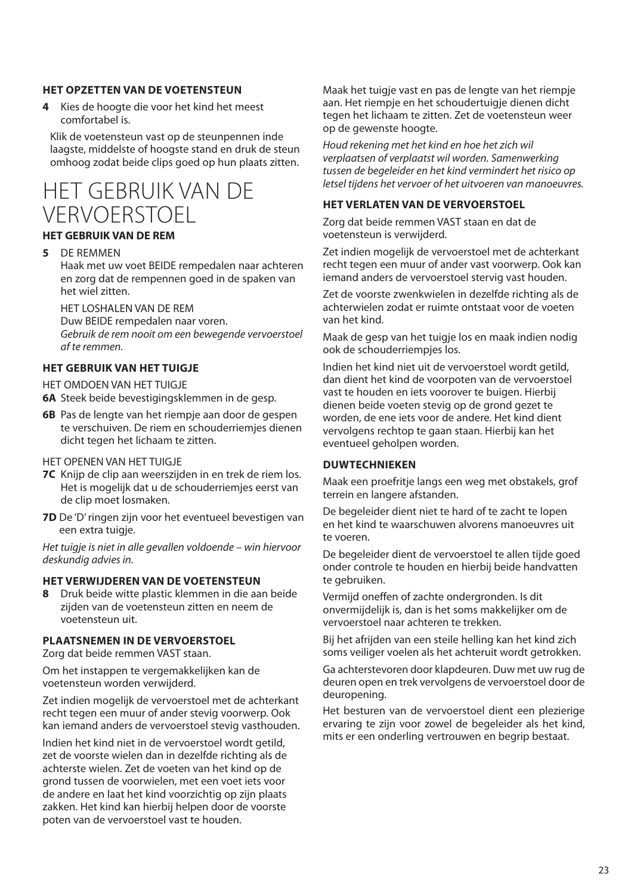### HET OPZETTEN VAN DE VOETENSTEUN

**4** Kies de hoogte die voor het kind het meest comfortabel is.

Klik de voetensteun vast op de steunpennen inde laagste, middelste of hoogste stand en druk de steun omhoog zodat beide clips goed op hun plaats zitten.

# HET GEBRUIK VAN DE VERVOERSTOEL

### HET GEBRUIK VAN DE REM

**5** DE REMMEN
Haak met uw voet BEIDE rempedalen naar achteren en zorg dat de rempennen goed in de spaken van het wiel zitten.

HET LOSHALEN VAN DE REM
Duw BEIDE rempedalen naar voren.
*Gebruik de rem nooit om een bewegende vervoerstoel af te remmen.*

### HET GEBRUIK VAN HET TUIGJE

HET OMDOEN VAN HET TUIGJE

**6A** Steek beide bevestigingsklemmen in de gesp.

**6B** Pas de lengte van het riempje aan door de gespen te verschuiven. De riem en schouderriemjes dienen dicht tegen het lichaam te zitten.

HET OPENEN VAN HET TUIGJE

**7C** Knijp de clip aan weerszijden in en trek de riem los. Het is mogelijk dat u de schouderriemjes eerst van de clip moet losmaken.

**7D** De 'D' ringen zijn voor het eventueel bevestigen van een extra tuigje.

*Het tuigje is niet in alle gevallen voldoende – win hiervoor deskundig advies in.*

### HET VERWIJDEREN VAN DE VOETENSTEUN

**8** Druk beide witte plastic klemmen in die aan beide zijden van de voetensteun zitten en neem de voetensteun uit.

### PLAATSNEMEN IN DE VERVOERSTOEL

Zorg dat beide remmen VAST staan.

Om het instappen te vergemakkelijken kan de voetensteun worden verwijderd.

Zet indien mogelijk de vervoerstoel met de achterkant recht tegen een muur of ander stevig voorwerp. Ook kan iemand anders de vervoerstoel stevig vasthouden.

Indien het kind niet in de vervoerstoel wordt getild, zet de voorste wielen dan in dezelfde richting als de achterste wielen. Zet de voeten van het kind op de grond tussen de voorwielen, met een voet iets voor de andere en laat het kind voorzichtig op zijn plaats zakken. Het kind kan hierbij helpen door de voorste poten van de vervoerstoel vast te houden.

Maak het tuigje vast en pas de lengte van het riempje aan. Het riempje en het schoudertuigje dienen dicht tegen het lichaam te zitten. Zet de voetensteun weer op de gewenste hoogte.

*Houd rekening met het kind en hoe het zich wil verplaatsen of verplaatst wil worden. Samenwerking tussen de begeleider en het kind vermindert het risico op letsel tijdens het vervoer of het uitvoeren van manoeuvres.*

### HET VERLATEN VAN DE VERVOERSTOEL

Zorg dat beide remmen VAST staan en dat de voetensteun is verwijderd.

Zet indien mogelijk de vervoerstoel met de achterkant recht tegen een muur of ander vast voorwerp. Ook kan iemand anders de vervoerstoel stervig vast houden.

Zet de voorste zwenkwielen in dezelfde richting als de achterwielen zodat er ruimte ontstaat voor de voeten van het kind.

Maak de gesp van het tuigje los en maak indien nodig ook de schouderriempjes los.

Indien het kind niet uit de vervoerstoel wordt getild, dan dient het kind de voorpoten van de vervoerstoel vast te houden en iets voorover te buigen. Hierbij dienen beide voeten stevig op de grond gezet te worden, de ene iets voor de andere. Het kind dient vervolgens rechtop te gaan staan. Hierbij kan het eventueel geholpen worden.

### DUWTECHNIEKEN

Maak een proefritje langs een weg met obstakels, grof terrein en langere afstanden.

De begeleider dient niet te hard of te zacht te lopen en het kind te waarschuwen alvorens manoeuvres uit te voeren.

De begeleider dient de vervoerstoel te allen tijde goed onder controle te houden en hierbij beide handvatten te gebruiken.

Vermijd oneffen of zachte ondergronden. Is dit onvermijdelijk is, dan is het soms makkelijker om de vervoerstoel naar achteren te trekken.

Bij het afrijden van een steile helling kan het kind zich soms veiliger voelen als het achteruit wordt getrokken.

Ga achterstevoren door klapdeuren. Duw met uw rug de deuren open en trek vervolgens de vervoerstoel door de deuropening.

Het besturen van de vervoerstoel dient een plezierige ervaring te zijn voor zowel de begeleider als het kind, mits er een onderling vertrouwen en begrip bestaat.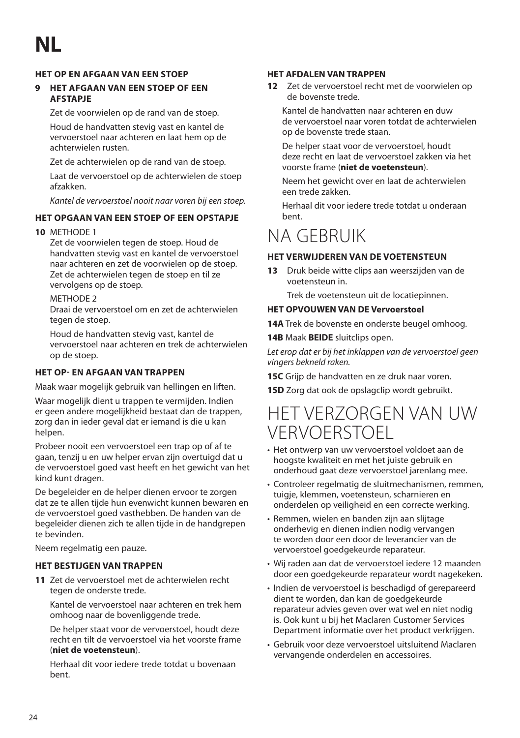# NL

### HET OP EN AFGAAN VAN EEN STOEP

**9 HET AFGAAN VAN EEN STOEP OF EEN AFSTAPJE**

Zet de voorwielen op de rand van de stoep.

Houd de handvatten stevig vast en kantel de vervoerstoel naar achteren en laat hem op de achterwielen rusten.

Zet de achterwielen op de rand van de stoep.

Laat de vervoerstoel op de achterwielen de stoep afzakken.

*Kantel de vervoerstoel nooit naar voren bij een stoep.*

### HET OPGAAN VAN EEN STOEP OF EEN OPSTAPJE

**10** METHODE 1

Zet de voorwielen tegen de stoep. Houd de handvatten stevig vast en kantel de vervoerstoel naar achteren en zet de voorwielen op de stoep. Zet de achterwielen tegen de stoep en til ze vervolgens op de stoep.

METHODE 2

Draai de vervoerstoel om en zet de achterwielen tegen de stoep.

Houd de handvatten stevig vast, kantel de vervoerstoel naar achteren en trek de achterwielen op de stoep.

### HET OP- EN AFGAAN VAN TRAPPEN

Maak waar mogelijk gebruik van hellingen en liften.

Waar mogelijk dient u trappen te vermijden. Indien er geen andere mogelijkheid bestaat dan de trappen, zorg dan in ieder geval dat er iemand is die u kan helpen.

Probeer nooit een vervoerstoel een trap op of af te gaan, tenzij u en uw helper ervan zijn overtuigd dat u de vervoerstoel goed vast heeft en het gewicht van het kind kunt dragen.

De begeleider en de helper dienen ervoor te zorgen dat ze te allen tijde hun evenwicht kunnen bewaren en de vervoerstoel goed vasthebben. De handen van de begeleider dienen zich te allen tijde in de handgrepen te bevinden.

Neem regelmatig een pauze.

### HET BESTIJGEN VAN TRAPPEN

**11** Zet de vervoerstoel met de achterwielen recht tegen de onderste trede.

Kantel de vervoerstoel naar achteren en trek hem omhoog naar de bovenliggende trede.

De helper staat voor de vervoerstoel, houdt deze recht en tilt de vervoerstoel via het voorste frame (**niet de voetensteun**).

Herhaal dit voor iedere trede totdat u bovenaan bent.

### HET AFDALEN VAN TRAPPEN

**12** Zet de vervoerstoel recht met de voorwielen op de bovenste trede.

Kantel de handvatten naar achteren en duw de vervoerstoel naar voren totdat de achterwielen op de bovenste trede staan.

De helper staat voor de vervoerstoel, houdt deze recht en laat de vervoerstoel zakken via het voorste frame (**niet de voetensteun**).

Neem het gewicht over en laat de achterwielen een trede zakken.

Herhaal dit voor iedere trede totdat u onderaan bent.

## NA GEBRUIK

### HET VERWIJDEREN VAN DE VOETENSTEUN

**13** Druk beide witte clips aan weerszijden van de voetensteun in.

Trek de voetensteun uit de locatiepinnen.

### HET OPVOUWEN VAN DE Vervoerstoel

**14A** Trek de bovenste en onderste beugel omhoog.

**14B** Maak **BEIDE** sluitclips open.

*Let erop dat er bij het inklappen van de vervoerstoel geen vingers bekneld raken.*

**15C** Grijp de handvatten en ze druk naar voren.

**15D** Zorg dat ook de opslagclip wordt gebruikt.

## HET VERZORGEN VAN UW VERVOERSTOEL

- Het ontwerp van uw vervoerstoel voldoet aan de hoogste kwaliteit en met het juiste gebruik en onderhoud gaat deze vervoerstoel jarenlang mee.
- Controleer regelmatig de sluitmechanismen, remmen, tuigje, klemmen, voetensteun, scharnieren en onderdelen op veiligheid en een correcte werking.
- Remmen, wielen en banden zijn aan slijtage onderhevig en dienen indien nodig vervangen te worden door een door de leverancier van de vervoerstoel goedgekeurde reparateur.
- Wij raden aan dat de vervoerstoel iedere 12 maanden door een goedgekeurde reparateur wordt nagekeken.
- Indien de vervoerstoel is beschadigd of gerepareerd dient te worden, dan kan de goedgekeurde reparateur advies geven over wat wel en niet nodig is. Ook kunt u bij het Maclaren Customer Services Department informatie over het product verkrijgen.
- Gebruik voor deze vervoerstoel uitsluitend Maclaren vervangende onderdelen en accessoires.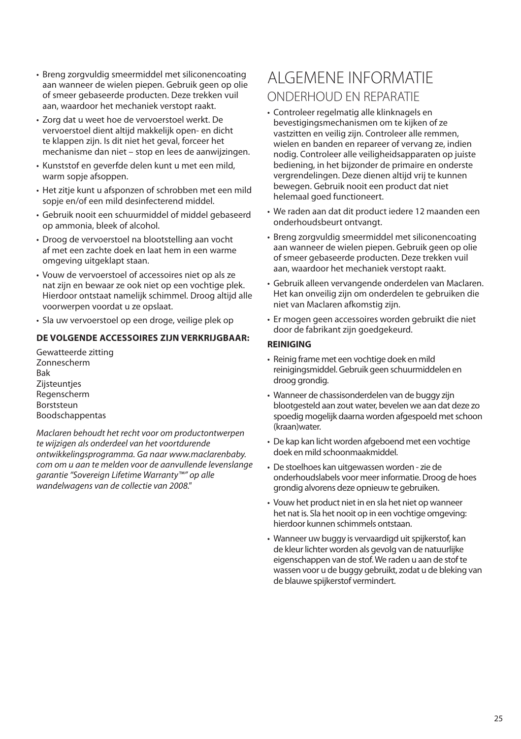- Breng zorgvuldig smeermiddel met siliconencoating aan wanneer de wielen piepen. Gebruik geen op olie of smeer gebaseerde producten. Deze trekken vuil aan, waardoor het mechaniek verstopt raakt.
- Zorg dat u weet hoe de vervoerstoel werkt. De vervoerstoel dient altijd makkelijk open- en dicht te klappen zijn. Is dit niet het geval, forceer het mechanisme dan niet – stop en lees de aanwijzingen.
- Kunststof en geverfde delen kunt u met een mild, warm sopje afsoppen.
- Het zitje kunt u afsponzen of schrobben met een mild sopje en/of een mild desinfecterend middel.
- Gebruik nooit een schuurmiddel of middel gebaseerd op ammonia, bleek of alcohol.
- Droog de vervoerstoel na blootstelling aan vocht af met een zachte doek en laat hem in een warme omgeving uitgeklapt staan.
- Vouw de vervoerstoel of accessoires niet op als ze nat zijn en bewaar ze ook niet op een vochtige plek. Hierdoor ontstaat namelijk schimmel. Droog altijd alle voorwerpen voordat u ze opslaat.
- Sla uw vervoerstoel op een droge, veilige plek op

**DE VOLGENDE ACCESSOIRES ZIJN VERKRIJGBAAR:**

Gewatteerde zitting
Zonnescherm
Bak
Zijsteuntjes
Regenscherm
Borststeun
Boodschappentas

*Maclaren behoudt het recht voor om productontwerpen te wijzigen als onderdeel van het voortdurende ontwikkelingsprogramma. Ga naar www.maclarenbaby.com om u aan te melden voor de aanvullende levenslange garantie "Sovereign Lifetime Warranty™" op alle wandelwagens van de collectie van 2008."*

# ALGEMENE INFORMATIE

## ONDERHOUD EN REPARATIE

- Controleer regelmatig alle klinknagels en bevestigingsmechanismen om te kijken of ze vastzitten en veilig zijn. Controleer alle remmen, wielen en banden en repareer of vervang ze, indien nodig. Controleer alle veiligheidsapparaten op juiste bediening, in het bijzonder de primaire en onderste vergrendelingen. Deze dienen altijd vrij te kunnen bewegen. Gebruik nooit een product dat niet helemaal goed functioneert.
- We raden aan dat dit product iedere 12 maanden een onderhoudsbeurt ontvangt.
- Breng zorgvuldig smeermiddel met siliconencoating aan wanneer de wielen piepen. Gebruik geen op olie of smeer gebaseerde producten. Deze trekken vuil aan, waardoor het mechaniek verstopt raakt.
- Gebruik alleen vervangende onderdelen van Maclaren. Het kan onveilig zijn om onderdelen te gebruiken die niet van Maclaren afkomstig zijn.
- Er mogen geen accessoires worden gebruikt die niet door de fabrikant zijn goedgekeurd.

**REINIGING**

- Reinig frame met een vochtige doek en mild reinigingsmiddel. Gebruik geen schuurmiddelen en droog grondig.
- Wanneer de chassisonderdelen van de buggy zijn blootgesteld aan zout water, bevelen we aan dat deze zo spoedig mogelijk daarna worden afgespoeld met schoon (kraan)water.
- De kap kan licht worden afgeboend met een vochtige doek en mild schoonmaakmiddel.
- De stoelhoes kan uitgewassen worden - zie de onderhoudslabels voor meer informatie. Droog de hoes grondig alvorens deze opnieuw te gebruiken.
- Vouw het product niet in en sla het niet op wanneer het nat is. Sla het nooit op in een vochtige omgeving: hierdoor kunnen schimmels ontstaan.
- Wanneer uw buggy is vervaardigd uit spijkerstof, kan de kleur lichter worden als gevolg van de natuurlijke eigenschappen van de stof. We raden u aan de stof te wassen voor u de buggy gebruikt, zodat u de bleking van de blauwe spijkerstof vermindert.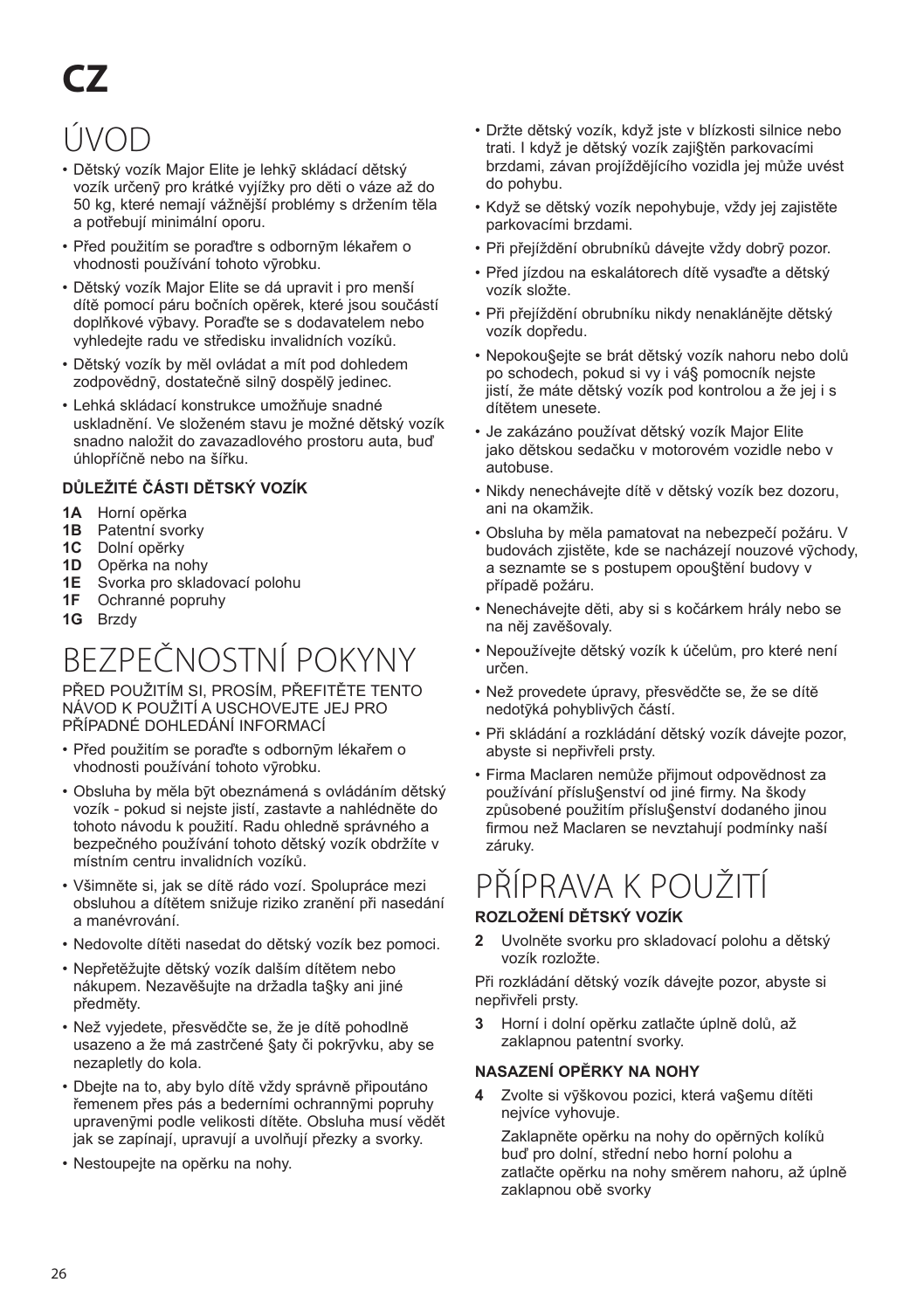# CZ

## ÚVOD

- Dětský vozík Major Elite je lehký skládací dětský vozík určený pro krátké vyjížďky pro děti o váze až do 50 kg, které nemají vážnější problémy s držením těla a potřebují minimální oporu.
- Před použitím se poraďtre s odborným lékařem o vhodnosti používání tohoto výrobku.
- Dětský vozík Major Elite se dá upravit i pro menší dítě pomocí páru bočních opěrek, které jsou součástí doplňkové výbavy. Poraďte se s dodavatelem nebo vyhledejte radu ve středisku invalidních vozíků.
- Dětský vozík by měl ovládat a mít pod dohledem zodpovědný, dostatečně silný dospělý jedinec.
- Lehká skládací konstrukce umožňuje snadné uskladnění. Ve složeném stavu je možné dětský vozík snadno naložit do zavazadlového prostoru auta, buď úhlopříčně nebo na šířku.

### DŮLEŽITÉ ČÁSTI DĚTSKÝ VOZÍK

- **1A** Horní opěrka
- **1B** Patentní svorky
- **1C** Dolní opěrky
- **1D** Opěrka na nohy
- **1E** Svorka pro skladovací polohu
- **1F** Ochranné popruhy
- **1G** Brzdy

## BEZPEČNOSTNÍ POKYNY

PŘED POUŽITÍM SI, PROSÍM, PŘEFITĚTE TENTO NÁVOD K POUŽITÍ A USCHOVEJTE JEJ PRO PŘÍPADNÉ DOHLEDÁNÍ INFORMACÍ

- Před použitím se poraďte s odborným lékařem o vhodnosti používání tohoto výrobku.
- Obsluha by měla být obeznámená s ovládáním dětský vozík - pokud si nejste jistí, zastavte a nahlédněte do tohoto návodu k použití. Radu ohledně správného a bezpečného používání tohoto dětský vozík obdržíte v místním centru invalidních vozíků.
- Všimněte si, jak se dítě rádo vozí. Spolupráce mezi obsluhou a dítětem snižuje riziko zranění při nasedání a manévrování.
- Nedovolte dítěti nasedat do dětský vozík bez pomoci.
- Nepřetěžujte dětský vozík dalším dítětem nebo nákupem. Nezavěšujte na držadla ta§ky ani jiné předměty.
- Než vyjedete, přesvědčte se, že je dítě pohodlně usazeno a že má zastrčené §aty či pokrývku, aby se nezapletly do kola.
- Dbejte na to, aby bylo dítě vždy správně připoutáno řemenem přes pás a bederními ochrannými popruhy upravenými podle velikosti dítěte. Obsluha musí vědět jak se zapínají, upravují a uvolňují přezky a svorky.
- Nestoupejte na opěrku na nohy.
- Držte dětský vozík, když jste v blízkosti silnice nebo trati. I když je dětský vozík zaji§těn parkovacími brzdami, závan projíždějícího vozidla jej může uvést do pohybu.
- Když se dětský vozík nepohybuje, vždy jej zajistěte parkovacími brzdami.
- Při přejíždění obrubníků dávejte vždy dobrý pozor.
- Před jízdou na eskalátorech dítě vysaďte a dětský vozík složte.
- Při přejíždění obrubníku nikdy nenaklánějte dětský vozík dopředu.
- Nepokou§ejte se brát dětský vozík nahoru nebo dolů po schodech, pokud si vy i vá§ pomocník nejste jistí, že máte dětský vozík pod kontrolou a že jej i s dítětem unesete.
- Je zakázáno používat dětský vozík Major Elite jako dětskou sedačku v motorovém vozidle nebo v autobuse.
- Nikdy nenechávejte dítě v dětský vozík bez dozoru, ani na okamžik.
- Obsluha by měla pamatovat na nebezpečí požáru. V budovách zjistěte, kde se nacházejí nouzové východy, a seznamte se s postupem opou§tění budovy v případě požáru.
- Nenechávejte děti, aby si s kočárkem hrály nebo se na něj zavěšovaly.
- Nepoužívejte dětský vozík k účelům, pro které není určen.
- Než provedete úpravy, přesvědčte se, že se dítě nedotýká pohyblivých částí.
- Při skládání a rozkládání dětský vozík dávejte pozor, abyste si nepřivřeli prsty.
- Firma Maclaren nemůže přijmout odpovědnost za používání příslu§enství od jiné firmy. Na škody způsobené použitím příslu§enství dodaného jinou firmou než Maclaren se nevztahují podmínky naší záruky.

## PŘÍPRAVA K POUŽITÍ

### ROZLOŽENÍ DĚTSKÝ VOZÍK

**2** Uvolněte svorku pro skladovací polohu a dětský vozík rozložte.

Při rozkládání dětský vozík dávejte pozor, abyste si nepřivřeli prsty.

**3** Horní i dolní opěrku zatlačte úplně dolů, až zaklapnou patentní svorky.

### NASAZENÍ OPĚRKY NA NOHY

**4** Zvolte si výškovou pozici, která va§emu dítěti nejvíce vyhovuje.

Zaklapněte opěrku na nohy do opěrných kolíků buď pro dolní, střední nebo horní polohu a zatlačte opěrku na nohy směrem nahoru, až úplně zaklapnou obě svorky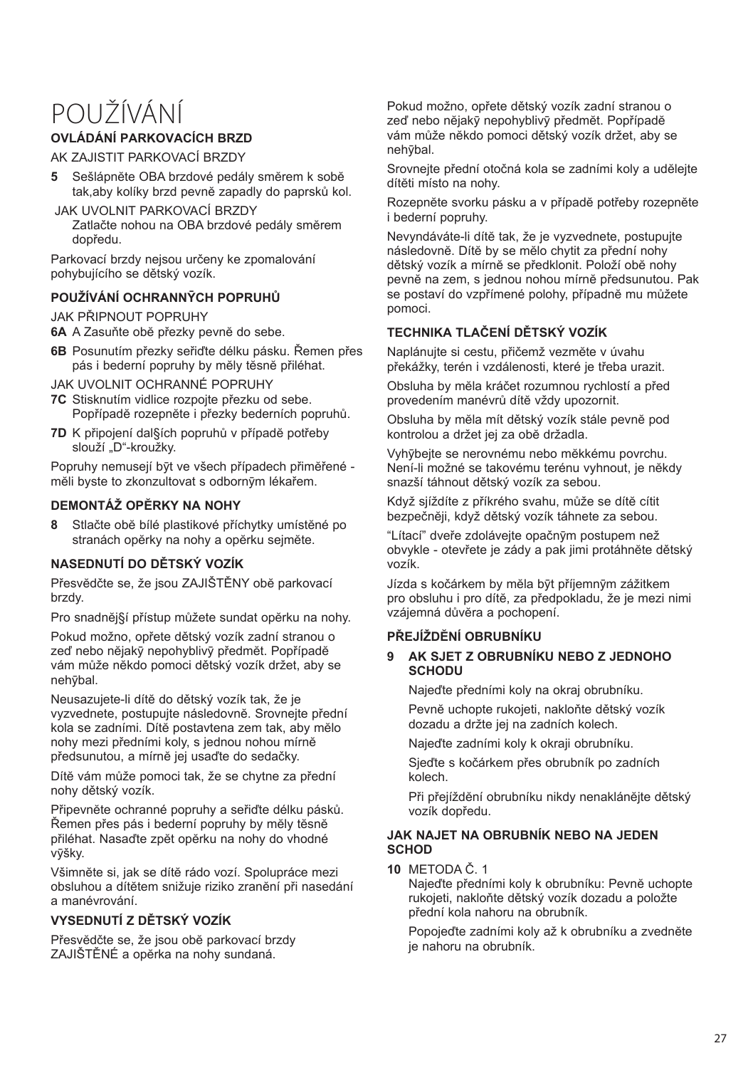# POUŽÍVÁNÍ

## OVLÁDÁNÍ PARKOVACÍCH BRZD

AK ZAJISTIT PARKOVACÍ BRZDY

**5** Sešlápněte OBA brzdové pedály směrem k sobě tak,aby kolíky brzd pevně zapadly do paprsků kol.

JAK UVOLNIT PARKOVACÍ BRZDY
Zatlačte nohou na OBA brzdové pedály směrem dopředu.

Parkovací brzdy nejsou určeny ke zpomalování pohybujícího se dětský vozík.

## POUŽÍVÁNÍ OCHRANNÝCH POPRUHŮ

JAK PŘIPNOUT POPRUHY

**6A** A Zasuňte obě přezky pevně do sebe.

**6B** Posunutím přezky seřiďte délku pásku. Řemen přes pás i bederní popruhy by měly těsně přiléhat.

JAK UVOLNIT OCHRANNÉ POPRUHY

**7C** Stisknutím vidlice rozpojte přezku od sebe. Popřípadě rozepněte i přezky bederních popruhů.

**7D** K připojení dal§ích popruhů v případě potřeby slouží „D"-kroužky.

Popruhy nemusejí být ve všech případech přiměřené - měli byste to zkonzultovat s odborným lékařem.

## DEMONTÁŽ OPĚRKY NA NOHY

**8** Stlačte obě bílé plastikové příchytky umístěné po stranách opěrky na nohy a opěrku sejměte.

## NASEDNUTÍ DO DĚTSKÝ VOZÍK

Přesvědčte se, že jsou ZAJIŠTĚNY obě parkovací brzdy.

Pro snadnějš§í přístup můžete sundat opěrku na nohy.

Pokud možno, opřete dětský vozík zadní stranou o zeď nebo nějaký nepohyblivý předmět. Popřípadě vám může někdo pomoci dětský vozík držet, aby se nehýbal.

Neusazujete-li dítě do dětský vozík tak, že je vyzvednete, postupujte následovně. Srovnejte přední kola se zadními. Dítě postavtena zem tak, aby mělo nohy mezi předními koly, s jednou nohou mírně předsunutou, a mírně jej usaďte do sedačky.

Dítě vám může pomoci tak, že se chytne za přední nohy dětský vozík.

Připevněte ochranné popruhy a seřiďte délku pásků. Řemen přes pás i bederní popruhy by měly těsně přiléhat. Nasaďte zpět opěrku na nohy do vhodné výšky.

Všimněte si, jak se dítě rádo vozí. Spolupráce mezi obsluhou a dítětem snižuje riziko zranění při nasedání a manévrování.

## VYSEDNUTÍ Z DĚTSKÝ VOZÍK

Přesvědčte se, že jsou obě parkovací brzdy ZAJIŠTĚNÉ a opěrka na nohy sundaná.

Pokud možno, opřete dětský vozík zadní stranou o zeď nebo nějaký nepohyblivý předmět. Popřípadě vám může někdo pomoci dětský vozík držet, aby se nehýbal.

Srovnejte přední otočná kola se zadními koly a udělejte dítěti místo na nohy.

Rozepněte svorku pásku a v případě potřeby rozepněte i bederní popruhy.

Nevyndáváte-li dítě tak, že je vyzvednete, postupujte následovně. Dítě by se mělo chytit za přední nohy dětský vozík a mírně se předklonit. Položí obě nohy pevně na zem, s jednou nohou mírně předsunutou. Pak se postaví do vzpřímené polohy, případně mu můžete pomoci.

## TECHNIKA TLAČENÍ DĚTSKÝ VOZÍK

Naplánujte si cestu, přičemž vezměte v úvahu překážky, terén i vzdálenosti, které je třeba urazit.

Obsluha by měla kráčet rozumnou rychlostí a před provedením manévrů dítě vždy upozornit.

Obsluha by měla mít dětský vozík stále pevně pod kontrolou a držet jej za obě držadla.

Vyhýbejte se nerovnému nebo měkkému povrchu. Není-li možné se takovému terénu vyhnout, je někdy snazší táhnout dětský vozík za sebou.

Když sjíždíte z příkrého svahu, může se dítě cítit bezpečněji, když dětský vozík táhnete za sebou.

"Létací" dveře zdolávejte opačným postupem než obvykle - otevřete je zády a pak jimi protáhněte dětský vozík.

Jízda s kočárkem by měla být příjemným zážitkem pro obsluhu i pro dítě, za předpokladu, že je mezi nimi vzájemná důvěra a pochopení.

## PŘEJÍŽDĚNÍ OBRUBNÍKU

**9 AK SJET Z OBRUBNÍKU NEBO Z JEDNOHO SCHODU**

Najeďte předními koly na okraj obrubníku.

Pevně uchopte rukojeti, nakloňte dětský vozík dozadu a držte jej na zadních kolech.

Najeďte zadními koly k okraji obrubníku.

Sjeďte s kočárkem přes obrubník po zadních kolech.

Při přejíždění obrubníku nikdy nenaklánějte dětský vozík dopředu.

### JAK NAJET NA OBRUBNÍK NEBO NA JEDEN SCHOD

**10** METODA Č. 1
Najeďte předními koly k obrubníku: Pevně uchopte rukojeti, nakloňte dětský vozík dozadu a položte přední kola nahoru na obrubník.

Popojeďte zadními koly až k obrubníku a zvedněte je nahoru na obrubník.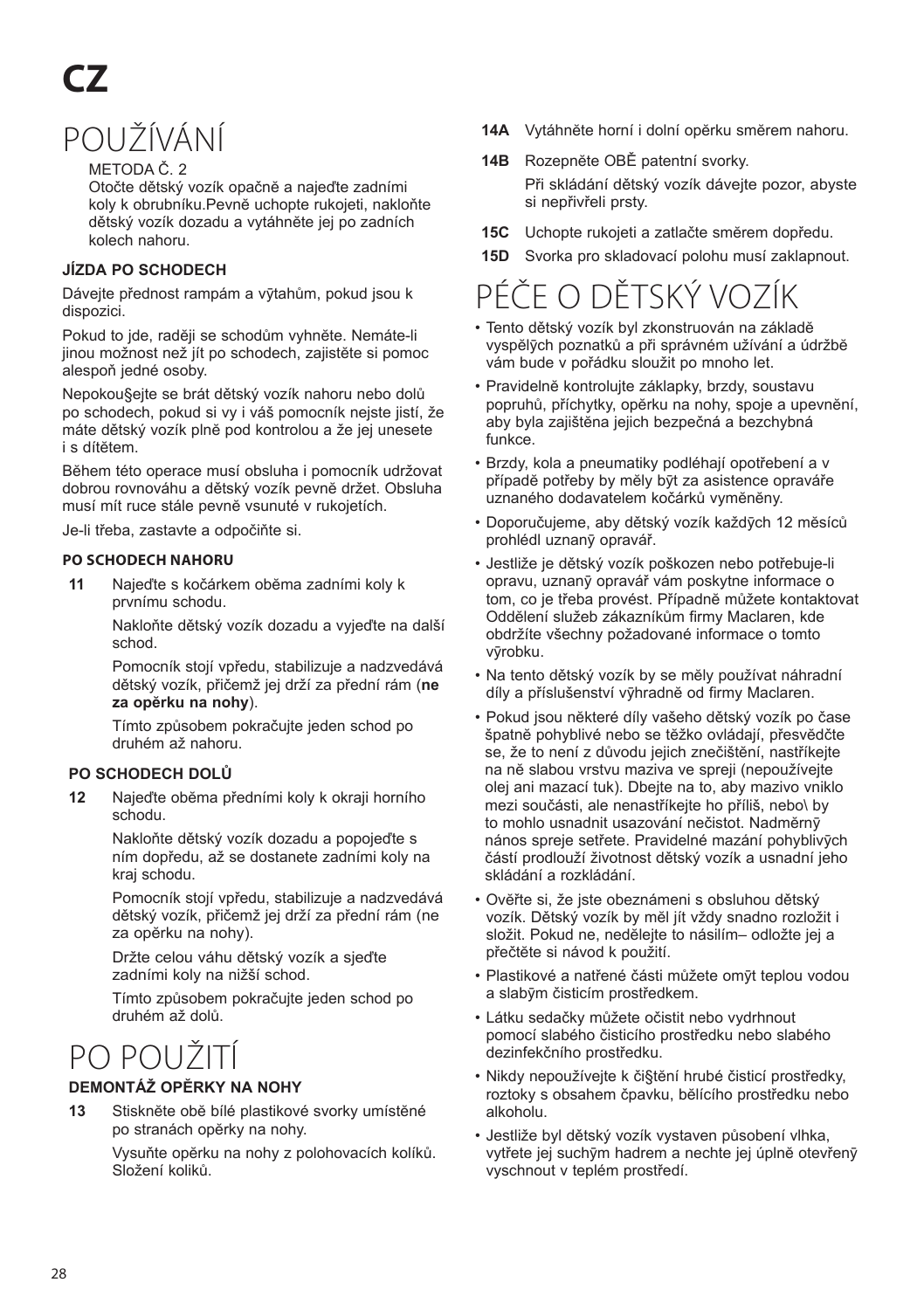# CZ

## POUŽÍVÁNÍ

METODA Č. 2

Otočte dětský vozík opačně a najeďte zadními koly k obrubníku.Pevně uchopte rukojeti, nakloňte dětský vozík dozadu a vytáhněte jej po zadních kolech nahoru.

### JÍZDA PO SCHODECH

Dávejte přednost rampám a výtahům, pokud jsou k dispozici.

Pokud to jde, raději se schodům vyhněte. Nemáte-li jinou možnost než jít po schodech, zajistěte si pomoc alespoň jedné osoby.

Nepokou§ejte se brát dětský vozík nahoru nebo dolů po schodech, pokud si vy i váš pomocník nejste jistí, že máte dětský vozík plně pod kontrolou a že jej unesete i s dítětem.

Během této operace musí obsluha i pomocník udržovat dobrou rovnováhu a dětský vozík pevně držet. Obsluha musí mít ruce stále pevně vsunuté v rukojetích.

Je-li třeba, zastavte a odpočiňte si.

#### PO SCHODECH NAHORU

**11** Najeďte s kočárkem oběma zadními koly k prvnímu schodu.

Nakloňte dětský vozík dozadu a vyjeďte na další schod.

Pomocník stojí vpředu, stabilizuje a nadzvedává dětský vozík, přičemž jej drží za přední rám (**ne za opěrku na nohy**).

Tímto způsobem pokračujte jeden schod po druhém až nahoru.

#### PO SCHODECH DOLŮ

**12** Najeďte oběma předními koly k okraji horního schodu.

Nakloňte dětský vozík dozadu a popojeďte s ním dopředu, až se dostanete zadními koly na kraj schodu.

Pomocník stojí vpředu, stabilizuje a nadzvedává dětský vozík, přičemž jej drží za přední rám (ne za opěrku na nohy).

Držte celou váhu dětský vozík a sjeďte zadními koly na nižší schod.

Tímto způsobem pokračujte jeden schod po druhém až dolů.

## PO POUŽITÍ

### DEMONTÁŽ OPĚRKY NA NOHY

**13** Stiskněte obě bílé plastikové svorky umístěné po stranách opěrky na nohy.

Vysuňte opěrku na nohy z polohovacích kolíků. Složení koliků.

**14A** Vytáhněte horní i dolní opěrku směrem nahoru.

**14B** Rozepněte OBĚ patentní svorky.

Při skládání dětský vozík dávejte pozor, abyste si nepřivřeli prsty.

**15C** Uchopte rukojeti a zatlačte směrem dopředu.

**15D** Svorka pro skladovací polohu musí zaklapnout.

## PÉČE O DĚTSKÝ VOZÍK

- Tento dětský vozík byl zkonstruován na základě vyspělých poznatků a při správném užívání a údržbě vám bude v pořádku sloužit po mnoho let.
- Pravidelně kontrolujte záklapky, brzdy, soustavu popruhů, příchytky, opěrku na nohy, spoje a upevnění, aby byla zajištěna jejich bezpečná a bezchybná funkce.
- Brzdy, kola a pneumatiky podléhají opotřebení a v případě potřeby by měly být za asistence opraváře uznaného dodavatelem kočárků vyměněny.
- Doporučujeme, aby dětský vozík každých 12 měsíců prohlédl uznaný opravář.
- Jestliže je dětský vozík poškozen nebo potřebuje-li opravu, uznaný opravář vám poskytne informace o tom, co je třeba provést. Případně můžete kontaktovat Oddělení služeb zákazníkům firmy Maclaren, kde obdržíte všechny požadované informace o tomto výrobku.
- Na tento dětský vozík by se měly používat náhradní díly a příslušenství výhradně od firmy Maclaren.
- Pokud jsou některé díly vašeho dětský vozík po čase špatně pohyblivé nebo se těžko ovládají, přesvědčte se, že to není z důvodu jejich znečištění, nastříkejte na ně slabou vrstvu maziva ve spreji (nepoužívejte olej ani mazací tuk). Dbejte na to, aby mazivo vniklo mezi součásti, ale nenastříkejte ho příliš, nebo\ by to mohlo usnadnit usazování nečistot. Nadměrný nános spreje setřete. Pravidelné mazání pohyblivých částí prodlouží životnost dětský vozík a usnadní jeho skládání a rozkládání.
- Ověřte si, že jste obeznámeni s obsluhou dětský vozík. Dětský vozík by měl jít vždy snadno rozložit i složit. Pokud ne, nedělejte to násilím– odložte jej a přečtěte si návod k použití.
- Plastikové a natřené části můžete omýt teplou vodou a slabým čisticím prostředkem.
- Látku sedačky můžete očistit nebo vydrhnout pomocí slabého čisticího prostředku nebo slabého dezinfekčního prostředku.
- Nikdy nepoužívejte k či§tění hrubé čisticí prostředky, roztoky s obsahem čpavku, bělícího prostředku nebo alkoholu.
- Jestliže byl dětský vozík vystaven působení vlhka, vytřete jej suchým hadrem a nechte jej úplně otevřený vyschnout v teplém prostředí.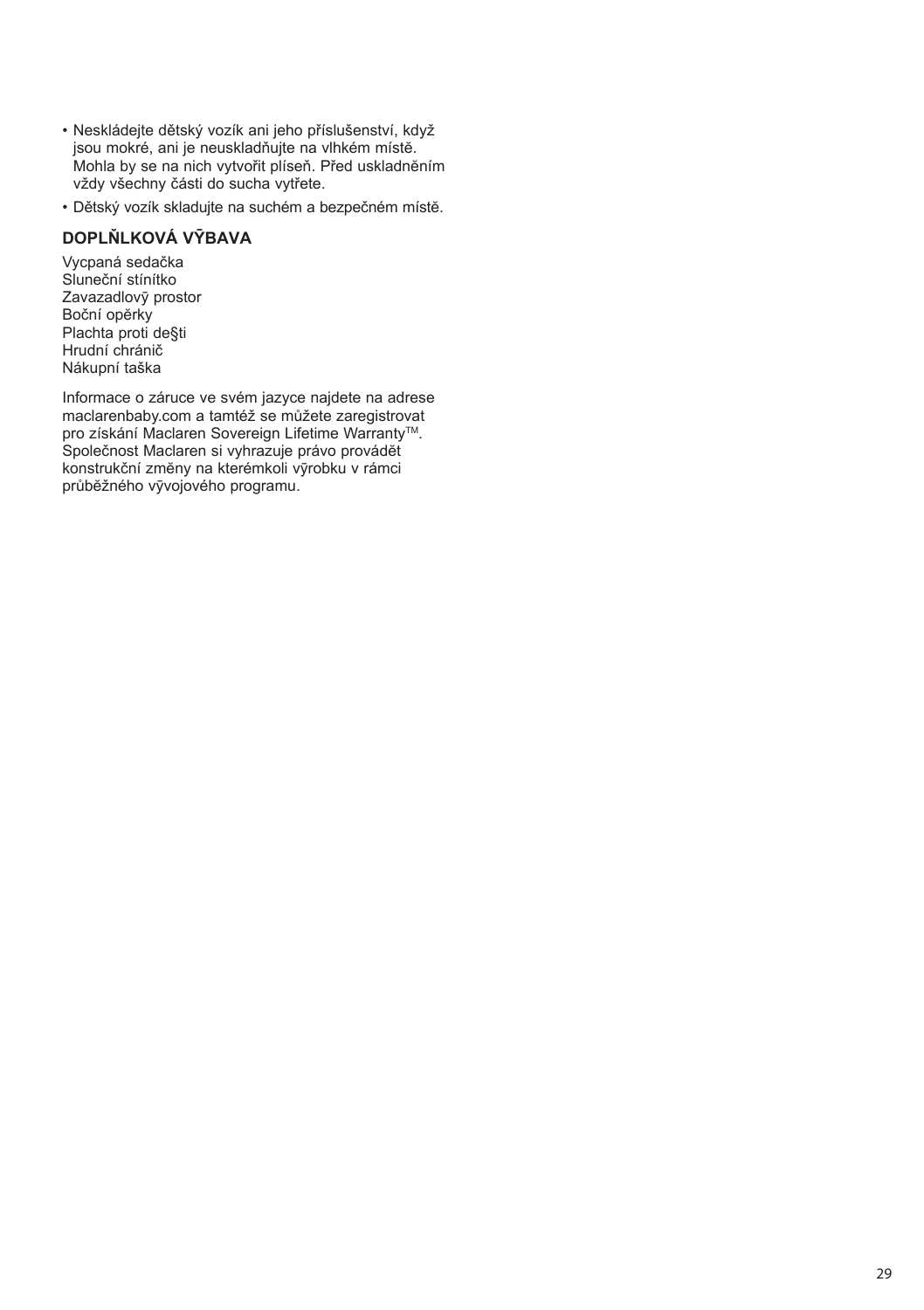- Neskládejte dětský vozík ani jeho příslušenství, když jsou mokré, ani je neuskladňujte na vlhkém místě. Mohla by se na nich vytvořit plíseň. Před uskladněním vždy všechny části do sucha vytřete.
- Dětský vozík skladujte na suchém a bezpečném místě.

## DOPLŇLKOVÁ VȲBAVA

Vycpaná sedačka
Sluneční stínítko
Zavazadlovȳ prostor
Boční opěrky
Plachta proti de§ti
Hrudní chránič
Nákupní taška

Informace o záruce ve svém jazyce najdete na adrese maclarenbaby.com a tamtéž se můžete zaregistrovat pro získání Maclaren Sovereign Lifetime Warranty™. Společnost Maclaren si vyhrazuje právo provádět konstrukční změny na kterémkoli vȳrobku v rámci průběžného vȳvojového programu.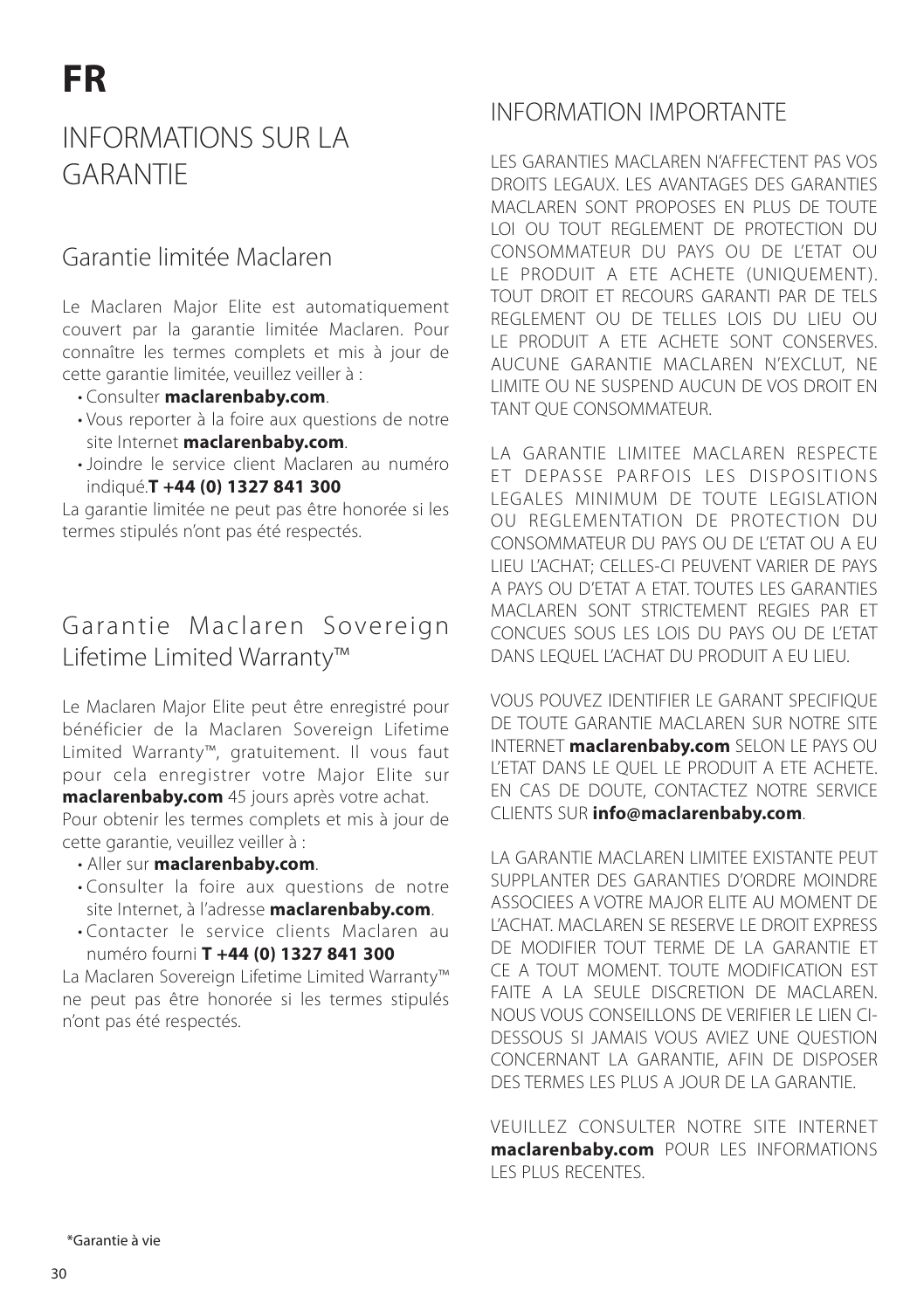# FR

## INFORMATIONS SUR LA GARANTIE

### Garantie limitée Maclaren

Le Maclaren Major Elite est automatiquement couvert par la garantie limitée Maclaren. Pour connaître les termes complets et mis à jour de cette garantie limitée, veuillez veiller à :

- Consulter **maclarenbaby.com**.
- Vous reporter à la foire aux questions de notre site Internet **maclarenbaby.com**.
- Joindre le service client Maclaren au numéro indiqué.**T +44 (0) 1327 841 300**

La garantie limitée ne peut pas être honorée si les termes stipulés n'ont pas été respectés.

### Garantie Maclaren Sovereign Lifetime Limited Warranty™

Le Maclaren Major Elite peut être enregistré pour bénéficier de la Maclaren Sovereign Lifetime Limited Warranty™, gratuitement. Il vous faut pour cela enregistrer votre Major Elite sur **maclarenbaby.com** 45 jours après votre achat.

Pour obtenir les termes complets et mis à jour de cette garantie, veuillez veiller à :

- Aller sur **maclarenbaby.com**.
- Consulter la foire aux questions de notre site Internet, à l'adresse **maclarenbaby.com**.
- Contacter le service clients Maclaren au numéro fourni **T +44 (0) 1327 841 300**

La Maclaren Sovereign Lifetime Limited Warranty™ ne peut pas être honorée si les termes stipulés n'ont pas été respectés.

*Garantie à vie

## INFORMATION IMPORTANTE

LES GARANTIES MACLAREN N'AFFECTENT PAS VOS DROITS LEGAUX. LES AVANTAGES DES GARANTIES MACLAREN SONT PROPOSES EN PLUS DE TOUTE LOI OU TOUT REGLEMENT DE PROTECTION DU CONSOMMATEUR DU PAYS OU DE L'ETAT OU LE PRODUIT A ETE ACHETE (UNIQUEMENT). TOUT DROIT ET RECOURS GARANTI PAR DE TELS REGLEMENT OU DE TELLES LOIS DU LIEU OU LE PRODUIT A ETE ACHETE SONT CONSERVES. AUCUNE GARANTIE MACLAREN N'EXCLUT, NE LIMITE OU NE SUSPEND AUCUN DE VOS DROIT EN TANT QUE CONSOMMATEUR.

LA GARANTIE LIMITEE MACLAREN RESPECTE ET DEPASSE PARFOIS LES DISPOSITIONS LEGALES MINIMUM DE TOUTE LEGISLATION OU REGLEMENTATION DE PROTECTION DU CONSOMMATEUR DU PAYS OU DE L'ETAT OU A EU LIEU L'ACHAT; CELLES-CI PEUVENT VARIER DE PAYS A PAYS OU D'ETAT A ETAT. TOUTES LES GARANTIES MACLAREN SONT STRICTEMENT REGIES PAR ET CONCUES SOUS LES LOIS DU PAYS OU DE L'ETAT DANS LEQUEL L'ACHAT DU PRODUIT A EU LIEU.

VOUS POUVEZ IDENTIFIER LE GARANT SPECIFIQUE DE TOUTE GARANTIE MACLAREN SUR NOTRE SITE INTERNET **maclarenbaby.com** SELON LE PAYS OU L'ETAT DANS LE QUEL LE PRODUIT A ETE ACHETE. EN CAS DE DOUTE, CONTACTEZ NOTRE SERVICE CLIENTS SUR **info@maclarenbaby.com**.

LA GARANTIE MACLAREN LIMITEE EXISTANTE PEUT SUPPLANTER DES GARANTIES D'ORDRE MOINDRE ASSOCIEES A VOTRE MAJOR ELITE AU MOMENT DE L'ACHAT. MACLAREN SE RESERVE LE DROIT EXPRESS DE MODIFIER TOUT TERME DE LA GARANTIE ET CE A TOUT MOMENT. TOUTE MODIFICATION EST FAITE A LA SEULE DISCRETION DE MACLAREN. NOUS VOUS CONSEILLONS DE VERIFIER LE LIEN CI-DESSOUS SI JAMAIS VOUS AVIEZ UNE QUESTION CONCERNANT LA GARANTIE, AFIN DE DISPOSER DES TERMES LES PLUS A JOUR DE LA GARANTIE.

VEUILLEZ CONSULTER NOTRE SITE INTERNET **maclarenbaby.com** POUR LES INFORMATIONS LES PLUS RECENTES.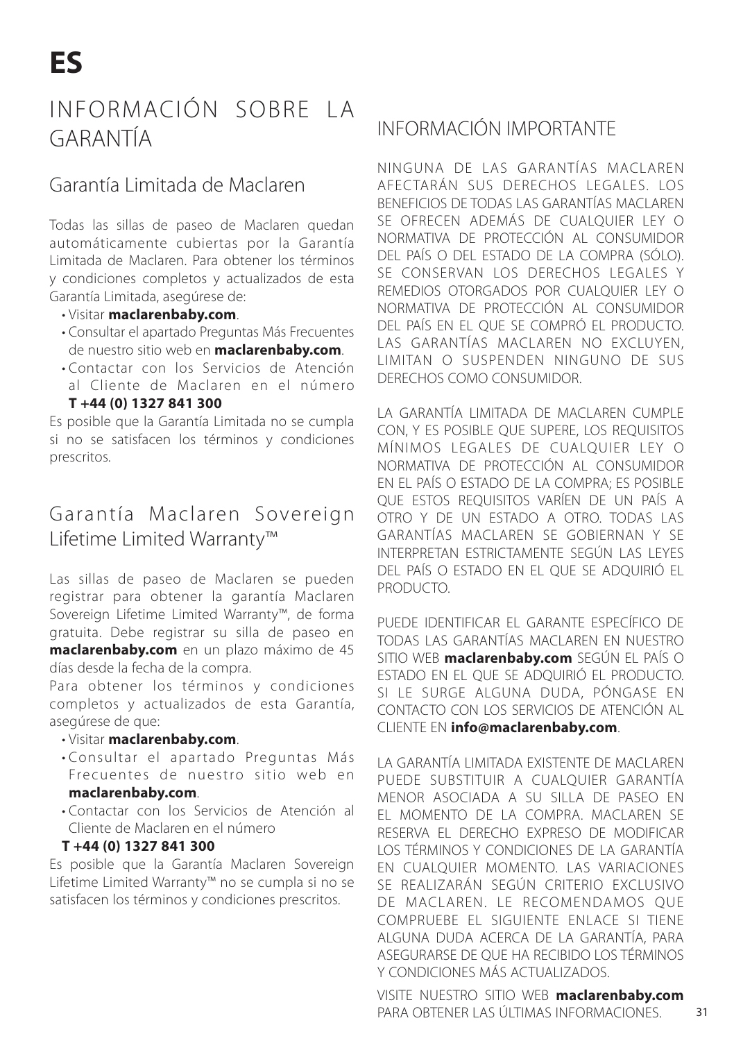# ES

## INFORMACIÓN SOBRE LA GARANTÍA

### Garantía Limitada de Maclaren

Todas las sillas de paseo de Maclaren quedan automáticamente cubiertas por la Garantía Limitada de Maclaren. Para obtener los términos y condiciones completos y actualizados de esta Garantía Limitada, asegúrese de:

- Visitar **maclarenbaby.com**.
- Consultar el apartado Preguntas Más Frecuentes de nuestro sitio web en **maclarenbaby.com**.
- Contactar con los Servicios de Atención al Cliente de Maclaren en el número **T +44 (0) 1327 841 300**

Es posible que la Garantía Limitada no se cumpla si no se satisfacen los términos y condiciones prescritos.

### Garantía Maclaren Sovereign Lifetime Limited Warranty™

Las sillas de paseo de Maclaren se pueden registrar para obtener la garantía Maclaren Sovereign Lifetime Limited Warranty™, de forma gratuita. Debe registrar su silla de paseo en **maclarenbaby.com** en un plazo máximo de 45 días desde la fecha de la compra.

Para obtener los términos y condiciones completos y actualizados de esta Garantía, asegúrese de que:

- Visitar **maclarenbaby.com**.
- Consultar el apartado Preguntas Más Frecuentes de nuestro sitio web en **maclarenbaby.com**.
- Contactar con los Servicios de Atención al Cliente de Maclaren en el número

**T +44 (0) 1327 841 300**

Es posible que la Garantía Maclaren Sovereign Lifetime Limited Warranty™ no se cumpla si no se satisfacen los términos y condiciones prescritos.

## INFORMACIÓN IMPORTANTE

NINGUNA DE LAS GARANTÍAS MACLAREN AFECTARÁN SUS DERECHOS LEGALES. LOS BENEFICIOS DE TODAS LAS GARANTÍAS MACLAREN SE OFRECEN ADEMÁS DE CUALQUIER LEY O NORMATIVA DE PROTECCIÓN AL CONSUMIDOR DEL PAÍS O DEL ESTADO DE LA COMPRA (SÓLO). SE CONSERVAN LOS DERECHOS LEGALES Y REMEDIOS OTORGADOS POR CUALQUIER LEY O NORMATIVA DE PROTECCIÓN AL CONSUMIDOR DEL PAÍS EN EL QUE SE COMPRÓ EL PRODUCTO. LAS GARANTÍAS MACLAREN NO EXCLUYEN, LIMITAN O SUSPENDEN NINGUNO DE SUS DERECHOS COMO CONSUMIDOR.

LA GARANTÍA LIMITADA DE MACLAREN CUMPLE CON, Y ES POSIBLE QUE SUPERE, LOS REQUISITOS MÍNIMOS LEGALES DE CUALQUIER LEY O NORMATIVA DE PROTECCIÓN AL CONSUMIDOR EN EL PAÍS O ESTADO DE LA COMPRA; ES POSIBLE QUE ESTOS REQUISITOS VARÍEN DE UN PAÍS A OTRO Y DE UN ESTADO A OTRO. TODAS LAS GARANTÍAS MACLAREN SE GOBIERNAN Y SE INTERPRETAN ESTRICTAMENTE SEGÚN LAS LEYES DEL PAÍS O ESTADO EN EL QUE SE ADQUIRIÓ EL PRODUCTO.

PUEDE IDENTIFICAR EL GARANTE ESPECÍFICO DE TODAS LAS GARANTÍAS MACLAREN EN NUESTRO SITIO WEB **maclarenbaby.com** SEGÚN EL PAÍS O ESTADO EN EL QUE SE ADQUIRIÓ EL PRODUCTO. SI LE SURGE ALGUNA DUDA, PÓNGASE EN CONTACTO CON LOS SERVICIOS DE ATENCIÓN AL CLIENTE EN **info@maclarenbaby.com**.

LA GARANTÍA LIMITADA EXISTENTE DE MACLAREN PUEDE SUBSTITUIR A CUALQUIER GARANTÍA MENOR ASOCIADA A SU SILLA DE PASEO EN EL MOMENTO DE LA COMPRA. MACLAREN SE RESERVA EL DERECHO EXPRESO DE MODIFICAR LOS TÉRMINOS Y CONDICIONES DE LA GARANTÍA EN CUALQUIER MOMENTO. LAS VARIACIONES SE REALIZARÁN SEGÚN CRITERIO EXCLUSIVO DE MACLAREN. LE RECOMENDAMOS QUE COMPRUEBE EL SIGUIENTE ENLACE SI TIENE ALGUNA DUDA ACERCA DE LA GARANTÍA, PARA ASEGURARSE DE QUE HA RECIBIDO LOS TÉRMINOS Y CONDICIONES MÁS ACTUALIZADOS.

VISITE NUESTRO SITIO WEB **maclarenbaby.com** PARA OBTENER LAS ÚLTIMAS INFORMACIONES.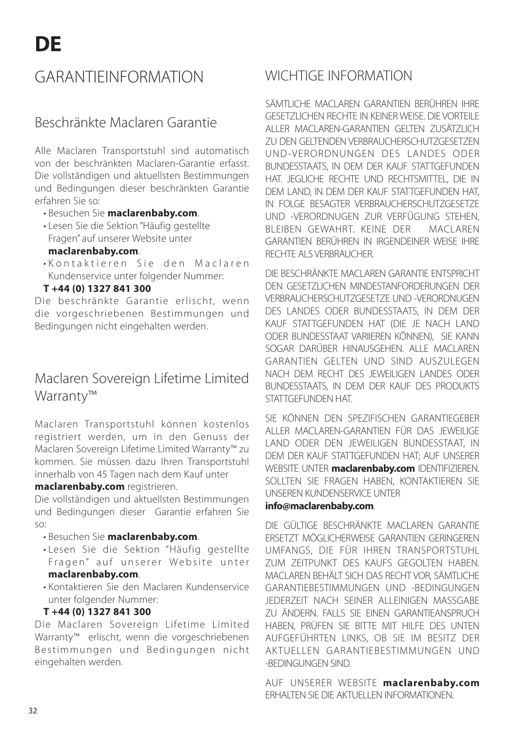# DE

## GARANTIEINFORMATION

### Beschränkte Maclaren Garantie

Alle Maclaren Transportstuhl sind automatisch von der beschränkten Maclaren-Garantie erfasst. Die vollständigen und aktuellsten Bestimmungen und Bedingungen dieser beschränkten Garantie erfahren Sie so:

- Besuchen Sie **maclarenbaby.com**.
- Lesen Sie die Sektion "Häufig gestellte Fragen" auf unserer Website unter **maclarenbaby.com**.
- Kontaktieren Sie den Maclaren Kundenservice unter folgender Nummer:

**T +44 (0) 1327 841 300**

Die beschränkte Garantie erlischt, wenn die vorgeschriebenen Bestimmungen und Bedingungen nicht eingehalten werden.

### Maclaren Sovereign Lifetime Limited Warranty™

Maclaren Transportstuhl können kostenlos registriert werden, um in den Genuss der Maclaren Sovereign Lifetime Limited Warranty™ zu kommen. Sie müssen dazu Ihren Transportstuhl innerhalb von 45 Tagen nach dem Kauf unter **maclarenbaby.com** registrieren.

Die vollständigen und aktuellsten Bestimmungen und Bedingungen dieser Garantie erfahren Sie so:

- Besuchen Sie **maclarenbaby.com**.
- Lesen Sie die Sektion "Häufig gestellte Fragen" auf unserer Website unter **maclarenbaby.com**.
- Kontaktieren Sie den Maclaren Kundenservice unter folgender Nummer:

**T +44 (0) 1327 841 300**

Die Maclaren Sovereign Lifetime Limited Warranty™ erlischt, wenn die vorgeschriebenen Bestimmungen und Bedingungen nicht eingehalten werden.

## WICHTIGE INFORMATION

SÄMTLICHE MACLAREN GARANTIEN BERÜHREN IHRE GESETZLICHEN RECHTE IN KEINER WEISE. DIE VORTEILE ALLER MACLAREN-GARANTIEN GELTEN ZUSÄTZLICH ZU DEN GELTENDEN VERBRAUCHERSCHUTZGESETZEN UND-VERORDNUNGEN DES LANDES ODER BUNDESSTAATS, IN DEM DER KAUF STATTGEFUNDEN HAT. JEGLICHE RECHTE UND RECHTSMITTEL, DIE IN DEM LAND, IN DEM DER KAUF STATTGEFUNDEN HAT, IN FOLGE BESAGTER VERBRAUCHERSCHUTZGESETZE UND -VERORDNUGEN ZUR VERFÜGUNG STEHEN, BLEIBEN GEWAHRT. KEINE DER MACLAREN GARANTIEN BERÜHREN IN IRGENDEINER WEISE IHRE RECHTE ALS VERBRAUCHER.

DIE BESCHRÄNKTE MACLAREN GARANTIE ENTSPRICHT DEN GESETZLICHEN MINDESTANFORDERUNGEN DER VERBRAUCHERSCHUTZGESETZE UND -VERORDNUGEN DES LANDES ODER BUNDESSTAATS, IN DEM DER KAUF STATTGEFUNDEN HAT (DIE JE NACH LAND ODER BUNDESSTAAT VARIIEREN KÖNNEN), SIE KANN SOGAR DARÜBER HINAUSGEHEN. ALLE MACLAREN GARANTIEN GELTEN UND SIND AUSZULEGEN NACH DEM RECHT DES JEWEILIGEN LANDES ODER BUNDESSTAATS, IN DEM DER KAUF DES PRODUKTS STATTGEFUNDEN HAT.

SIE KÖNNEN DEN SPEZIFISCHEN GARANTIEGEBER ALLER MACLAREN-GARANTIEN FÜR DAS JEWEILIGE LAND ODER DEN JEWEILIGEN BUNDESSTAAT, IN DEM DER KAUF STATTGEFUNDEN HAT; AUF UNSERER WEBSITE UNTER **maclarenbaby.com** IDENTIFIZIEREN. SOLLTEN SIE FRAGEN HABEN, KONTAKTIEREN SIE UNSEREN KUNDENSERVICE UNTER **info@maclarenbaby.com**.

DIE GÜLTIGE BESCHRÄNKTE MACLAREN GARANTIE ERSETZT MÖGLICHERWEISE GARANTIEN GERINGEREN UMFANGS, DIE FÜR IHREN TRANSPORTSTUHL ZUM ZEITPUNKT DES KAUFS GEGOLTEN HABEN. MACLAREN BEHÄLT SICH DAS RECHT VOR, SÄMTLICHE GARANTIEBESTIMMUNGEN UND -BEDINGUNGEN JEDERZEIT NACH SEINER ALLEINIGEN MASSGABE ZU ÄNDERN. FALLS SIE EINEN GARANTIEANSPRUCH HABEN, PRÜFEN SIE BITTE MIT HILFE DES UNTEN AUFGEFÜHRTEN LINKS, OB SIE IM BESITZ DER AKTUELLEN GARANTIEBESTIMMUNGEN UND -BEDINGUNGEN SIND.

AUF UNSERER WEBSITE **maclarenbaby.com** ERHALTEN SIE DIE AKTUELLEN INFORMATIONEN.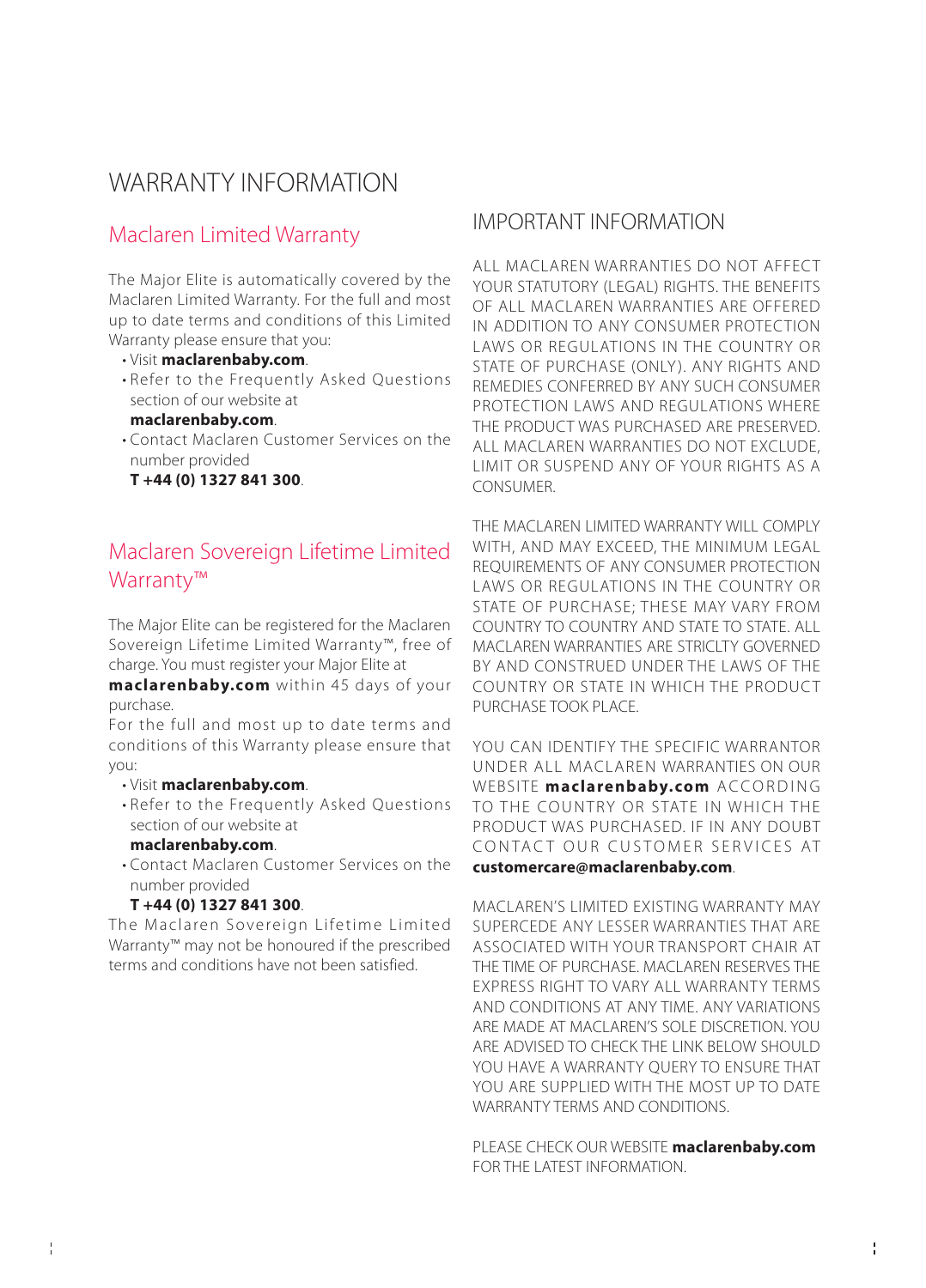# WARRANTY INFORMATION

## Maclaren Limited Warranty

The Major Elite is automatically covered by the Maclaren Limited Warranty. For the full and most up to date terms and conditions of this Limited Warranty please ensure that you:

- Visit **maclarenbaby.com**.
- Refer to the Frequently Asked Questions section of our website at **maclarenbaby.com**.
- Contact Maclaren Customer Services on the number provided **T +44 (0) 1327 841 300**.

## Maclaren Sovereign Lifetime Limited Warranty™

The Major Elite can be registered for the Maclaren Sovereign Lifetime Limited Warranty™, free of charge. You must register your Major Elite at **maclarenbaby.com** within 45 days of your purchase.

For the full and most up to date terms and conditions of this Warranty please ensure that you:

- Visit **maclarenbaby.com**.
- Refer to the Frequently Asked Questions section of our website at **maclarenbaby.com**.
- Contact Maclaren Customer Services on the number provided **T +44 (0) 1327 841 300**.

The Maclaren Sovereign Lifetime Limited Warranty™ may not be honoured if the prescribed terms and conditions have not been satisfied.

## IMPORTANT INFORMATION

ALL MACLAREN WARRANTIES DO NOT AFFECT YOUR STATUTORY (LEGAL) RIGHTS. THE BENEFITS OF ALL MACLAREN WARRANTIES ARE OFFERED IN ADDITION TO ANY CONSUMER PROTECTION LAWS OR REGULATIONS IN THE COUNTRY OR STATE OF PURCHASE (ONLY). ANY RIGHTS AND REMEDIES CONFERRED BY ANY SUCH CONSUMER PROTECTION LAWS AND REGULATIONS WHERE THE PRODUCT WAS PURCHASED ARE PRESERVED. ALL MACLAREN WARRANTIES DO NOT EXCLUDE, LIMIT OR SUSPEND ANY OF YOUR RIGHTS AS A CONSUMER.

THE MACLAREN LIMITED WARRANTY WILL COMPLY WITH, AND MAY EXCEED, THE MINIMUM LEGAL REQUIREMENTS OF ANY CONSUMER PROTECTION LAWS OR REGULATIONS IN THE COUNTRY OR STATE OF PURCHASE; THESE MAY VARY FROM COUNTRY TO COUNTRY AND STATE TO STATE. ALL MACLAREN WARRANTIES ARE STRICLTY GOVERNED BY AND CONSTRUED UNDER THE LAWS OF THE COUNTRY OR STATE IN WHICH THE PRODUCT PURCHASE TOOK PLACE.

YOU CAN IDENTIFY THE SPECIFIC WARRANTOR UNDER ALL MACLAREN WARRANTIES ON OUR WEBSITE **maclarenbaby.com** ACCORDING TO THE COUNTRY OR STATE IN WHICH THE PRODUCT WAS PURCHASED. IF IN ANY DOUBT CONTACT OUR CUSTOMER SERVICES AT **customercare@maclarenbaby.com**.

MACLAREN'S LIMITED EXISTING WARRANTY MAY SUPERCEDE ANY LESSER WARRANTIES THAT ARE ASSOCIATED WITH YOUR TRANSPORT CHAIR AT THE TIME OF PURCHASE. MACLAREN RESERVES THE EXPRESS RIGHT TO VARY ALL WARRANTY TERMS AND CONDITIONS AT ANY TIME. ANY VARIATIONS ARE MADE AT MACLAREN'S SOLE DISCRETION. YOU ARE ADVISED TO CHECK THE LINK BELOW SHOULD YOU HAVE A WARRANTY QUERY TO ENSURE THAT YOU ARE SUPPLIED WITH THE MOST UP TO DATE WARRANTY TERMS AND CONDITIONS.

PLEASE CHECK OUR WEBSITE **maclarenbaby.com** FOR THE LATEST INFORMATION.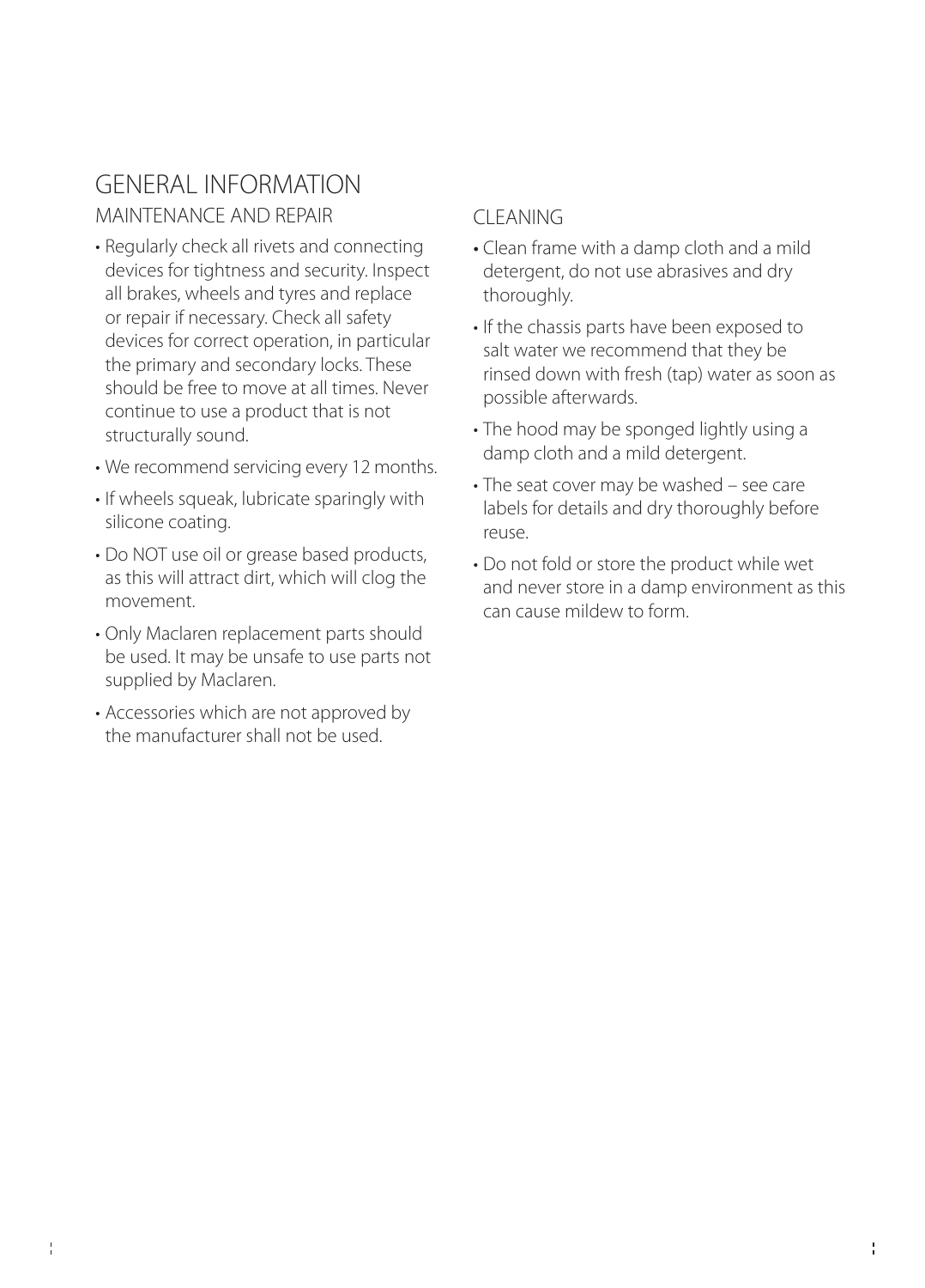# GENERAL INFORMATION

## MAINTENANCE AND REPAIR

- Regularly check all rivets and connecting devices for tightness and security. Inspect all brakes, wheels and tyres and replace or repair if necessary. Check all safety devices for correct operation, in particular the primary and secondary locks. These should be free to move at all times. Never continue to use a product that is not structurally sound.
- We recommend servicing every 12 months.
- If wheels squeak, lubricate sparingly with silicone coating.
- Do NOT use oil or grease based products, as this will attract dirt, which will clog the movement.
- Only Maclaren replacement parts should be used. It may be unsafe to use parts not supplied by Maclaren.
- Accessories which are not approved by the manufacturer shall not be used.

## CLEANING

- Clean frame with a damp cloth and a mild detergent, do not use abrasives and dry thoroughly.
- If the chassis parts have been exposed to salt water we recommend that they be rinsed down with fresh (tap) water as soon as possible afterwards.
- The hood may be sponged lightly using a damp cloth and a mild detergent.
- The seat cover may be washed – see care labels for details and dry thoroughly before reuse.
- Do not fold or store the product while wet and never store in a damp environment as this can cause mildew to form.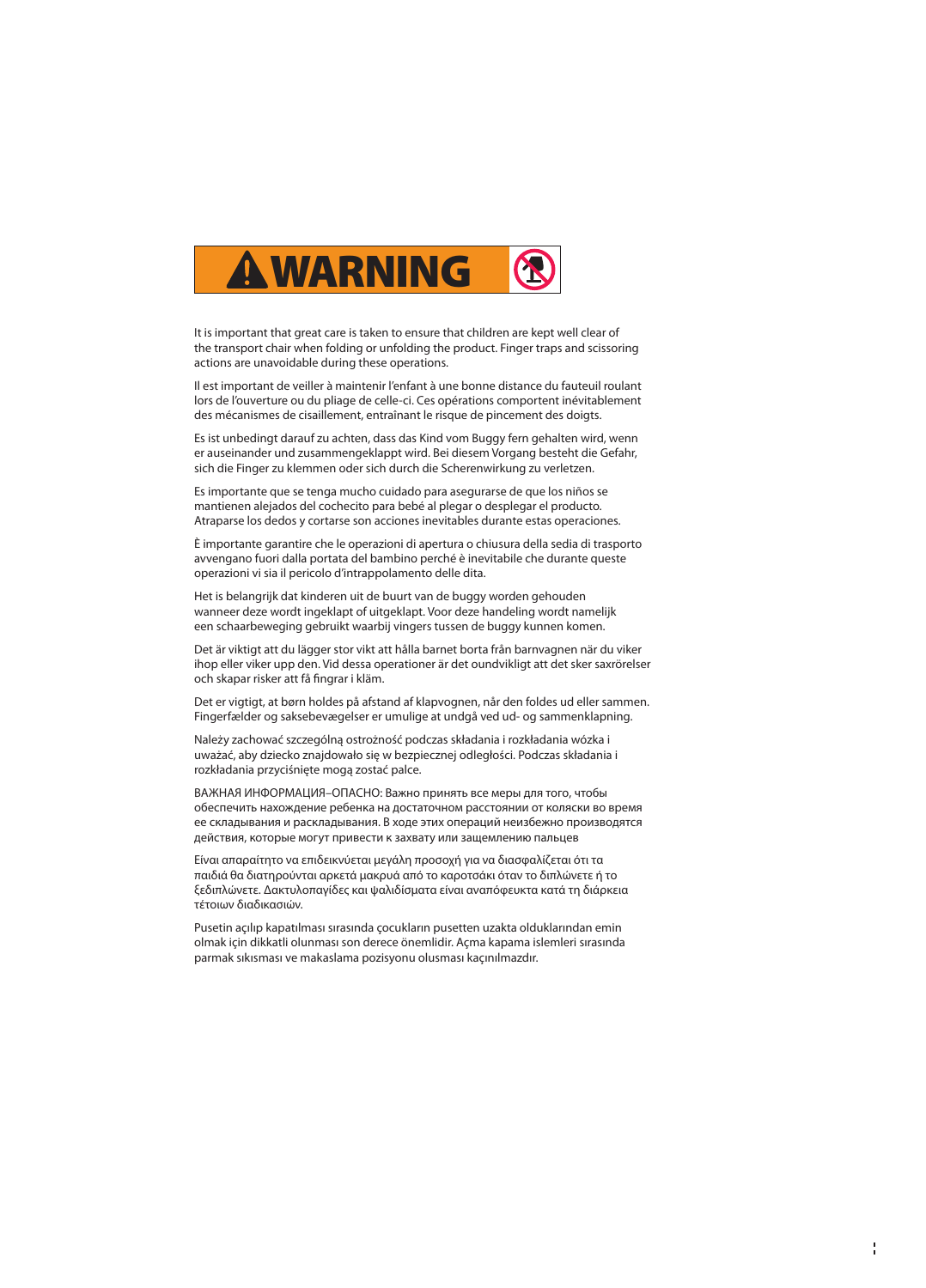# ⚠ WARNING

It is important that great care is taken to ensure that children are kept well clear of the transport chair when folding or unfolding the product. Finger traps and scissoring actions are unavoidable during these operations.

Il est important de veiller à maintenir l'enfant à une bonne distance du fauteuil roulant lors de l'ouverture ou du pliage de celle-ci. Ces opérations comportent inévitablement des mécanismes de cisaillement, entraînant le risque de pincement des doigts.

Es ist unbedingt darauf zu achten, dass das Kind vom Buggy fern gehalten wird, wenn er auseinander und zusammengeklappt wird. Bei diesem Vorgang besteht die Gefahr, sich die Finger zu klemmen oder sich durch die Scherenwirkung zu verletzen.

Es importante que se tenga mucho cuidado para asegurarse de que los niños se mantienen alejados del cochecito para bebé al plegar o desplegar el producto. Atraparse los dedos y cortarse son acciones inevitables durante estas operaciones.

È importante garantire che le operazioni di apertura o chiusura della sedia di trasporto avvengano fuori dalla portata del bambino perché è inevitabile che durante queste operazioni vi sia il pericolo d'intrappolamento delle dita.

Het is belangrijk dat kinderen uit de buurt van de buggy worden gehouden wanneer deze wordt ingeklapt of uitgeklapt. Voor deze handeling wordt namelijk een schaarbeweging gebruikt waarbij vingers tussen de buggy kunnen komen.

Det är viktigt att du lägger stor vikt att hålla barnet borta från barnvagnen när du viker ihop eller viker upp den. Vid dessa operationer är det oundvikligt att det sker saxrörelser och skapar risker att få fingrar i kläm.

Det er vigtigt, at børn holdes på afstand af klapvognen, når den foldes ud eller sammen. Fingerfælder og saksebevægelser er umulige at undgå ved ud- og sammenklapning.

Należy zachować szczególną ostrożność podczas składania i rozkładania wózka i uważać, aby dziecko znajdowało się w bezpiecznej odległości. Podczas składania i rozkładania przyciśnięte mogą zostać palce.

ВАЖНАЯ ИНФОРМАЦИЯ–ОПАСНО: Важно принять все меры для того, чтобы обеспечить нахождение ребенка на достаточном расстоянии от коляски во время ее складывания и раскладывания. В ходе этих операций неизбежно производятся действия, которые могут привести к захвату или защемлению пальцев

Είναι απαραίτητο να επιδεικνύεται μεγάλη προσοχή για να διασφαλίζεται ότι τα παιδιά θα διατηρούνται αρκετά μακρυά από το καροτσάκι όταν το διπλώνετε ή το ξεδιπλώνετε. Δακτυλοπαγίδες και ψαλιδίσματα είναι αναπόφευκτα κατά τη διάρκεια τέτοιων διαδικασιών.

Pusetin açılıp kapatılması sırasında çocukların pusetten uzakta olduklarından emin olmak için dikkatli olunması son derece önemlidir. Açma kapama islemleri sırasında parmak sıkısması ve makaslama pozisyonu olusması kaçınılmazdır.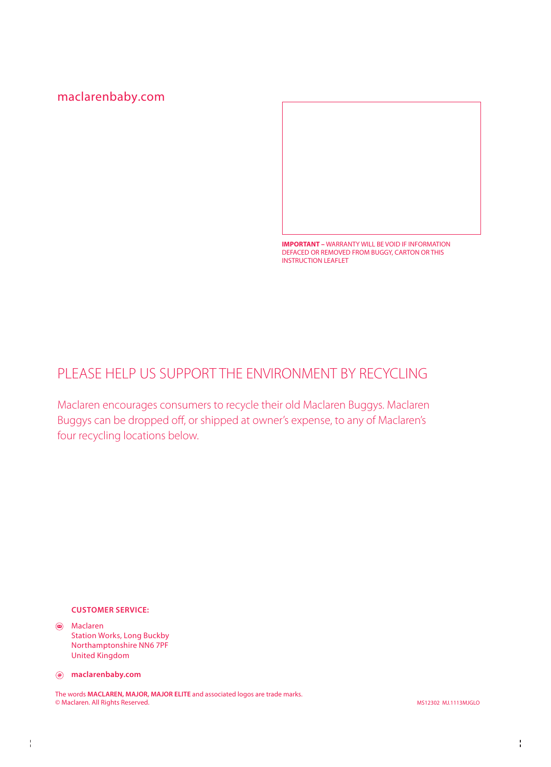maclarenbaby.com

**IMPORTANT** – WARRANTY WILL BE VOID IF INFORMATION DEFACED OR REMOVED FROM BUGGY, CARTON OR THIS INSTRUCTION LEAFLET

# PLEASE HELP US SUPPORT THE ENVIRONMENT BY RECYCLING

Maclaren encourages consumers to recycle their old Maclaren Buggys. Maclaren Buggys can be dropped off, or shipped at owner's expense, to any of Maclaren's four recycling locations below.

**CUSTOMER SERVICE:**

Maclaren
Station Works, Long Buckby
Northamptonshire NN6 7PF
United Kingdom

**maclarenbaby.com**

The words **MACLAREN, MAJOR, MAJOR ELITE** and associated logos are trade marks.
© Maclaren. All Rights Reserved.

MS12302 MJ.1113MJGLO